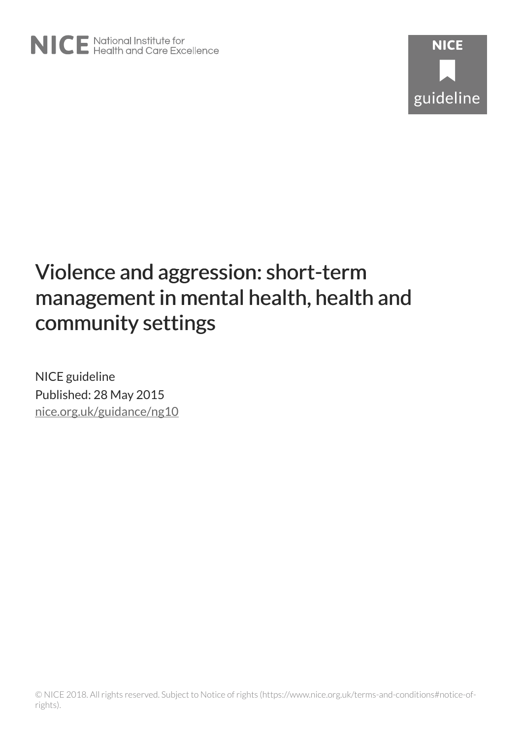# Violence and aggression: short-term management in mental health, health and community settings

NICE guideline

Published: 28 May 2015

nice.org.uk/guidance/ng10

© NICE 2018. All rights reserved. Subject to Notice of rights (https://www.nice.org.uk/terms-and-conditions#notice-of-rights).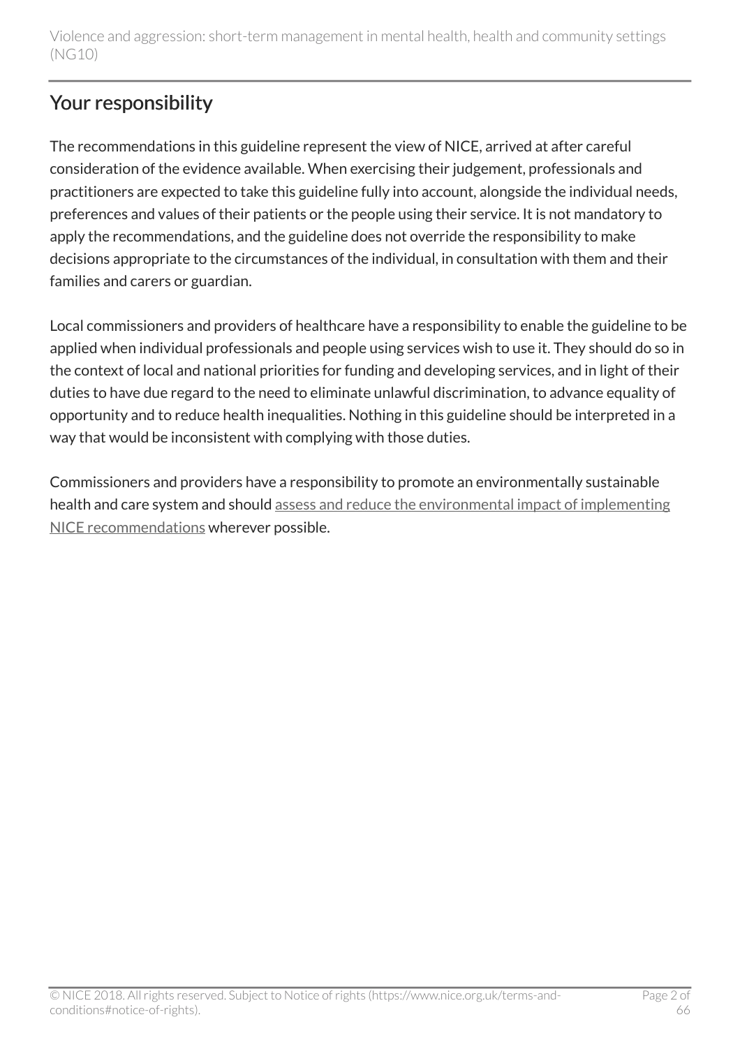## Your responsibility

The recommendations in this guideline represent the view of NICE, arrived at after careful consideration of the evidence available. When exercising their judgement, professionals and practitioners are expected to take this guideline fully into account, alongside the individual needs, preferences and values of their patients or the people using their service. It is not mandatory to apply the recommendations, and the guideline does not override the responsibility to make decisions appropriate to the circumstances of the individual, in consultation with them and their families and carers or guardian.

Local commissioners and providers of healthcare have a responsibility to enable the guideline to be applied when individual professionals and people using services wish to use it. They should do so in the context of local and national priorities for funding and developing services, and in light of their duties to have due regard to the need to eliminate unlawful discrimination, to advance equality of opportunity and to reduce health inequalities. Nothing in this guideline should be interpreted in a way that would be inconsistent with complying with those duties.

Commissioners and providers have a responsibility to promote an environmentally sustainable health and care system and should assess and reduce the environmental impact of implementing NICE recommendations wherever possible.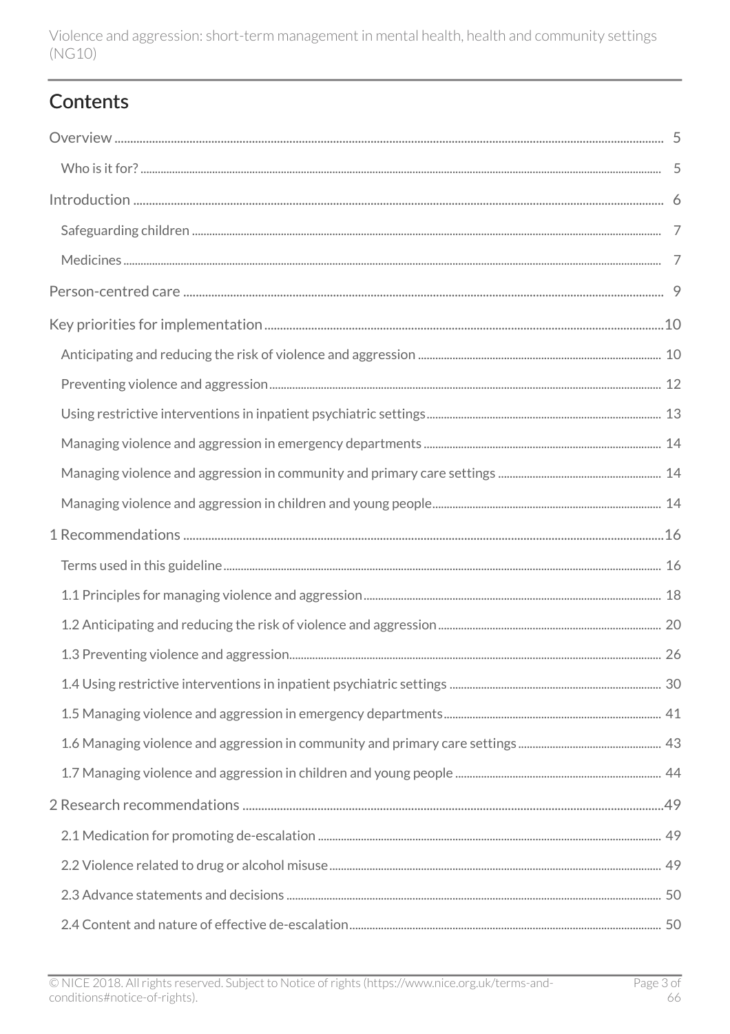## Contents

- Overview ..... 5
  - Who is it for? ..... 5
- Introduction ..... 6
  - Safeguarding children ..... 7
  - Medicines ..... 7
- Person-centred care ..... 9
- Key priorities for implementation ..... 10
  - Anticipating and reducing the risk of violence and aggression ..... 10
  - Preventing violence and aggression ..... 12
  - Using restrictive interventions in inpatient psychiatric settings ..... 13
  - Managing violence and aggression in emergency departments ..... 14
  - Managing violence and aggression in community and primary care settings ..... 14
  - Managing violence and aggression in children and young people ..... 14
- 1 Recommendations ..... 16
  - Terms used in this guideline ..... 16
  - 1.1 Principles for managing violence and aggression ..... 18
  - 1.2 Anticipating and reducing the risk of violence and aggression ..... 20
  - 1.3 Preventing violence and aggression ..... 26
  - 1.4 Using restrictive interventions in inpatient psychiatric settings ..... 30
  - 1.5 Managing violence and aggression in emergency departments ..... 41
  - 1.6 Managing violence and aggression in community and primary care settings ..... 43
  - 1.7 Managing violence and aggression in children and young people ..... 44
- 2 Research recommendations ..... 49
  - 2.1 Medication for promoting de-escalation ..... 49
  - 2.2 Violence related to drug or alcohol misuse ..... 49
  - 2.3 Advance statements and decisions ..... 50
  - 2.4 Content and nature of effective de-escalation ..... 50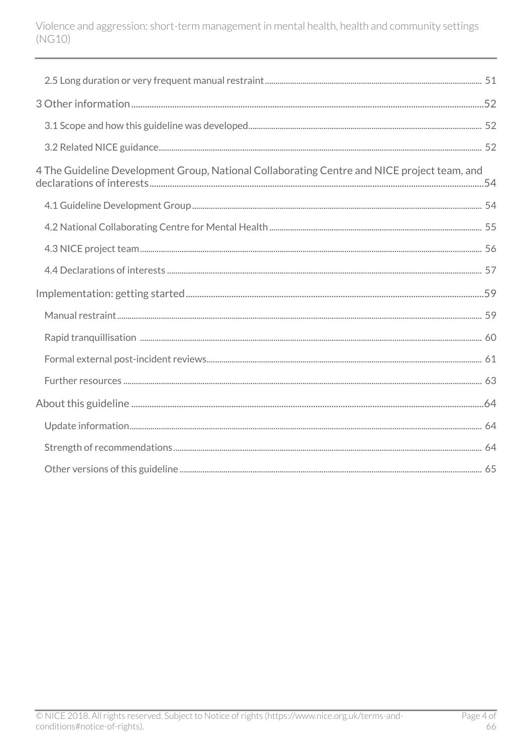2.5 Long duration or very frequent manual restraint ... 51

3 Other information ... 52

3.1 Scope and how this guideline was developed ... 52

3.2 Related NICE guidance ... 52

4 The Guideline Development Group, National Collaborating Centre and NICE project team, and declarations of interests ... 54

4.1 Guideline Development Group ... 54

4.2 National Collaborating Centre for Mental Health ... 55

4.3 NICE project team ... 56

4.4 Declarations of interests ... 57

Implementation: getting started ... 59

Manual restraint ... 59

Rapid tranquillisation ... 60

Formal external post-incident reviews ... 61

Further resources ... 63

About this guideline ... 64

Update information ... 64

Strength of recommendations ... 64

Other versions of this guideline ... 65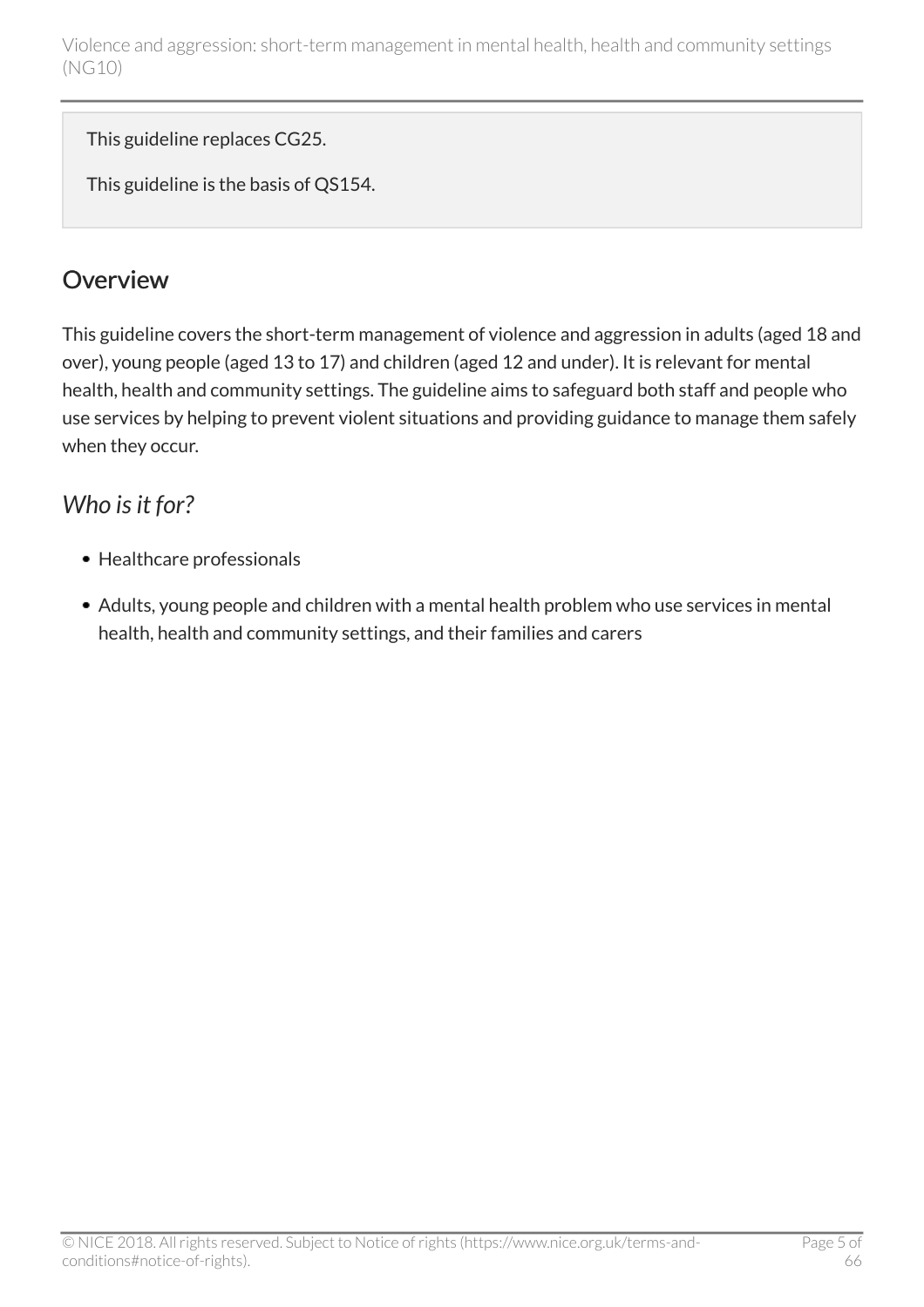This guideline replaces CG25.

This guideline is the basis of QS154.

## Overview

This guideline covers the short-term management of violence and aggression in adults (aged 18 and over), young people (aged 13 to 17) and children (aged 12 and under). It is relevant for mental health, health and community settings. The guideline aims to safeguard both staff and people who use services by helping to prevent violent situations and providing guidance to manage them safely when they occur.

### *Who is it for?*

- Healthcare professionals
- Adults, young people and children with a mental health problem who use services in mental health, health and community settings, and their families and carers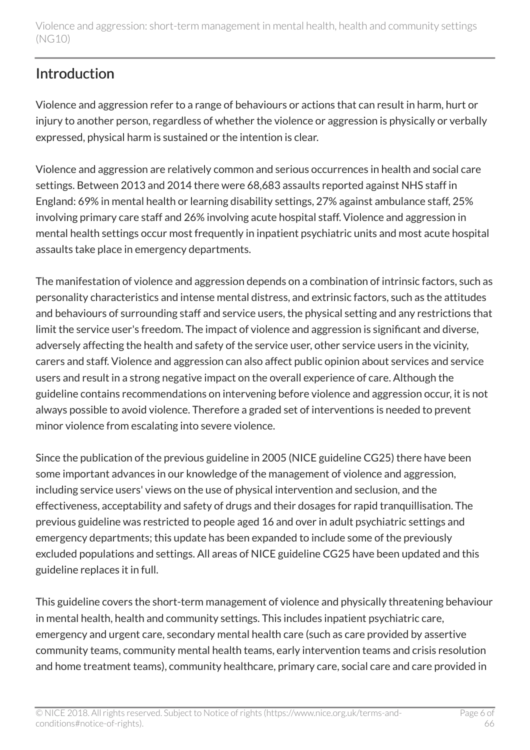## Introduction

Violence and aggression refer to a range of behaviours or actions that can result in harm, hurt or injury to another person, regardless of whether the violence or aggression is physically or verbally expressed, physical harm is sustained or the intention is clear.

Violence and aggression are relatively common and serious occurrences in health and social care settings. Between 2013 and 2014 there were 68,683 assaults reported against NHS staff in England: 69% in mental health or learning disability settings, 27% against ambulance staff, 25% involving primary care staff and 26% involving acute hospital staff. Violence and aggression in mental health settings occur most frequently in inpatient psychiatric units and most acute hospital assaults take place in emergency departments.

The manifestation of violence and aggression depends on a combination of intrinsic factors, such as personality characteristics and intense mental distress, and extrinsic factors, such as the attitudes and behaviours of surrounding staff and service users, the physical setting and any restrictions that limit the service user's freedom. The impact of violence and aggression is significant and diverse, adversely affecting the health and safety of the service user, other service users in the vicinity, carers and staff. Violence and aggression can also affect public opinion about services and service users and result in a strong negative impact on the overall experience of care. Although the guideline contains recommendations on intervening before violence and aggression occur, it is not always possible to avoid violence. Therefore a graded set of interventions is needed to prevent minor violence from escalating into severe violence.

Since the publication of the previous guideline in 2005 (NICE guideline CG25) there have been some important advances in our knowledge of the management of violence and aggression, including service users' views on the use of physical intervention and seclusion, and the effectiveness, acceptability and safety of drugs and their dosages for rapid tranquillisation. The previous guideline was restricted to people aged 16 and over in adult psychiatric settings and emergency departments; this update has been expanded to include some of the previously excluded populations and settings. All areas of NICE guideline CG25 have been updated and this guideline replaces it in full.

This guideline covers the short-term management of violence and physically threatening behaviour in mental health, health and community settings. This includes inpatient psychiatric care, emergency and urgent care, secondary mental health care (such as care provided by assertive community teams, community mental health teams, early intervention teams and crisis resolution and home treatment teams), community healthcare, primary care, social care and care provided in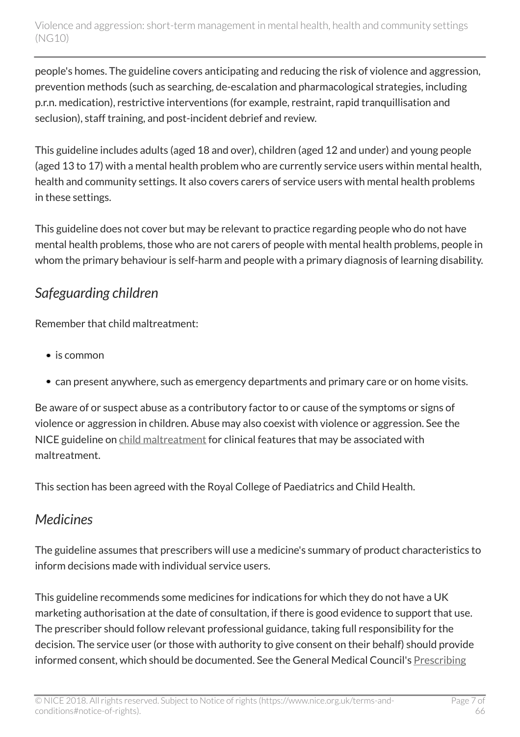people's homes. The guideline covers anticipating and reducing the risk of violence and aggression, prevention methods (such as searching, de-escalation and pharmacological strategies, including p.r.n. medication), restrictive interventions (for example, restraint, rapid tranquillisation and seclusion), staff training, and post-incident debrief and review.

This guideline includes adults (aged 18 and over), children (aged 12 and under) and young people (aged 13 to 17) with a mental health problem who are currently service users within mental health, health and community settings. It also covers carers of service users with mental health problems in these settings.

This guideline does not cover but may be relevant to practice regarding people who do not have mental health problems, those who are not carers of people with mental health problems, people in whom the primary behaviour is self-harm and people with a primary diagnosis of learning disability.

## *Safeguarding children*

Remember that child maltreatment:

- is common
- can present anywhere, such as emergency departments and primary care or on home visits.

Be aware of or suspect abuse as a contributory factor to or cause of the symptoms or signs of violence or aggression in children. Abuse may also coexist with violence or aggression. See the NICE guideline on child maltreatment for clinical features that may be associated with maltreatment.

This section has been agreed with the Royal College of Paediatrics and Child Health.

## *Medicines*

The guideline assumes that prescribers will use a medicine's summary of product characteristics to inform decisions made with individual service users.

This guideline recommends some medicines for indications for which they do not have a UK marketing authorisation at the date of consultation, if there is good evidence to support that use. The prescriber should follow relevant professional guidance, taking full responsibility for the decision. The service user (or those with authority to give consent on their behalf) should provide informed consent, which should be documented. See the General Medical Council's Prescribing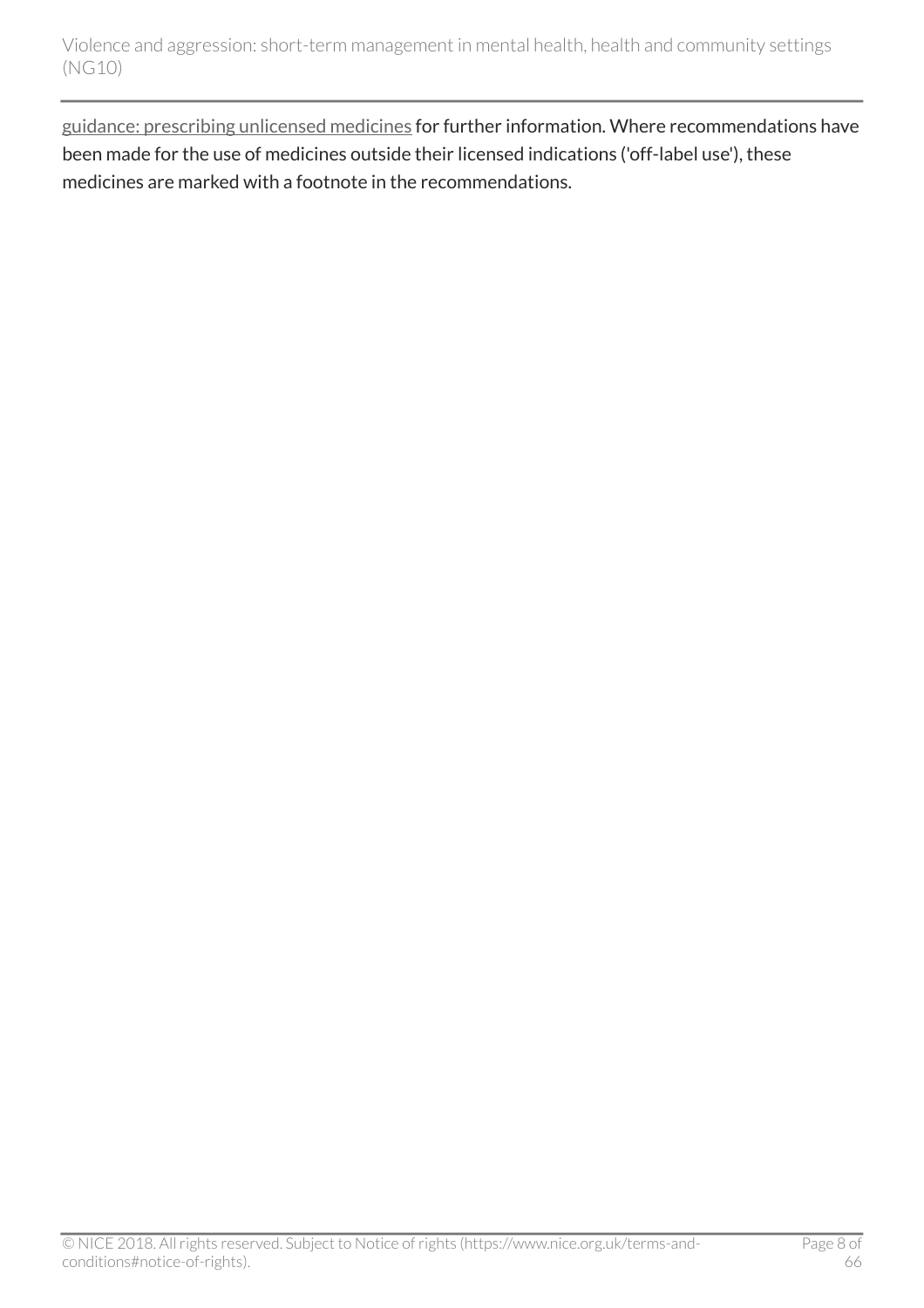guidance: prescribing unlicensed medicines for further information. Where recommendations have been made for the use of medicines outside their licensed indications ('off-label use'), these medicines are marked with a footnote in the recommendations.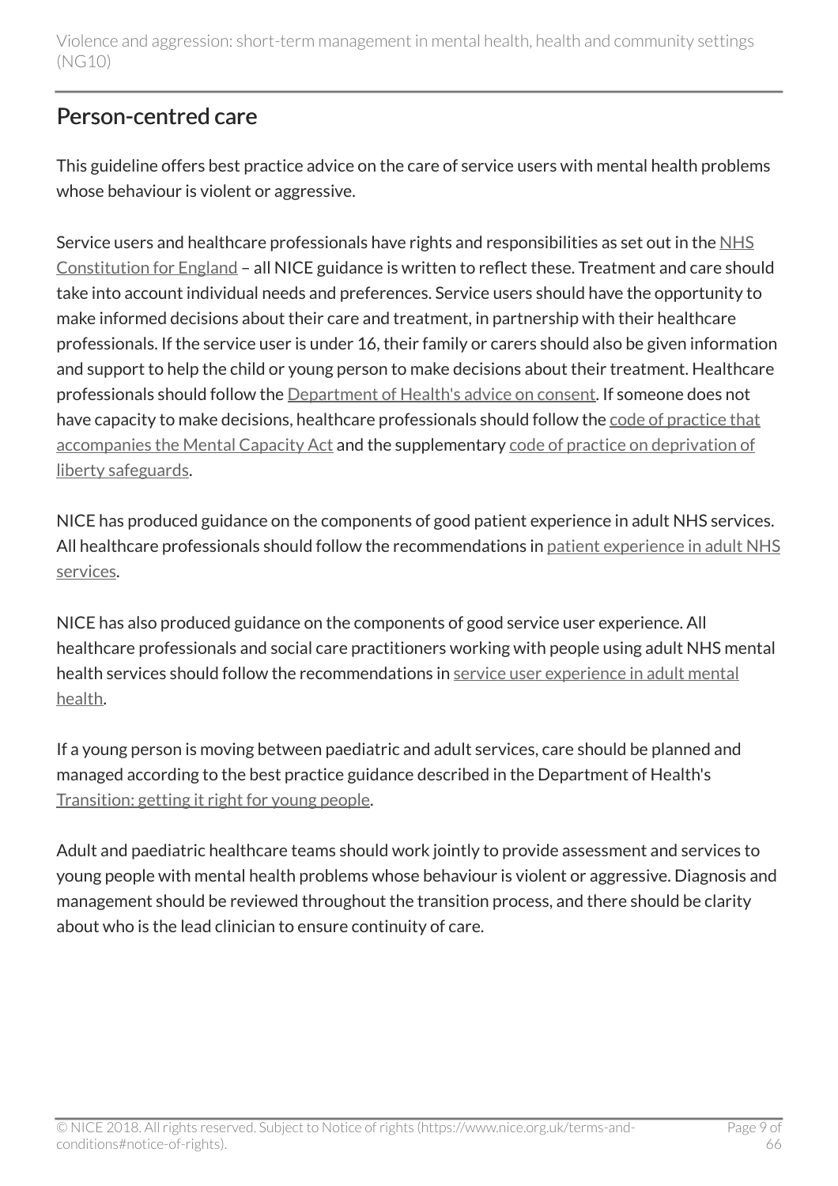## Person-centred care

This guideline offers best practice advice on the care of service users with mental health problems whose behaviour is violent or aggressive.

Service users and healthcare professionals have rights and responsibilities as set out in the NHS Constitution for England – all NICE guidance is written to reflect these. Treatment and care should take into account individual needs and preferences. Service users should have the opportunity to make informed decisions about their care and treatment, in partnership with their healthcare professionals. If the service user is under 16, their family or carers should also be given information and support to help the child or young person to make decisions about their treatment. Healthcare professionals should follow the Department of Health's advice on consent. If someone does not have capacity to make decisions, healthcare professionals should follow the code of practice that accompanies the Mental Capacity Act and the supplementary code of practice on deprivation of liberty safeguards.

NICE has produced guidance on the components of good patient experience in adult NHS services. All healthcare professionals should follow the recommendations in patient experience in adult NHS services.

NICE has also produced guidance on the components of good service user experience. All healthcare professionals and social care practitioners working with people using adult NHS mental health services should follow the recommendations in service user experience in adult mental health.

If a young person is moving between paediatric and adult services, care should be planned and managed according to the best practice guidance described in the Department of Health's Transition: getting it right for young people.

Adult and paediatric healthcare teams should work jointly to provide assessment and services to young people with mental health problems whose behaviour is violent or aggressive. Diagnosis and management should be reviewed throughout the transition process, and there should be clarity about who is the lead clinician to ensure continuity of care.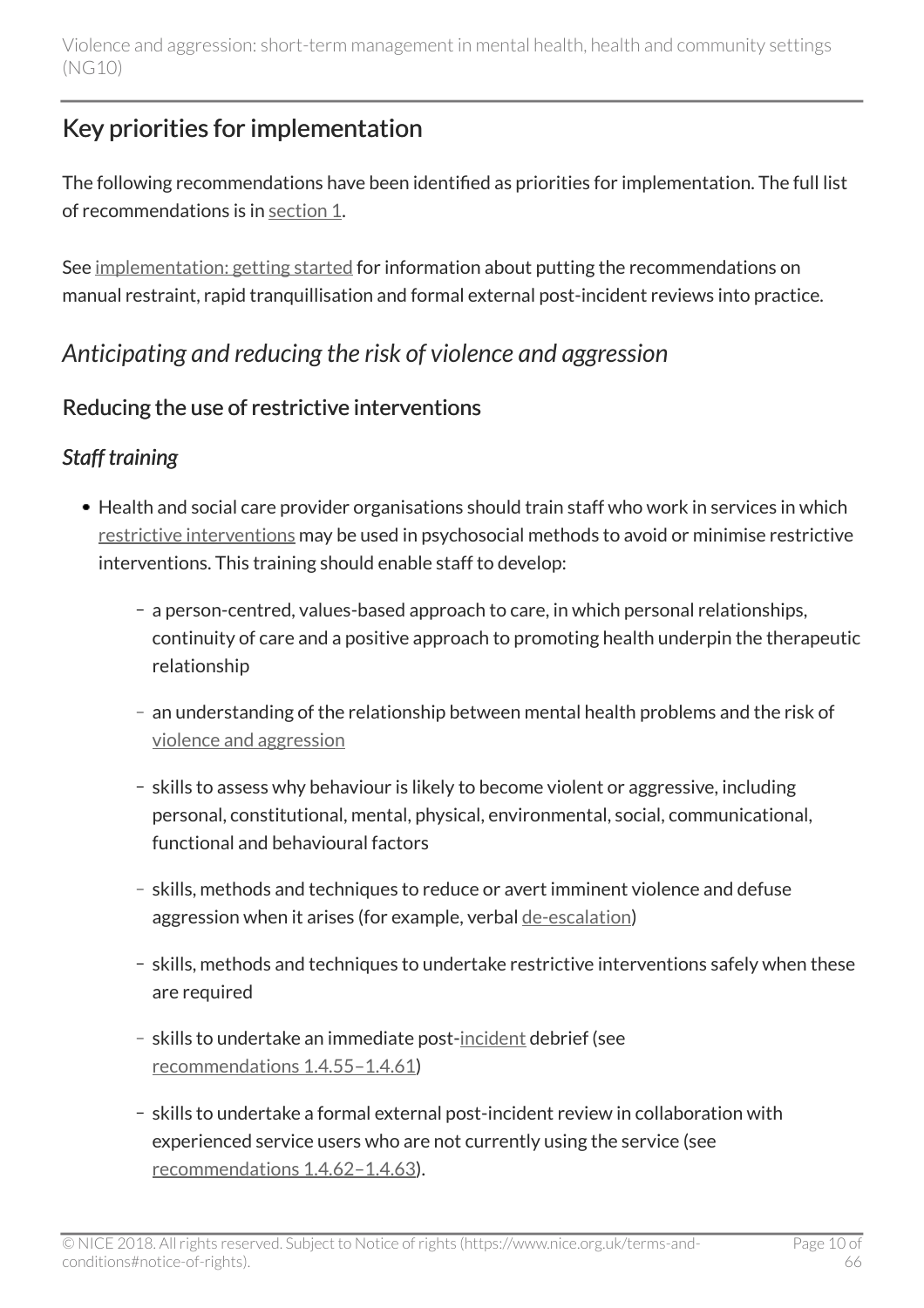## Key priorities for implementation

The following recommendations have been identified as priorities for implementation. The full list of recommendations is in section 1.

See implementation: getting started for information about putting the recommendations on manual restraint, rapid tranquillisation and formal external post-incident reviews into practice.

### *Anticipating and reducing the risk of violence and aggression*

#### Reducing the use of restrictive interventions

##### *Staff training*

- Health and social care provider organisations should train staff who work in services in which restrictive interventions may be used in psychosocial methods to avoid or minimise restrictive interventions. This training should enable staff to develop:
  - a person-centred, values-based approach to care, in which personal relationships, continuity of care and a positive approach to promoting health underpin the therapeutic relationship
  - an understanding of the relationship between mental health problems and the risk of violence and aggression
  - skills to assess why behaviour is likely to become violent or aggressive, including personal, constitutional, mental, physical, environmental, social, communicational, functional and behavioural factors
  - skills, methods and techniques to reduce or avert imminent violence and defuse aggression when it arises (for example, verbal de-escalation)
  - skills, methods and techniques to undertake restrictive interventions safely when these are required
  - skills to undertake an immediate post-incident debrief (see recommendations 1.4.55–1.4.61)
  - skills to undertake a formal external post-incident review in collaboration with experienced service users who are not currently using the service (see recommendations 1.4.62–1.4.63).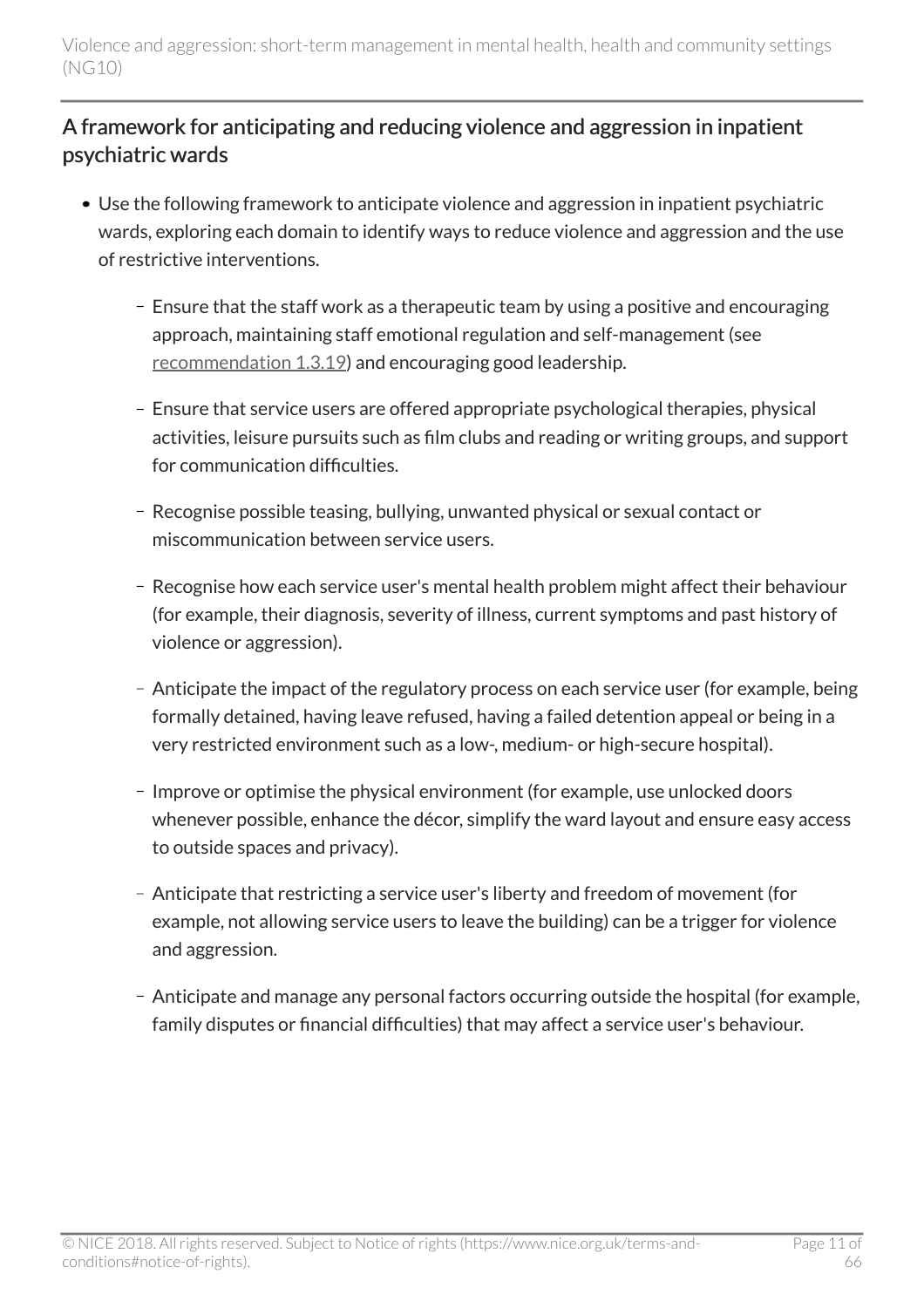## A framework for anticipating and reducing violence and aggression in inpatient psychiatric wards

- Use the following framework to anticipate violence and aggression in inpatient psychiatric wards, exploring each domain to identify ways to reduce violence and aggression and the use of restrictive interventions.
  - Ensure that the staff work as a therapeutic team by using a positive and encouraging approach, maintaining staff emotional regulation and self-management (see recommendation 1.3.19) and encouraging good leadership.
  - Ensure that service users are offered appropriate psychological therapies, physical activities, leisure pursuits such as film clubs and reading or writing groups, and support for communication difficulties.
  - Recognise possible teasing, bullying, unwanted physical or sexual contact or miscommunication between service users.
  - Recognise how each service user's mental health problem might affect their behaviour (for example, their diagnosis, severity of illness, current symptoms and past history of violence or aggression).
  - Anticipate the impact of the regulatory process on each service user (for example, being formally detained, having leave refused, having a failed detention appeal or being in a very restricted environment such as a low-, medium- or high-secure hospital).
  - Improve or optimise the physical environment (for example, use unlocked doors whenever possible, enhance the décor, simplify the ward layout and ensure easy access to outside spaces and privacy).
  - Anticipate that restricting a service user's liberty and freedom of movement (for example, not allowing service users to leave the building) can be a trigger for violence and aggression.
  - Anticipate and manage any personal factors occurring outside the hospital (for example, family disputes or financial difficulties) that may affect a service user's behaviour.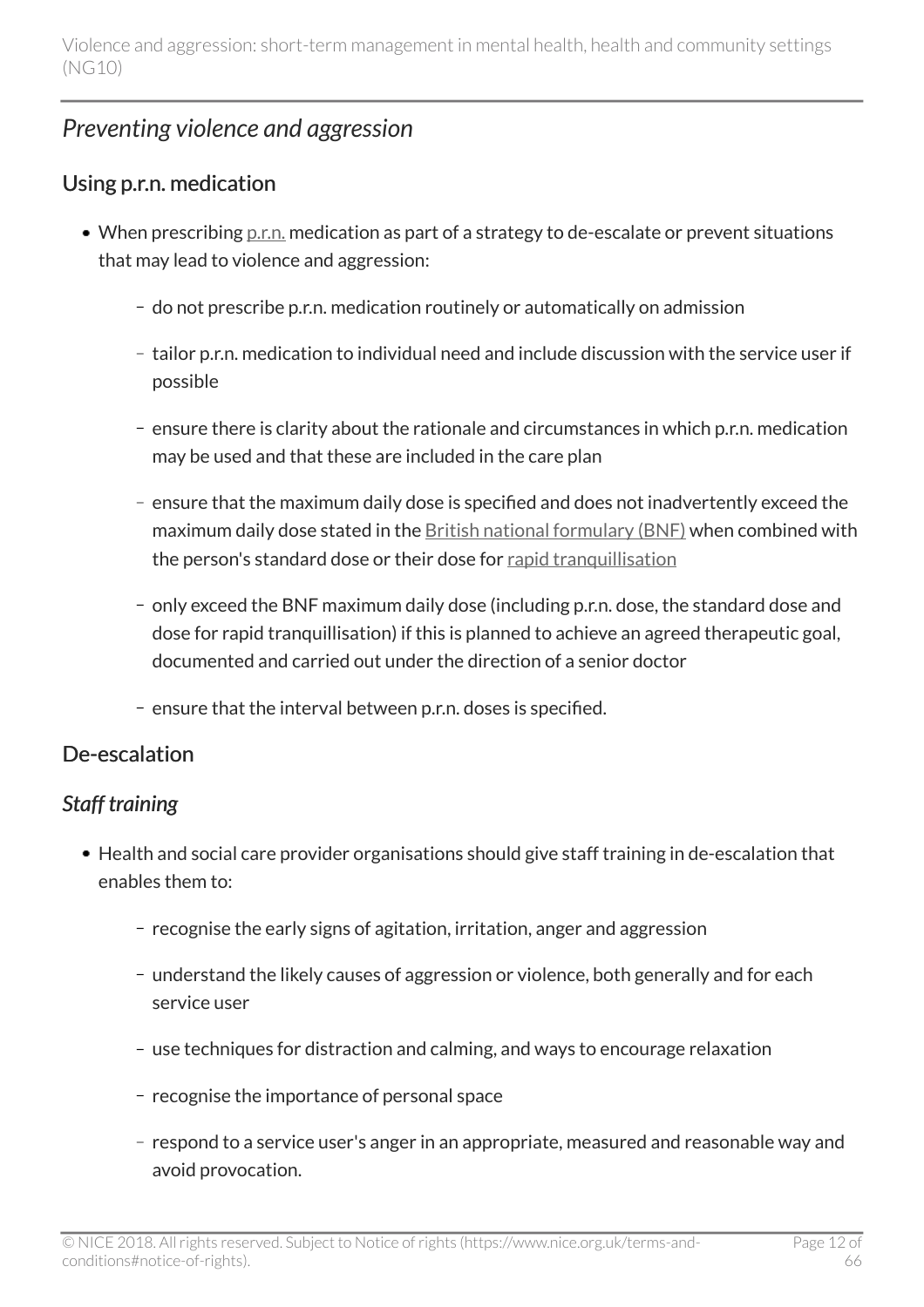## *Preventing violence and aggression*

### Using p.r.n. medication

- When prescribing p.r.n. medication as part of a strategy to de-escalate or prevent situations that may lead to violence and aggression:
  - do not prescribe p.r.n. medication routinely or automatically on admission
  - tailor p.r.n. medication to individual need and include discussion with the service user if possible
  - ensure there is clarity about the rationale and circumstances in which p.r.n. medication may be used and that these are included in the care plan
  - ensure that the maximum daily dose is specified and does not inadvertently exceed the maximum daily dose stated in the British national formulary (BNF) when combined with the person's standard dose or their dose for rapid tranquillisation
  - only exceed the BNF maximum daily dose (including p.r.n. dose, the standard dose and dose for rapid tranquillisation) if this is planned to achieve an agreed therapeutic goal, documented and carried out under the direction of a senior doctor
  - ensure that the interval between p.r.n. doses is specified.

### De-escalation

#### *Staff training*

- Health and social care provider organisations should give staff training in de-escalation that enables them to:
  - recognise the early signs of agitation, irritation, anger and aggression
  - understand the likely causes of aggression or violence, both generally and for each service user
  - use techniques for distraction and calming, and ways to encourage relaxation
  - recognise the importance of personal space
  - respond to a service user's anger in an appropriate, measured and reasonable way and avoid provocation.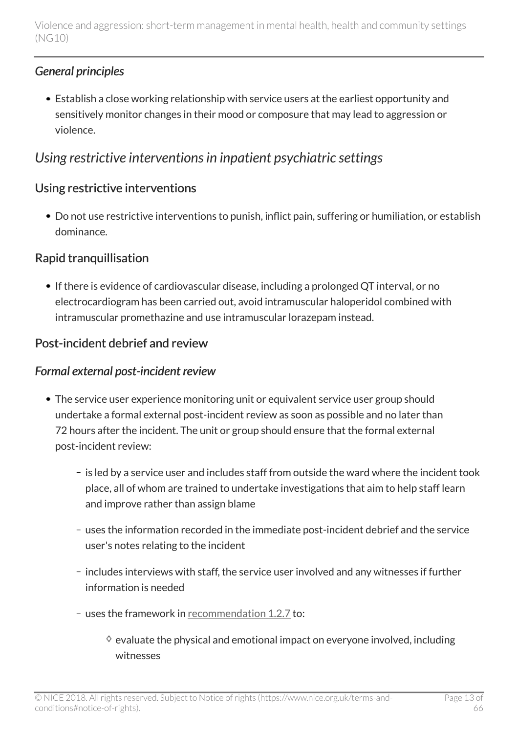*General principles*

- Establish a close working relationship with service users at the earliest opportunity and sensitively monitor changes in their mood or composure that may lead to aggression or violence.

## *Using restrictive interventions in inpatient psychiatric settings*

### Using restrictive interventions

- Do not use restrictive interventions to punish, inflict pain, suffering or humiliation, or establish dominance.

### Rapid tranquillisation

- If there is evidence of cardiovascular disease, including a prolonged QT interval, or no electrocardiogram has been carried out, avoid intramuscular haloperidol combined with intramuscular promethazine and use intramuscular lorazepam instead.

### Post-incident debrief and review

#### *Formal external post-incident review*

- The service user experience monitoring unit or equivalent service user group should undertake a formal external post-incident review as soon as possible and no later than 72 hours after the incident. The unit or group should ensure that the formal external post-incident review:
  - is led by a service user and includes staff from outside the ward where the incident took place, all of whom are trained to undertake investigations that aim to help staff learn and improve rather than assign blame
  - uses the information recorded in the immediate post-incident debrief and the service user's notes relating to the incident
  - includes interviews with staff, the service user involved and any witnesses if further information is needed
  - uses the framework in recommendation 1.2.7 to:
    - evaluate the physical and emotional impact on everyone involved, including witnesses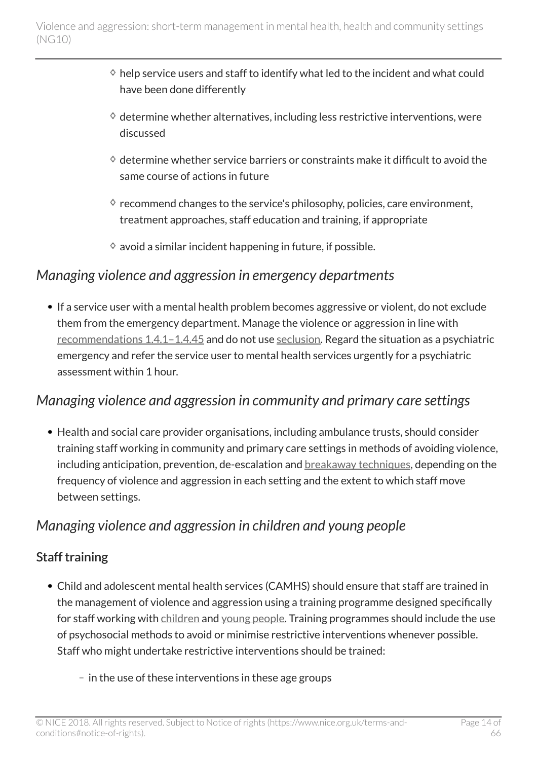- help service users and staff to identify what led to the incident and what could have been done differently
    - determine whether alternatives, including less restrictive interventions, were discussed
    - determine whether service barriers or constraints make it difficult to avoid the same course of actions in future
    - recommend changes to the service's philosophy, policies, care environment, treatment approaches, staff education and training, if appropriate
    - avoid a similar incident happening in future, if possible.

## *Managing violence and aggression in emergency departments*

- If a service user with a mental health problem becomes aggressive or violent, do not exclude them from the emergency department. Manage the violence or aggression in line with recommendations 1.4.1–1.4.45 and do not use seclusion. Regard the situation as a psychiatric emergency and refer the service user to mental health services urgently for a psychiatric assessment within 1 hour.

## *Managing violence and aggression in community and primary care settings*

- Health and social care provider organisations, including ambulance trusts, should consider training staff working in community and primary care settings in methods of avoiding violence, including anticipation, prevention, de-escalation and breakaway techniques, depending on the frequency of violence and aggression in each setting and the extent to which staff move between settings.

## *Managing violence and aggression in children and young people*

### Staff training

- Child and adolescent mental health services (CAMHS) should ensure that staff are trained in the management of violence and aggression using a training programme designed specifically for staff working with children and young people. Training programmes should include the use of psychosocial methods to avoid or minimise restrictive interventions whenever possible. Staff who might undertake restrictive interventions should be trained:
    - in the use of these interventions in these age groups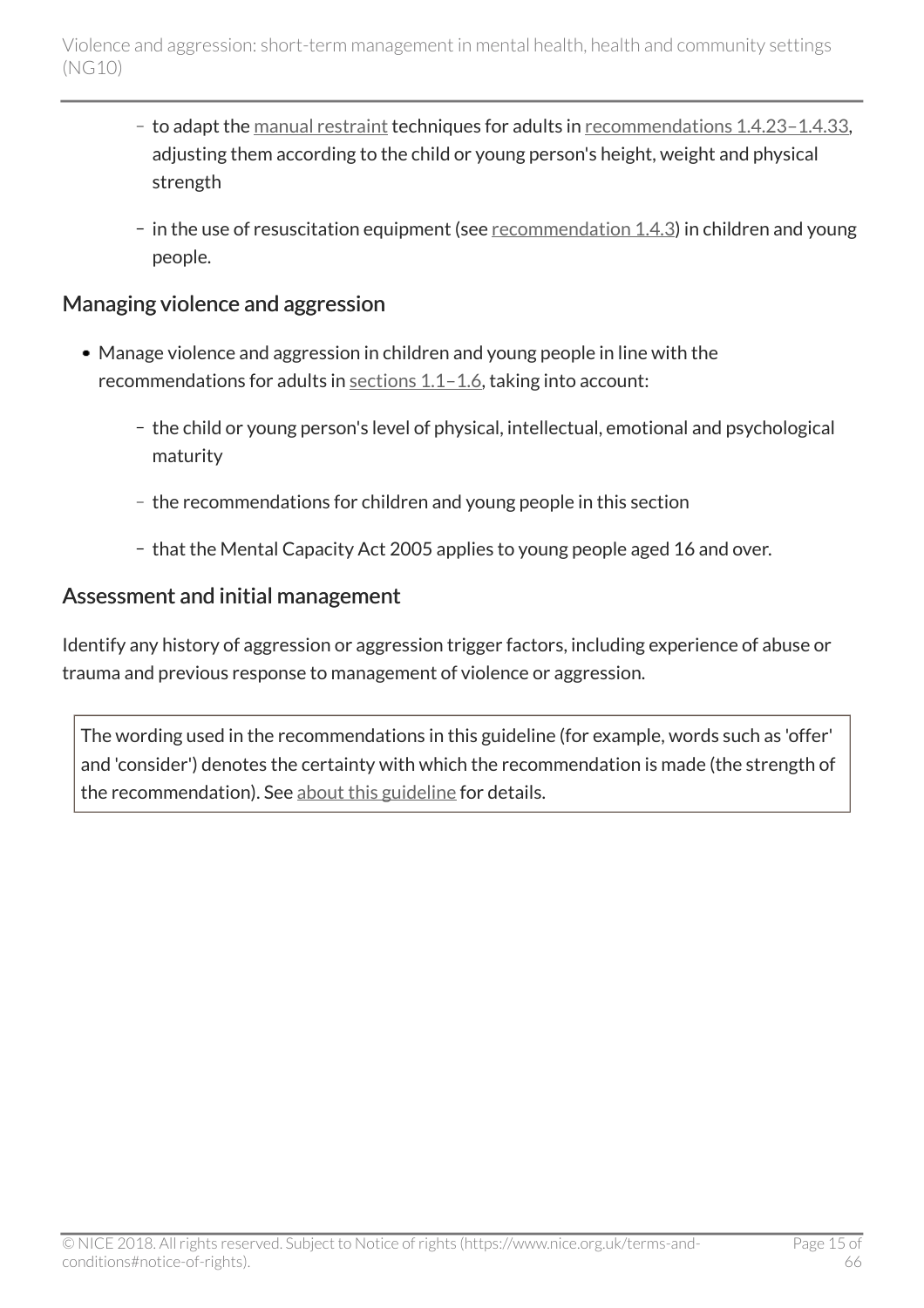- to adapt the manual restraint techniques for adults in recommendations 1.4.23–1.4.33, adjusting them according to the child or young person's height, weight and physical strength
- in the use of resuscitation equipment (see recommendation 1.4.3) in children and young people.

## Managing violence and aggression

- Manage violence and aggression in children and young people in line with the recommendations for adults in sections 1.1–1.6, taking into account:
  - the child or young person's level of physical, intellectual, emotional and psychological maturity
  - the recommendations for children and young people in this section
  - that the Mental Capacity Act 2005 applies to young people aged 16 and over.

## Assessment and initial management

Identify any history of aggression or aggression trigger factors, including experience of abuse or trauma and previous response to management of violence or aggression.

> The wording used in the recommendations in this guideline (for example, words such as 'offer' and 'consider') denotes the certainty with which the recommendation is made (the strength of the recommendation). See about this guideline for details.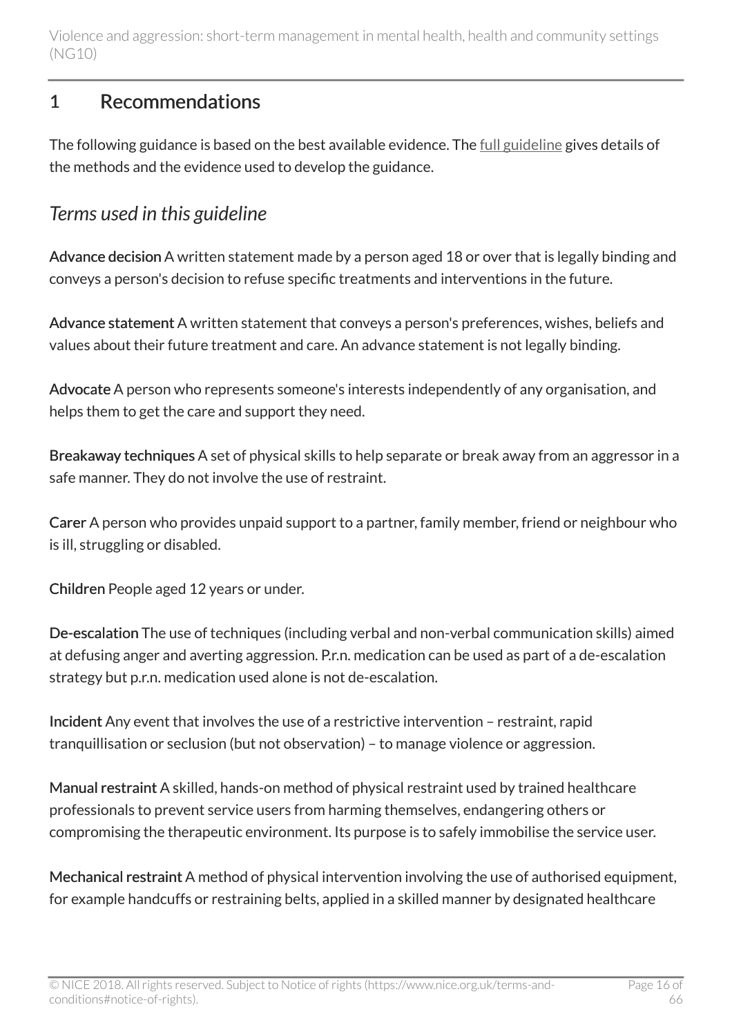# 1 Recommendations

The following guidance is based on the best available evidence. The full guideline gives details of the methods and the evidence used to develop the guidance.

## *Terms used in this guideline*

**Advance decision** A written statement made by a person aged 18 or over that is legally binding and conveys a person's decision to refuse specific treatments and interventions in the future.

**Advance statement** A written statement that conveys a person's preferences, wishes, beliefs and values about their future treatment and care. An advance statement is not legally binding.

**Advocate** A person who represents someone's interests independently of any organisation, and helps them to get the care and support they need.

**Breakaway techniques** A set of physical skills to help separate or break away from an aggressor in a safe manner. They do not involve the use of restraint.

**Carer** A person who provides unpaid support to a partner, family member, friend or neighbour who is ill, struggling or disabled.

**Children** People aged 12 years or under.

**De-escalation** The use of techniques (including verbal and non-verbal communication skills) aimed at defusing anger and averting aggression. P.r.n. medication can be used as part of a de-escalation strategy but p.r.n. medication used alone is not de-escalation.

**Incident** Any event that involves the use of a restrictive intervention – restraint, rapid tranquillisation or seclusion (but not observation) – to manage violence or aggression.

**Manual restraint** A skilled, hands-on method of physical restraint used by trained healthcare professionals to prevent service users from harming themselves, endangering others or compromising the therapeutic environment. Its purpose is to safely immobilise the service user.

**Mechanical restraint** A method of physical intervention involving the use of authorised equipment, for example handcuffs or restraining belts, applied in a skilled manner by designated healthcare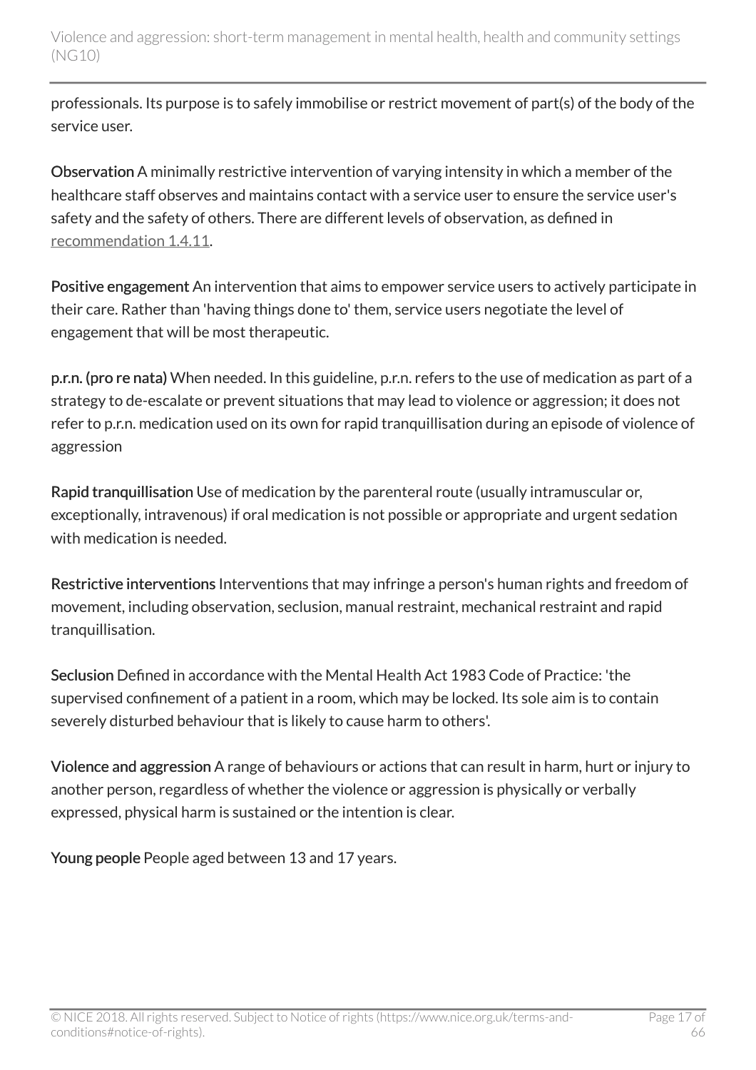professionals. Its purpose is to safely immobilise or restrict movement of part(s) of the body of the service user.

**Observation** A minimally restrictive intervention of varying intensity in which a member of the healthcare staff observes and maintains contact with a service user to ensure the service user's safety and the safety of others. There are different levels of observation, as defined in recommendation 1.4.11.

**Positive engagement** An intervention that aims to empower service users to actively participate in their care. Rather than 'having things done to' them, service users negotiate the level of engagement that will be most therapeutic.

**p.r.n. (pro re nata)** When needed. In this guideline, p.r.n. refers to the use of medication as part of a strategy to de-escalate or prevent situations that may lead to violence or aggression; it does not refer to p.r.n. medication used on its own for rapid tranquillisation during an episode of violence of aggression

**Rapid tranquillisation** Use of medication by the parenteral route (usually intramuscular or, exceptionally, intravenous) if oral medication is not possible or appropriate and urgent sedation with medication is needed.

**Restrictive interventions** Interventions that may infringe a person's human rights and freedom of movement, including observation, seclusion, manual restraint, mechanical restraint and rapid tranquillisation.

**Seclusion** Defined in accordance with the Mental Health Act 1983 Code of Practice: 'the supervised confinement of a patient in a room, which may be locked. Its sole aim is to contain severely disturbed behaviour that is likely to cause harm to others'.

**Violence and aggression** A range of behaviours or actions that can result in harm, hurt or injury to another person, regardless of whether the violence or aggression is physically or verbally expressed, physical harm is sustained or the intention is clear.

**Young people** People aged between 13 and 17 years.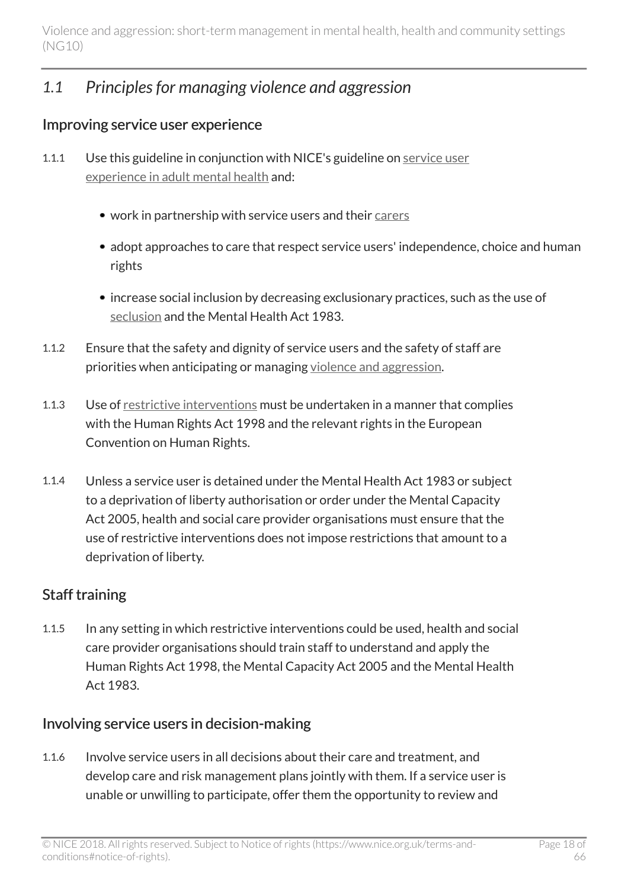## *1.1 Principles for managing violence and aggression*

### Improving service user experience

1.1.1 Use this guideline in conjunction with NICE's guideline on service user experience in adult mental health and:

- work in partnership with service users and their carers
- adopt approaches to care that respect service users' independence, choice and human rights
- increase social inclusion by decreasing exclusionary practices, such as the use of seclusion and the Mental Health Act 1983.

1.1.2 Ensure that the safety and dignity of service users and the safety of staff are priorities when anticipating or managing violence and aggression.

1.1.3 Use of restrictive interventions must be undertaken in a manner that complies with the Human Rights Act 1998 and the relevant rights in the European Convention on Human Rights.

1.1.4 Unless a service user is detained under the Mental Health Act 1983 or subject to a deprivation of liberty authorisation or order under the Mental Capacity Act 2005, health and social care provider organisations must ensure that the use of restrictive interventions does not impose restrictions that amount to a deprivation of liberty.

### Staff training

1.1.5 In any setting in which restrictive interventions could be used, health and social care provider organisations should train staff to understand and apply the Human Rights Act 1998, the Mental Capacity Act 2005 and the Mental Health Act 1983.

### Involving service users in decision-making

1.1.6 Involve service users in all decisions about their care and treatment, and develop care and risk management plans jointly with them. If a service user is unable or unwilling to participate, offer them the opportunity to review and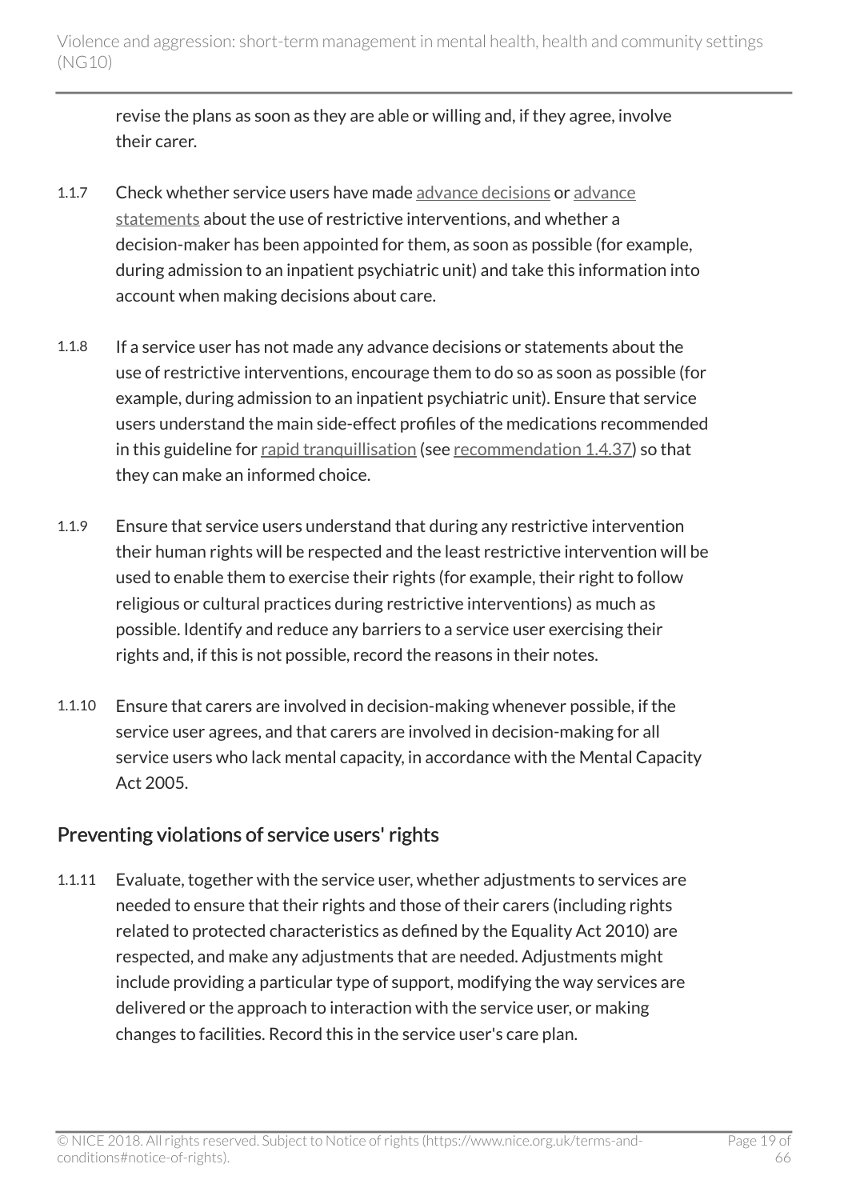revise the plans as soon as they are able or willing and, if they agree, involve their carer.

1.1.7 Check whether service users have made advance decisions or advance statements about the use of restrictive interventions, and whether a decision-maker has been appointed for them, as soon as possible (for example, during admission to an inpatient psychiatric unit) and take this information into account when making decisions about care.

1.1.8 If a service user has not made any advance decisions or statements about the use of restrictive interventions, encourage them to do so as soon as possible (for example, during admission to an inpatient psychiatric unit). Ensure that service users understand the main side-effect profiles of the medications recommended in this guideline for rapid tranquillisation (see recommendation 1.4.37) so that they can make an informed choice.

1.1.9 Ensure that service users understand that during any restrictive intervention their human rights will be respected and the least restrictive intervention will be used to enable them to exercise their rights (for example, their right to follow religious or cultural practices during restrictive interventions) as much as possible. Identify and reduce any barriers to a service user exercising their rights and, if this is not possible, record the reasons in their notes.

1.1.10 Ensure that carers are involved in decision-making whenever possible, if the service user agrees, and that carers are involved in decision-making for all service users who lack mental capacity, in accordance with the Mental Capacity Act 2005.

## Preventing violations of service users' rights

1.1.11 Evaluate, together with the service user, whether adjustments to services are needed to ensure that their rights and those of their carers (including rights related to protected characteristics as defined by the Equality Act 2010) are respected, and make any adjustments that are needed. Adjustments might include providing a particular type of support, modifying the way services are delivered or the approach to interaction with the service user, or making changes to facilities. Record this in the service user's care plan.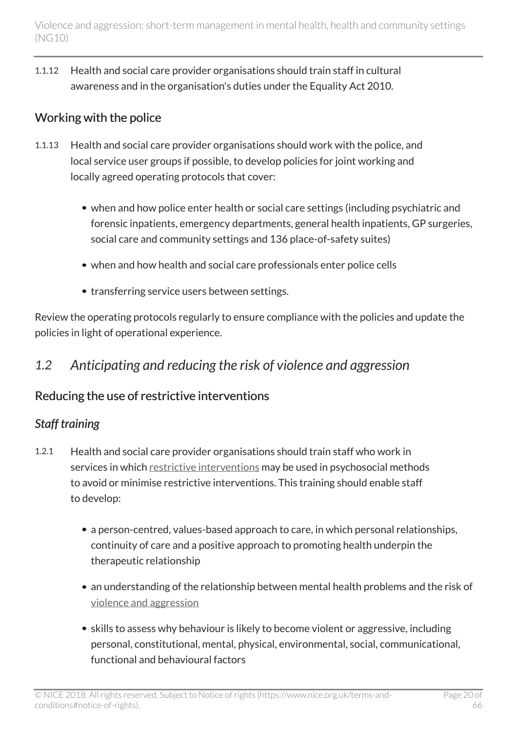1.1.12 Health and social care provider organisations should train staff in cultural awareness and in the organisation's duties under the Equality Act 2010.

### Working with the police

1.1.13 Health and social care provider organisations should work with the police, and local service user groups if possible, to develop policies for joint working and locally agreed operating protocols that cover:

- when and how police enter health or social care settings (including psychiatric and forensic inpatients, emergency departments, general health inpatients, GP surgeries, social care and community settings and 136 place-of-safety suites)
- when and how health and social care professionals enter police cells
- transferring service users between settings.

Review the operating protocols regularly to ensure compliance with the policies and update the policies in light of operational experience.

## *1.2 Anticipating and reducing the risk of violence and aggression*

### Reducing the use of restrictive interventions

#### *Staff training*

1.2.1 Health and social care provider organisations should train staff who work in services in which restrictive interventions may be used in psychosocial methods to avoid or minimise restrictive interventions. This training should enable staff to develop:

- a person-centred, values-based approach to care, in which personal relationships, continuity of care and a positive approach to promoting health underpin the therapeutic relationship
- an understanding of the relationship between mental health problems and the risk of violence and aggression
- skills to assess why behaviour is likely to become violent or aggressive, including personal, constitutional, mental, physical, environmental, social, communicational, functional and behavioural factors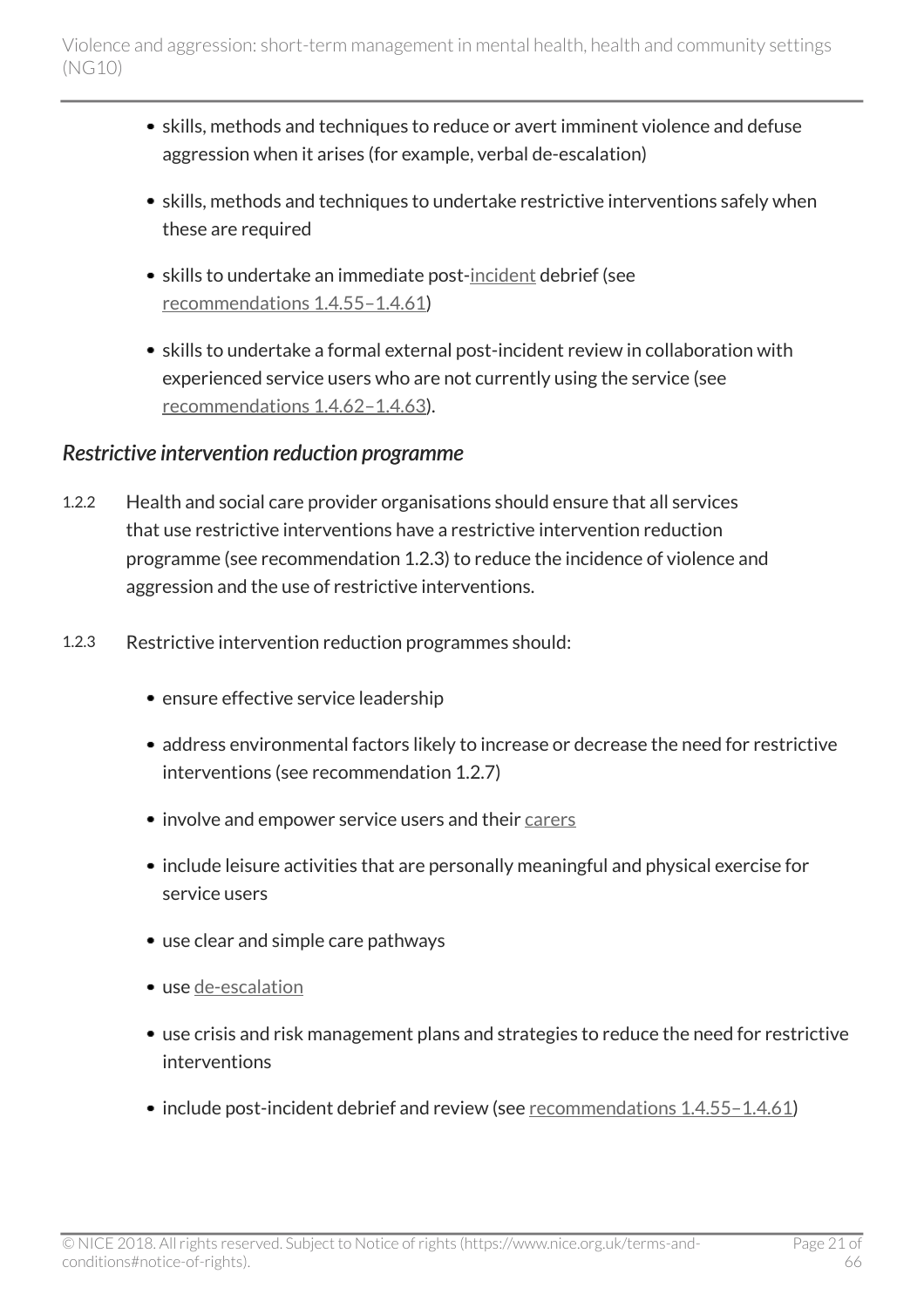- skills, methods and techniques to reduce or avert imminent violence and defuse aggression when it arises (for example, verbal de-escalation)
- skills, methods and techniques to undertake restrictive interventions safely when these are required
- skills to undertake an immediate post-incident debrief (see recommendations 1.4.55–1.4.61)
- skills to undertake a formal external post-incident review in collaboration with experienced service users who are not currently using the service (see recommendations 1.4.62–1.4.63).

### *Restrictive intervention reduction programme*

1.2.2 Health and social care provider organisations should ensure that all services that use restrictive interventions have a restrictive intervention reduction programme (see recommendation 1.2.3) to reduce the incidence of violence and aggression and the use of restrictive interventions.

1.2.3 Restrictive intervention reduction programmes should:

- ensure effective service leadership
- address environmental factors likely to increase or decrease the need for restrictive interventions (see recommendation 1.2.7)
- involve and empower service users and their carers
- include leisure activities that are personally meaningful and physical exercise for service users
- use clear and simple care pathways
- use de-escalation
- use crisis and risk management plans and strategies to reduce the need for restrictive interventions
- include post-incident debrief and review (see recommendations 1.4.55–1.4.61)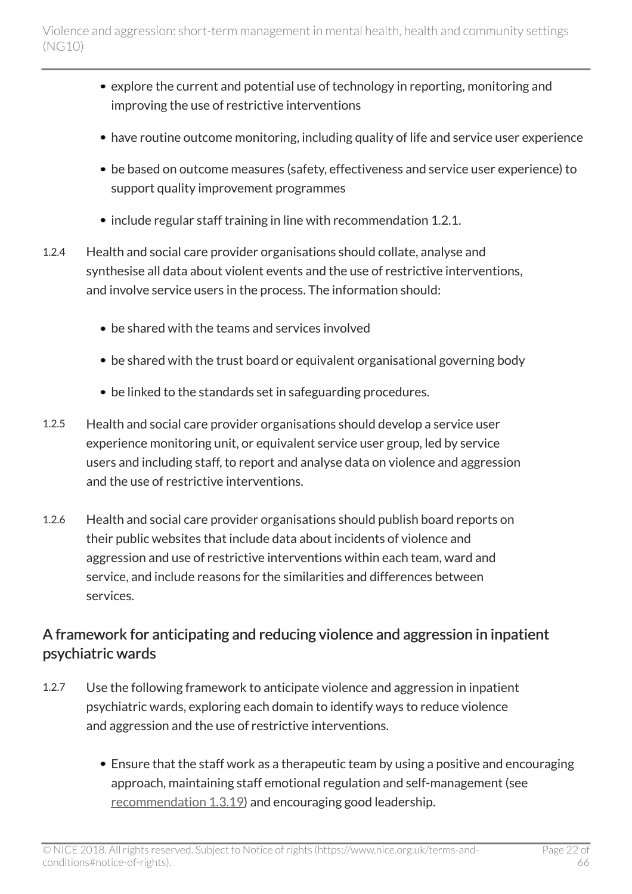- explore the current and potential use of technology in reporting, monitoring and improving the use of restrictive interventions
- have routine outcome monitoring, including quality of life and service user experience
- be based on outcome measures (safety, effectiveness and service user experience) to support quality improvement programmes
- include regular staff training in line with recommendation 1.2.1.

1.2.4 Health and social care provider organisations should collate, analyse and synthesise all data about violent events and the use of restrictive interventions, and involve service users in the process. The information should:

- be shared with the teams and services involved
- be shared with the trust board or equivalent organisational governing body
- be linked to the standards set in safeguarding procedures.

1.2.5 Health and social care provider organisations should develop a service user experience monitoring unit, or equivalent service user group, led by service users and including staff, to report and analyse data on violence and aggression and the use of restrictive interventions.

1.2.6 Health and social care provider organisations should publish board reports on their public websites that include data about incidents of violence and aggression and use of restrictive interventions within each team, ward and service, and include reasons for the similarities and differences between services.

## A framework for anticipating and reducing violence and aggression in inpatient psychiatric wards

1.2.7 Use the following framework to anticipate violence and aggression in inpatient psychiatric wards, exploring each domain to identify ways to reduce violence and aggression and the use of restrictive interventions.

- Ensure that the staff work as a therapeutic team by using a positive and encouraging approach, maintaining staff emotional regulation and self-management (see recommendation 1.3.19) and encouraging good leadership.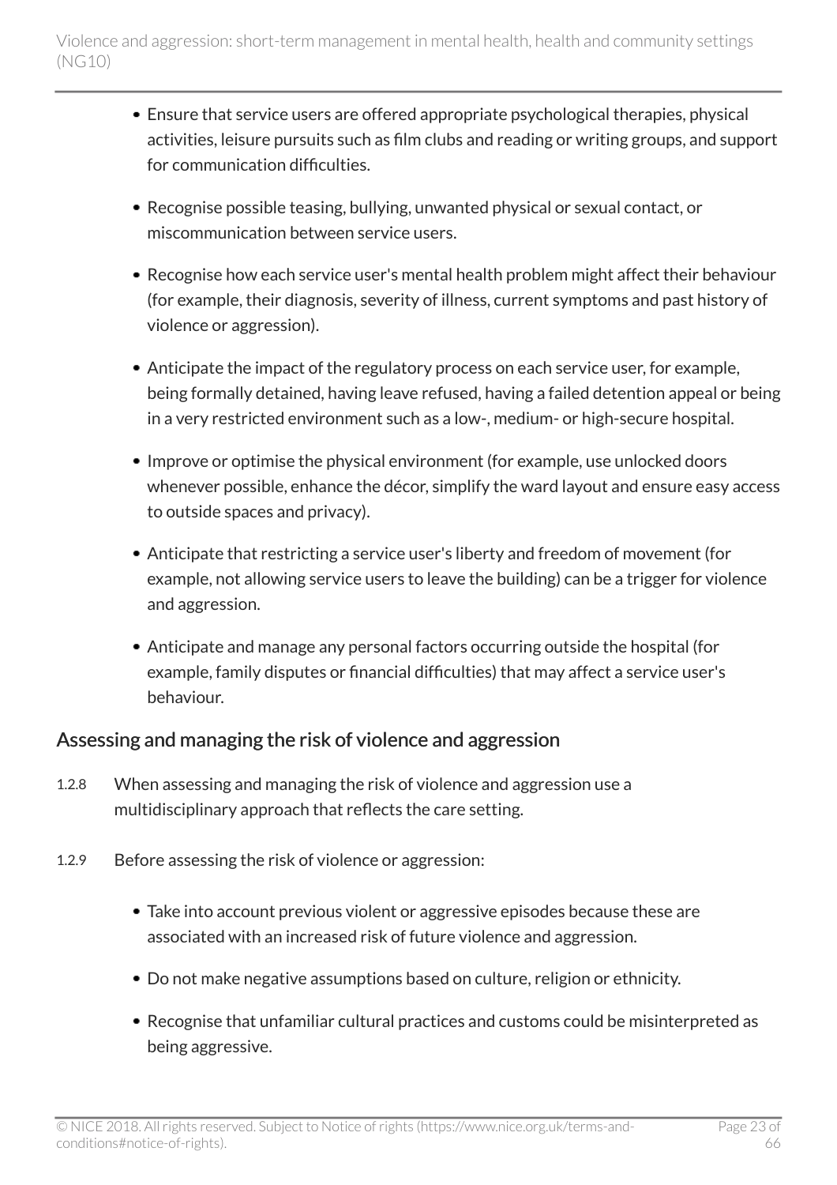- Ensure that service users are offered appropriate psychological therapies, physical activities, leisure pursuits such as film clubs and reading or writing groups, and support for communication difficulties.
- Recognise possible teasing, bullying, unwanted physical or sexual contact, or miscommunication between service users.
- Recognise how each service user's mental health problem might affect their behaviour (for example, their diagnosis, severity of illness, current symptoms and past history of violence or aggression).
- Anticipate the impact of the regulatory process on each service user, for example, being formally detained, having leave refused, having a failed detention appeal or being in a very restricted environment such as a low-, medium- or high-secure hospital.
- Improve or optimise the physical environment (for example, use unlocked doors whenever possible, enhance the décor, simplify the ward layout and ensure easy access to outside spaces and privacy).
- Anticipate that restricting a service user's liberty and freedom of movement (for example, not allowing service users to leave the building) can be a trigger for violence and aggression.
- Anticipate and manage any personal factors occurring outside the hospital (for example, family disputes or financial difficulties) that may affect a service user's behaviour.

## Assessing and managing the risk of violence and aggression

1.2.8 When assessing and managing the risk of violence and aggression use a multidisciplinary approach that reflects the care setting.

1.2.9 Before assessing the risk of violence or aggression:

- Take into account previous violent or aggressive episodes because these are associated with an increased risk of future violence and aggression.
- Do not make negative assumptions based on culture, religion or ethnicity.
- Recognise that unfamiliar cultural practices and customs could be misinterpreted as being aggressive.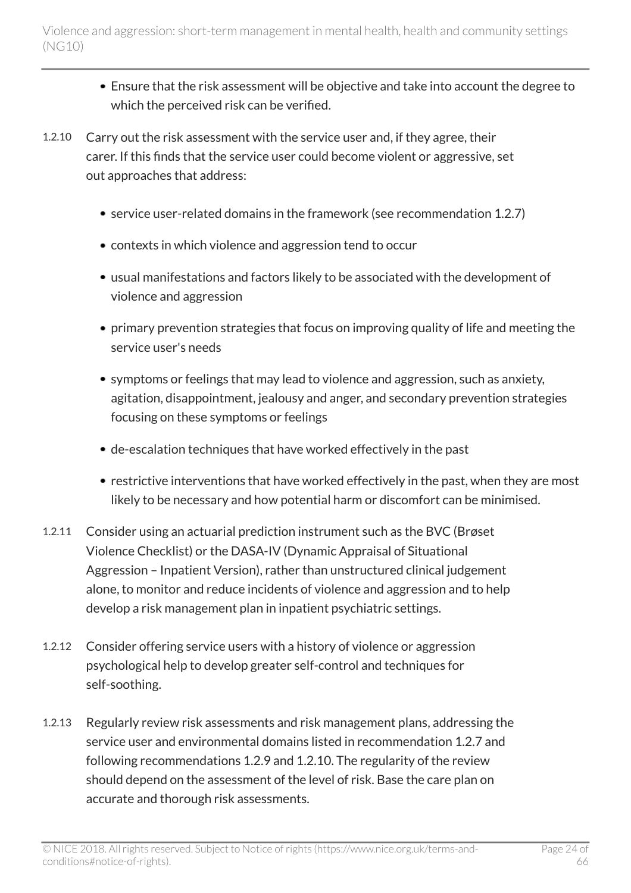- Ensure that the risk assessment will be objective and take into account the degree to which the perceived risk can be verified.

1.2.10 Carry out the risk assessment with the service user and, if they agree, their carer. If this finds that the service user could become violent or aggressive, set out approaches that address:

- service user-related domains in the framework (see recommendation 1.2.7)
- contexts in which violence and aggression tend to occur
- usual manifestations and factors likely to be associated with the development of violence and aggression
- primary prevention strategies that focus on improving quality of life and meeting the service user's needs
- symptoms or feelings that may lead to violence and aggression, such as anxiety, agitation, disappointment, jealousy and anger, and secondary prevention strategies focusing on these symptoms or feelings
- de-escalation techniques that have worked effectively in the past
- restrictive interventions that have worked effectively in the past, when they are most likely to be necessary and how potential harm or discomfort can be minimised.

1.2.11 Consider using an actuarial prediction instrument such as the BVC (Brøset Violence Checklist) or the DASA-IV (Dynamic Appraisal of Situational Aggression – Inpatient Version), rather than unstructured clinical judgement alone, to monitor and reduce incidents of violence and aggression and to help develop a risk management plan in inpatient psychiatric settings.

1.2.12 Consider offering service users with a history of violence or aggression psychological help to develop greater self-control and techniques for self-soothing.

1.2.13 Regularly review risk assessments and risk management plans, addressing the service user and environmental domains listed in recommendation 1.2.7 and following recommendations 1.2.9 and 1.2.10. The regularity of the review should depend on the assessment of the level of risk. Base the care plan on accurate and thorough risk assessments.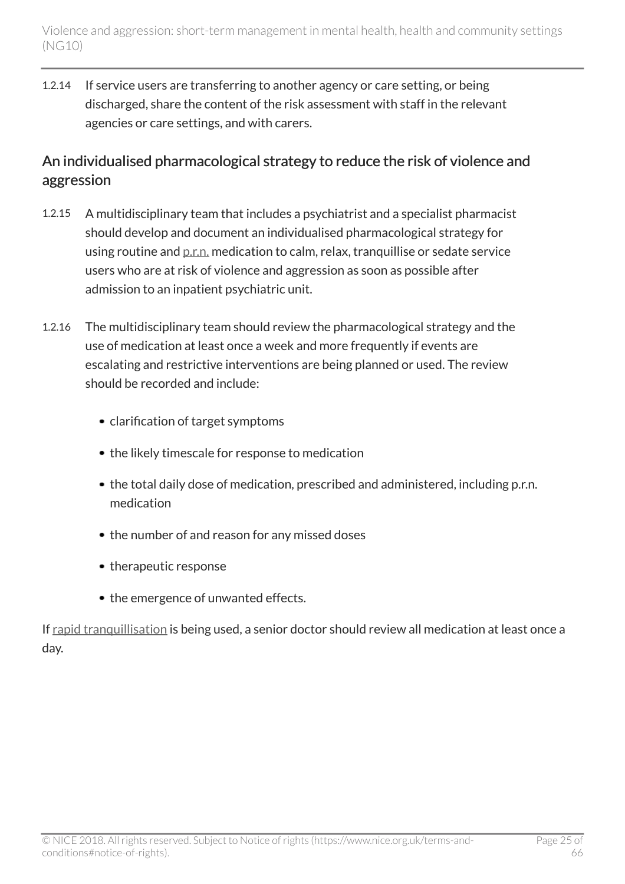1.2.14 If service users are transferring to another agency or care setting, or being discharged, share the content of the risk assessment with staff in the relevant agencies or care settings, and with carers.

## An individualised pharmacological strategy to reduce the risk of violence and aggression

1.2.15 A multidisciplinary team that includes a psychiatrist and a specialist pharmacist should develop and document an individualised pharmacological strategy for using routine and p.r.n. medication to calm, relax, tranquillise or sedate service users who are at risk of violence and aggression as soon as possible after admission to an inpatient psychiatric unit.

1.2.16 The multidisciplinary team should review the pharmacological strategy and the use of medication at least once a week and more frequently if events are escalating and restrictive interventions are being planned or used. The review should be recorded and include:

- clarification of target symptoms
- the likely timescale for response to medication
- the total daily dose of medication, prescribed and administered, including p.r.n. medication
- the number of and reason for any missed doses
- therapeutic response
- the emergence of unwanted effects.

If rapid tranquillisation is being used, a senior doctor should review all medication at least once a day.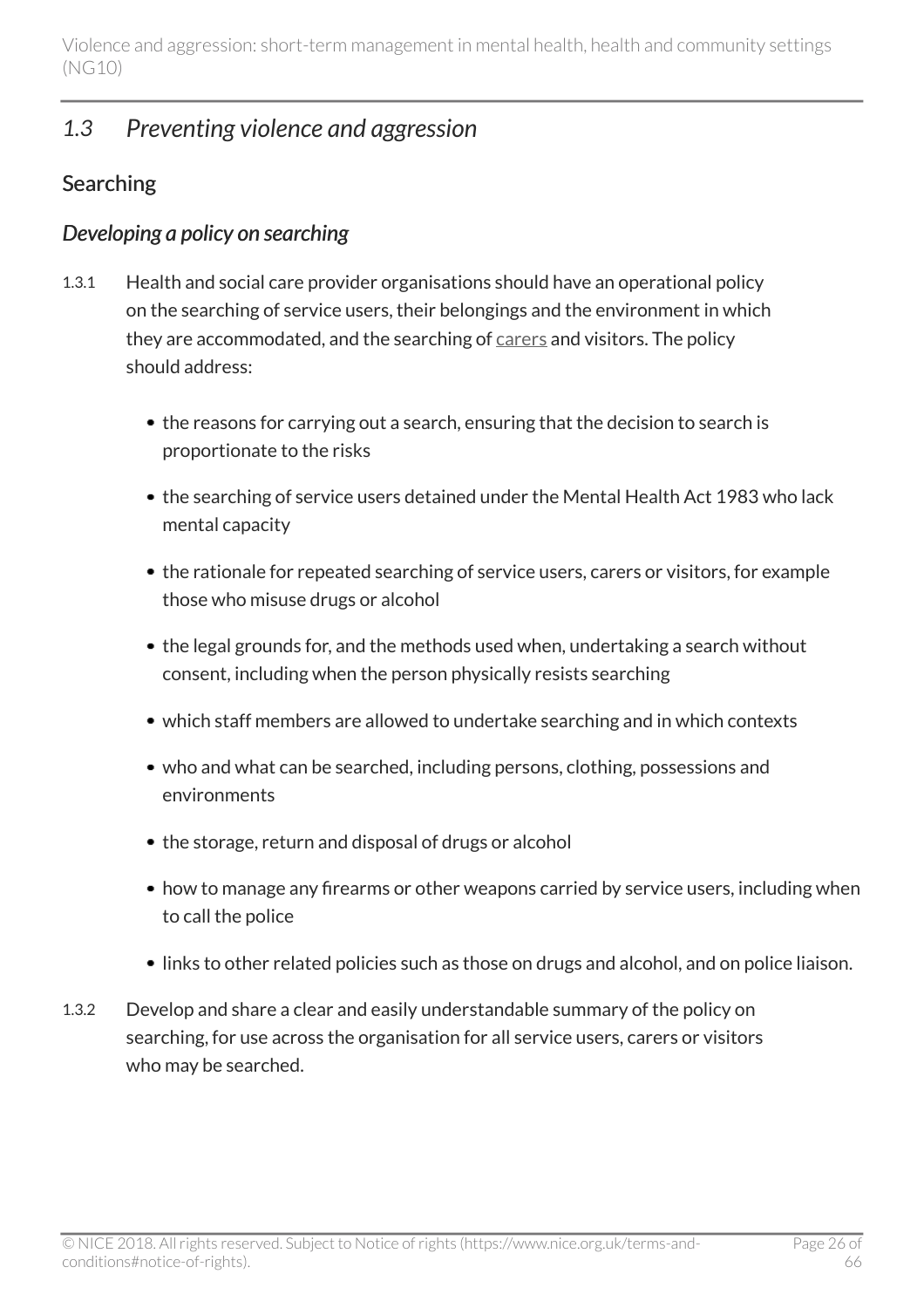## *1.3 Preventing violence and aggression*

### Searching

#### *Developing a policy on searching*

1.3.1 Health and social care provider organisations should have an operational policy on the searching of service users, their belongings and the environment in which they are accommodated, and the searching of carers and visitors. The policy should address:

- the reasons for carrying out a search, ensuring that the decision to search is proportionate to the risks
- the searching of service users detained under the Mental Health Act 1983 who lack mental capacity
- the rationale for repeated searching of service users, carers or visitors, for example those who misuse drugs or alcohol
- the legal grounds for, and the methods used when, undertaking a search without consent, including when the person physically resists searching
- which staff members are allowed to undertake searching and in which contexts
- who and what can be searched, including persons, clothing, possessions and environments
- the storage, return and disposal of drugs or alcohol
- how to manage any firearms or other weapons carried by service users, including when to call the police
- links to other related policies such as those on drugs and alcohol, and on police liaison.

1.3.2 Develop and share a clear and easily understandable summary of the policy on searching, for use across the organisation for all service users, carers or visitors who may be searched.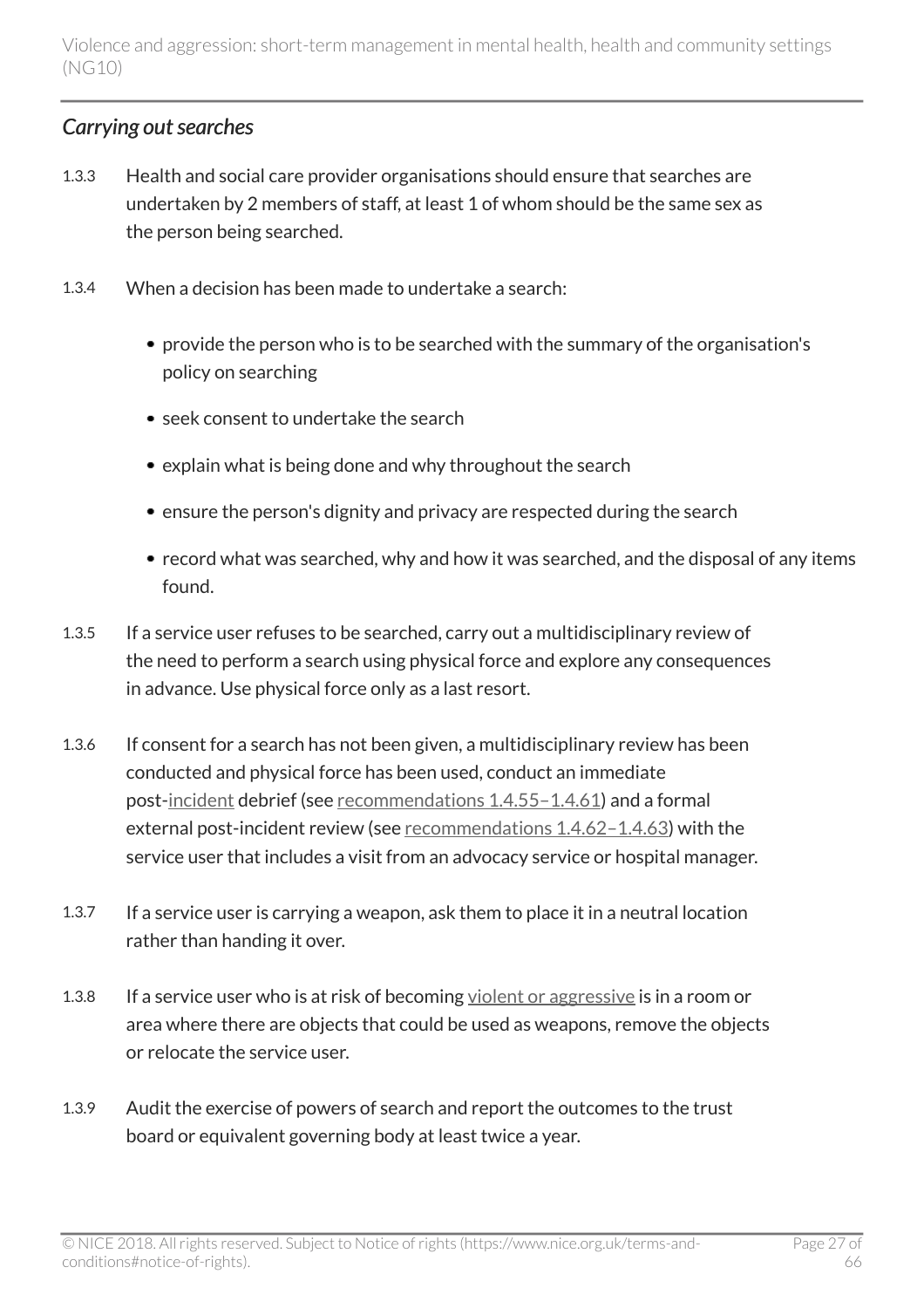### *Carrying out searches*

1.3.3 Health and social care provider organisations should ensure that searches are undertaken by 2 members of staff, at least 1 of whom should be the same sex as the person being searched.

1.3.4 When a decision has been made to undertake a search:

- provide the person who is to be searched with the summary of the organisation's policy on searching
- seek consent to undertake the search
- explain what is being done and why throughout the search
- ensure the person's dignity and privacy are respected during the search
- record what was searched, why and how it was searched, and the disposal of any items found.

1.3.5 If a service user refuses to be searched, carry out a multidisciplinary review of the need to perform a search using physical force and explore any consequences in advance. Use physical force only as a last resort.

1.3.6 If consent for a search has not been given, a multidisciplinary review has been conducted and physical force has been used, conduct an immediate post-incident debrief (see recommendations 1.4.55–1.4.61) and a formal external post-incident review (see recommendations 1.4.62–1.4.63) with the service user that includes a visit from an advocacy service or hospital manager.

1.3.7 If a service user is carrying a weapon, ask them to place it in a neutral location rather than handing it over.

1.3.8 If a service user who is at risk of becoming violent or aggressive is in a room or area where there are objects that could be used as weapons, remove the objects or relocate the service user.

1.3.9 Audit the exercise of powers of search and report the outcomes to the trust board or equivalent governing body at least twice a year.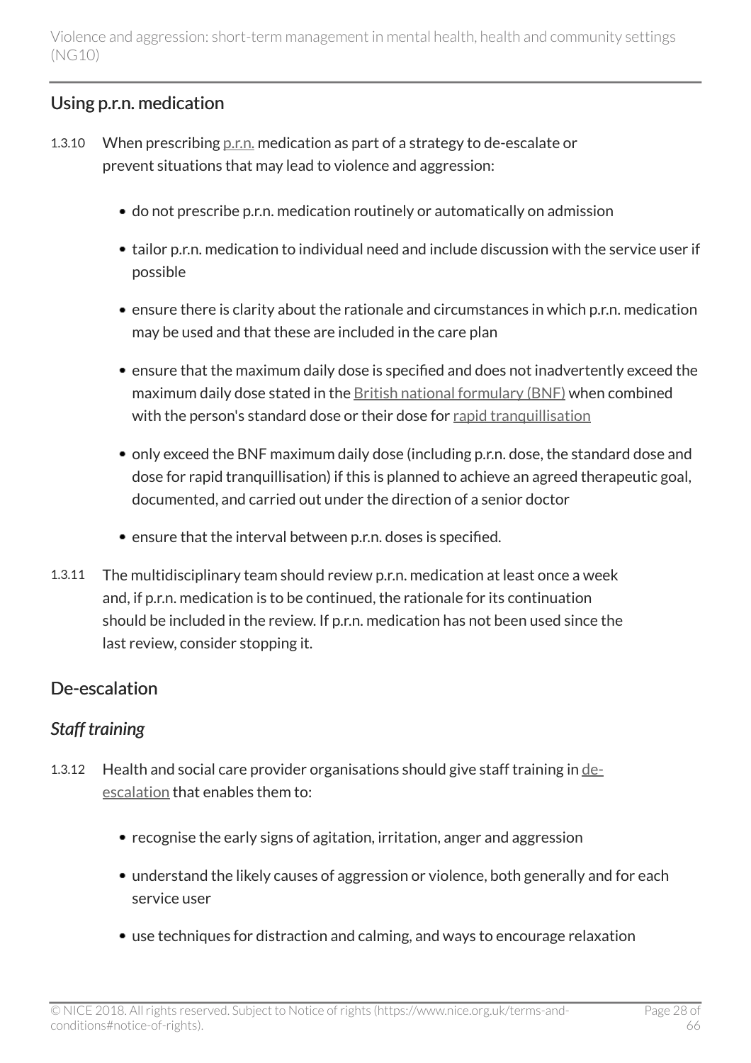## Using p.r.n. medication

1.3.10 When prescribing p.r.n. medication as part of a strategy to de-escalate or prevent situations that may lead to violence and aggression:

- do not prescribe p.r.n. medication routinely or automatically on admission
- tailor p.r.n. medication to individual need and include discussion with the service user if possible
- ensure there is clarity about the rationale and circumstances in which p.r.n. medication may be used and that these are included in the care plan
- ensure that the maximum daily dose is specified and does not inadvertently exceed the maximum daily dose stated in the British national formulary (BNF) when combined with the person's standard dose or their dose for rapid tranquillisation
- only exceed the BNF maximum daily dose (including p.r.n. dose, the standard dose and dose for rapid tranquillisation) if this is planned to achieve an agreed therapeutic goal, documented, and carried out under the direction of a senior doctor
- ensure that the interval between p.r.n. doses is specified.

1.3.11 The multidisciplinary team should review p.r.n. medication at least once a week and, if p.r.n. medication is to be continued, the rationale for its continuation should be included in the review. If p.r.n. medication has not been used since the last review, consider stopping it.

## De-escalation

### *Staff training*

1.3.12 Health and social care provider organisations should give staff training in de-escalation that enables them to:

- recognise the early signs of agitation, irritation, anger and aggression
- understand the likely causes of aggression or violence, both generally and for each service user
- use techniques for distraction and calming, and ways to encourage relaxation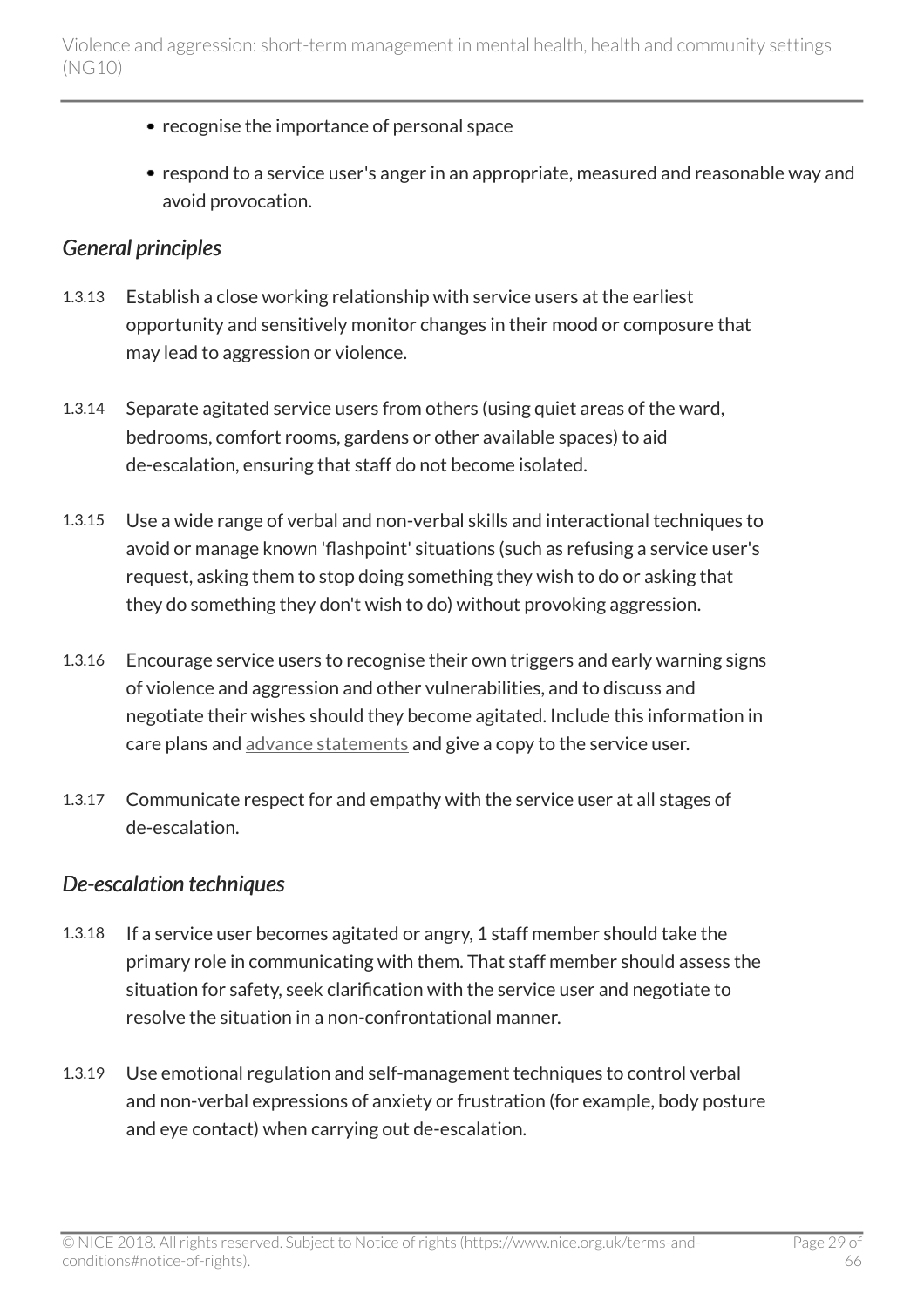- recognise the importance of personal space
- respond to a service user's anger in an appropriate, measured and reasonable way and avoid provocation.

### *General principles*

1.3.13 Establish a close working relationship with service users at the earliest opportunity and sensitively monitor changes in their mood or composure that may lead to aggression or violence.

1.3.14 Separate agitated service users from others (using quiet areas of the ward, bedrooms, comfort rooms, gardens or other available spaces) to aid de-escalation, ensuring that staff do not become isolated.

1.3.15 Use a wide range of verbal and non-verbal skills and interactional techniques to avoid or manage known 'flashpoint' situations (such as refusing a service user's request, asking them to stop doing something they wish to do or asking that they do something they don't wish to do) without provoking aggression.

1.3.16 Encourage service users to recognise their own triggers and early warning signs of violence and aggression and other vulnerabilities, and to discuss and negotiate their wishes should they become agitated. Include this information in care plans and advance statements and give a copy to the service user.

1.3.17 Communicate respect for and empathy with the service user at all stages of de-escalation.

### *De-escalation techniques*

1.3.18 If a service user becomes agitated or angry, 1 staff member should take the primary role in communicating with them. That staff member should assess the situation for safety, seek clarification with the service user and negotiate to resolve the situation in a non-confrontational manner.

1.3.19 Use emotional regulation and self-management techniques to control verbal and non-verbal expressions of anxiety or frustration (for example, body posture and eye contact) when carrying out de-escalation.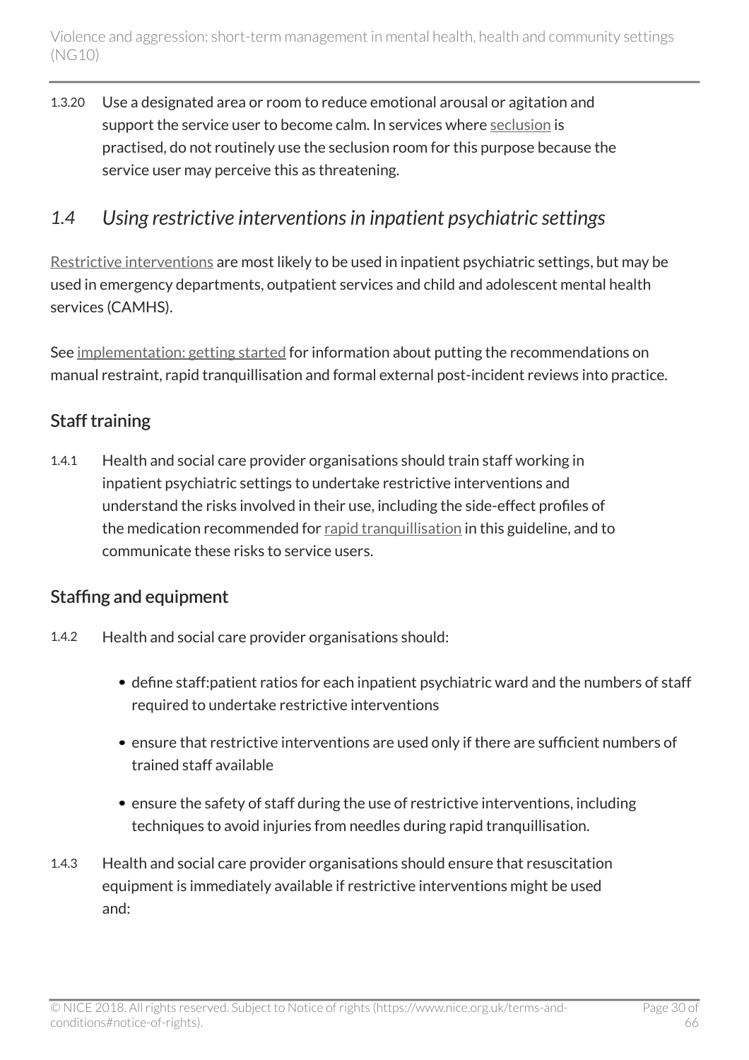1.3.20 Use a designated area or room to reduce emotional arousal or agitation and support the service user to become calm. In services where seclusion is practised, do not routinely use the seclusion room for this purpose because the service user may perceive this as threatening.

## *1.4 Using restrictive interventions in inpatient psychiatric settings*

Restrictive interventions are most likely to be used in inpatient psychiatric settings, but may be used in emergency departments, outpatient services and child and adolescent mental health services (CAMHS).

See implementation: getting started for information about putting the recommendations on manual restraint, rapid tranquillisation and formal external post-incident reviews into practice.

### Staff training

1.4.1 Health and social care provider organisations should train staff working in inpatient psychiatric settings to undertake restrictive interventions and understand the risks involved in their use, including the side-effect profiles of the medication recommended for rapid tranquillisation in this guideline, and to communicate these risks to service users.

### Staffing and equipment

1.4.2 Health and social care provider organisations should:

- define staff:patient ratios for each inpatient psychiatric ward and the numbers of staff required to undertake restrictive interventions
- ensure that restrictive interventions are used only if there are sufficient numbers of trained staff available
- ensure the safety of staff during the use of restrictive interventions, including techniques to avoid injuries from needles during rapid tranquillisation.

1.4.3 Health and social care provider organisations should ensure that resuscitation equipment is immediately available if restrictive interventions might be used and: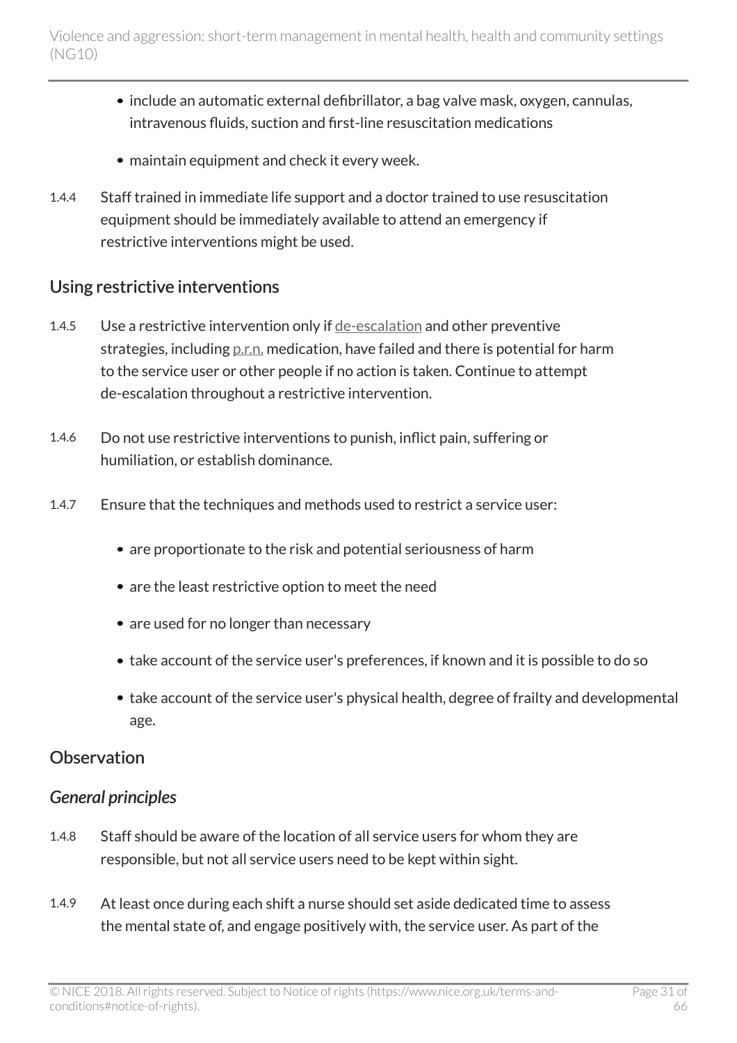- include an automatic external defibrillator, a bag valve mask, oxygen, cannulas, intravenous fluids, suction and first-line resuscitation medications
- maintain equipment and check it every week.

1.4.4 Staff trained in immediate life support and a doctor trained to use resuscitation equipment should be immediately available to attend an emergency if restrictive interventions might be used.

## Using restrictive interventions

1.4.5 Use a restrictive intervention only if de-escalation and other preventive strategies, including p.r.n. medication, have failed and there is potential for harm to the service user or other people if no action is taken. Continue to attempt de-escalation throughout a restrictive intervention.

1.4.6 Do not use restrictive interventions to punish, inflict pain, suffering or humiliation, or establish dominance.

1.4.7 Ensure that the techniques and methods used to restrict a service user:

- are proportionate to the risk and potential seriousness of harm
- are the least restrictive option to meet the need
- are used for no longer than necessary
- take account of the service user's preferences, if known and it is possible to do so
- take account of the service user's physical health, degree of frailty and developmental age.

## Observation

### *General principles*

1.4.8 Staff should be aware of the location of all service users for whom they are responsible, but not all service users need to be kept within sight.

1.4.9 At least once during each shift a nurse should set aside dedicated time to assess the mental state of, and engage positively with, the service user. As part of the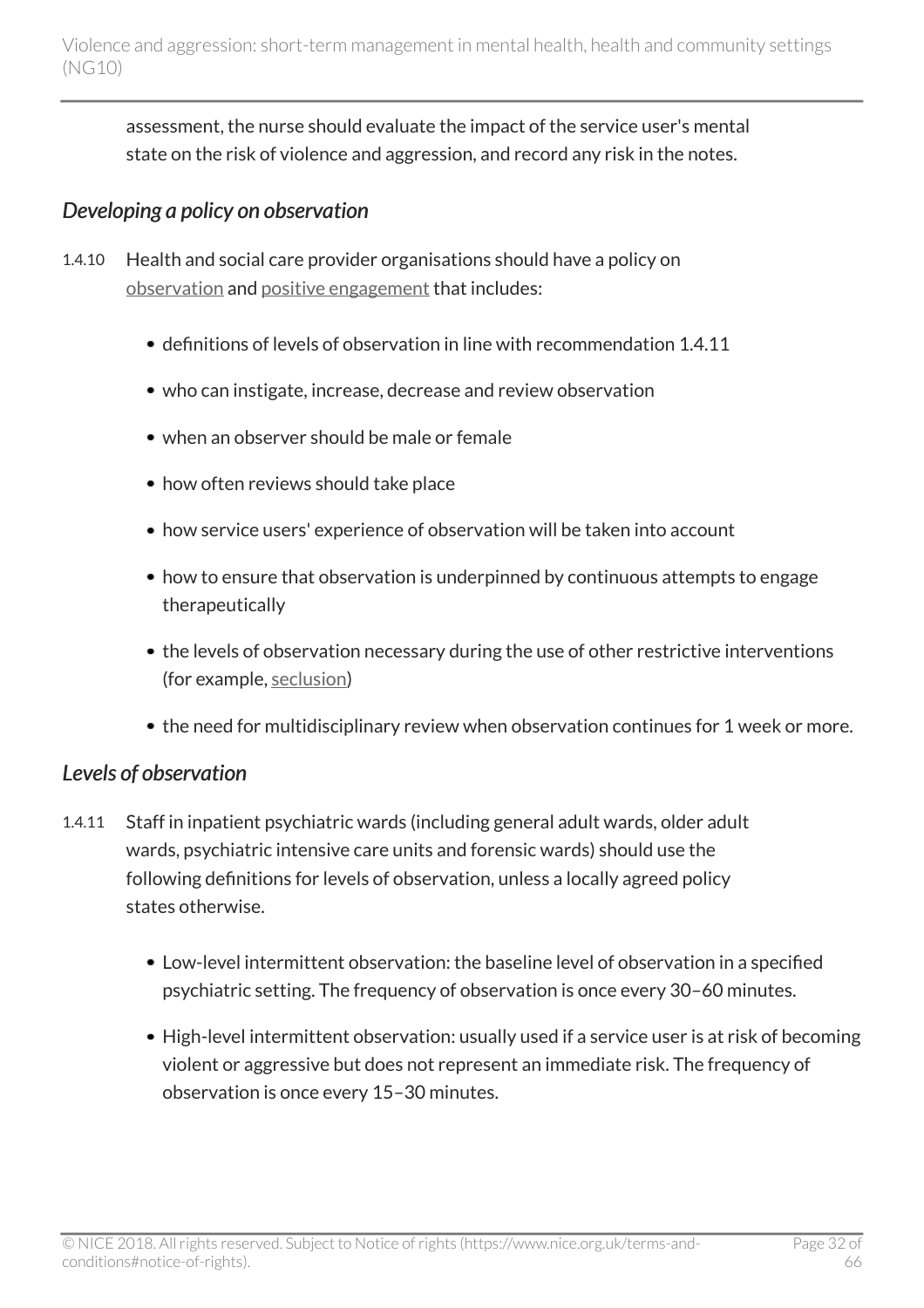assessment, the nurse should evaluate the impact of the service user's mental state on the risk of violence and aggression, and record any risk in the notes.

### *Developing a policy on observation*

1.4.10 Health and social care provider organisations should have a policy on observation and positive engagement that includes:

- definitions of levels of observation in line with recommendation 1.4.11
- who can instigate, increase, decrease and review observation
- when an observer should be male or female
- how often reviews should take place
- how service users' experience of observation will be taken into account
- how to ensure that observation is underpinned by continuous attempts to engage therapeutically
- the levels of observation necessary during the use of other restrictive interventions (for example, seclusion)
- the need for multidisciplinary review when observation continues for 1 week or more.

### *Levels of observation*

1.4.11 Staff in inpatient psychiatric wards (including general adult wards, older adult wards, psychiatric intensive care units and forensic wards) should use the following definitions for levels of observation, unless a locally agreed policy states otherwise.

- Low-level intermittent observation: the baseline level of observation in a specified psychiatric setting. The frequency of observation is once every 30–60 minutes.
- High-level intermittent observation: usually used if a service user is at risk of becoming violent or aggressive but does not represent an immediate risk. The frequency of observation is once every 15–30 minutes.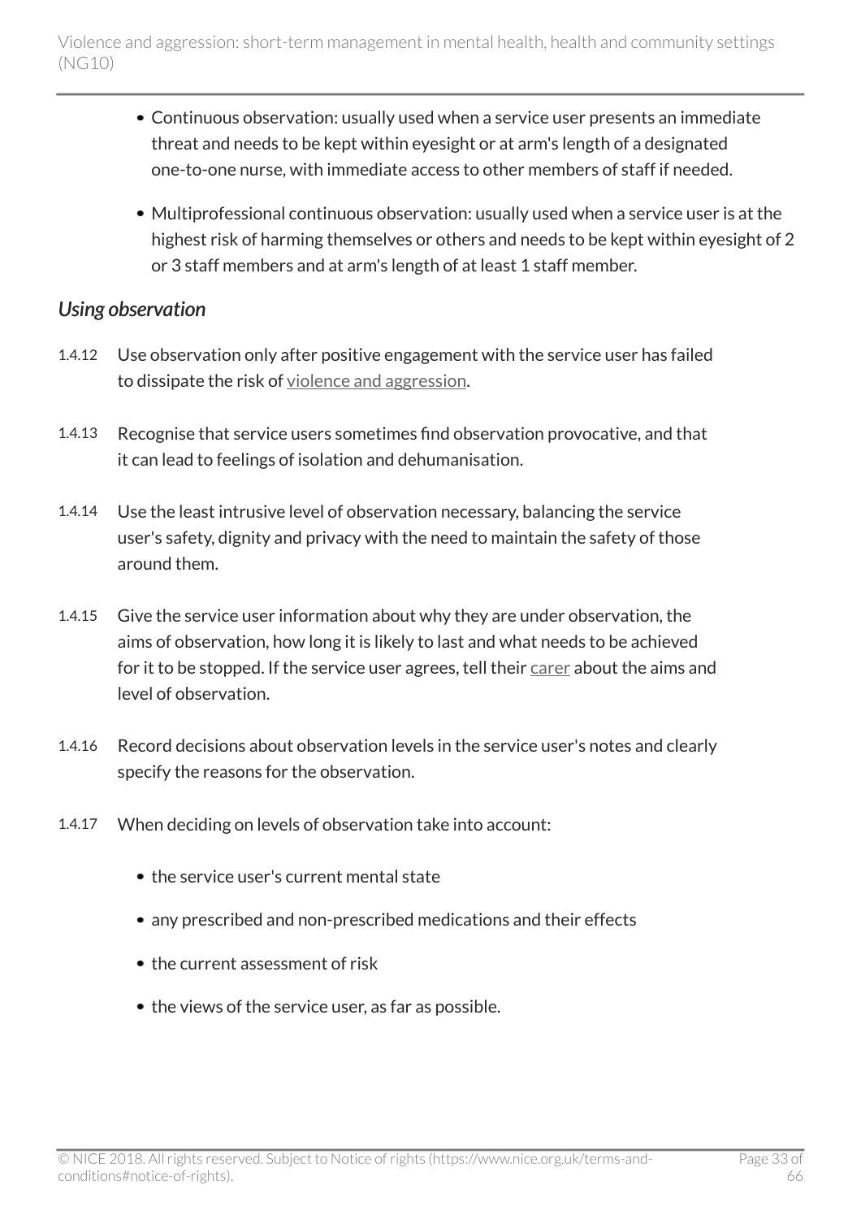- Continuous observation: usually used when a service user presents an immediate threat and needs to be kept within eyesight or at arm's length of a designated one-to-one nurse, with immediate access to other members of staff if needed.
- Multiprofessional continuous observation: usually used when a service user is at the highest risk of harming themselves or others and needs to be kept within eyesight of 2 or 3 staff members and at arm's length of at least 1 staff member.

### *Using observation*

1.4.12 Use observation only after positive engagement with the service user has failed to dissipate the risk of violence and aggression.

1.4.13 Recognise that service users sometimes find observation provocative, and that it can lead to feelings of isolation and dehumanisation.

1.4.14 Use the least intrusive level of observation necessary, balancing the service user's safety, dignity and privacy with the need to maintain the safety of those around them.

1.4.15 Give the service user information about why they are under observation, the aims of observation, how long it is likely to last and what needs to be achieved for it to be stopped. If the service user agrees, tell their carer about the aims and level of observation.

1.4.16 Record decisions about observation levels in the service user's notes and clearly specify the reasons for the observation.

1.4.17 When deciding on levels of observation take into account:

- the service user's current mental state
- any prescribed and non-prescribed medications and their effects
- the current assessment of risk
- the views of the service user, as far as possible.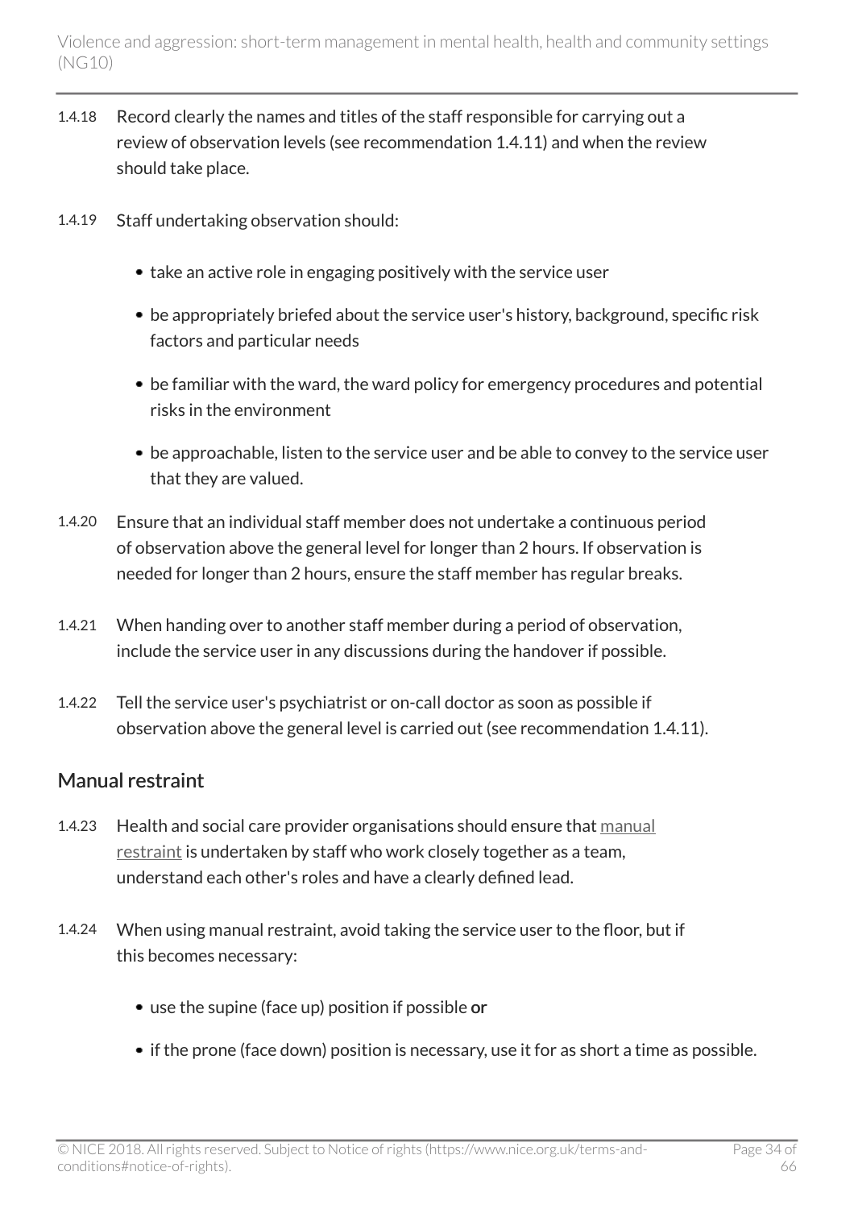1.4.18 Record clearly the names and titles of the staff responsible for carrying out a review of observation levels (see recommendation 1.4.11) and when the review should take place.

1.4.19 Staff undertaking observation should:

- take an active role in engaging positively with the service user
- be appropriately briefed about the service user's history, background, specific risk factors and particular needs
- be familiar with the ward, the ward policy for emergency procedures and potential risks in the environment
- be approachable, listen to the service user and be able to convey to the service user that they are valued.

1.4.20 Ensure that an individual staff member does not undertake a continuous period of observation above the general level for longer than 2 hours. If observation is needed for longer than 2 hours, ensure the staff member has regular breaks.

1.4.21 When handing over to another staff member during a period of observation, include the service user in any discussions during the handover if possible.

1.4.22 Tell the service user's psychiatrist or on-call doctor as soon as possible if observation above the general level is carried out (see recommendation 1.4.11).

## Manual restraint

1.4.23 Health and social care provider organisations should ensure that manual restraint is undertaken by staff who work closely together as a team, understand each other's roles and have a clearly defined lead.

1.4.24 When using manual restraint, avoid taking the service user to the floor, but if this becomes necessary:

- use the supine (face up) position if possible **or**
- if the prone (face down) position is necessary, use it for as short a time as possible.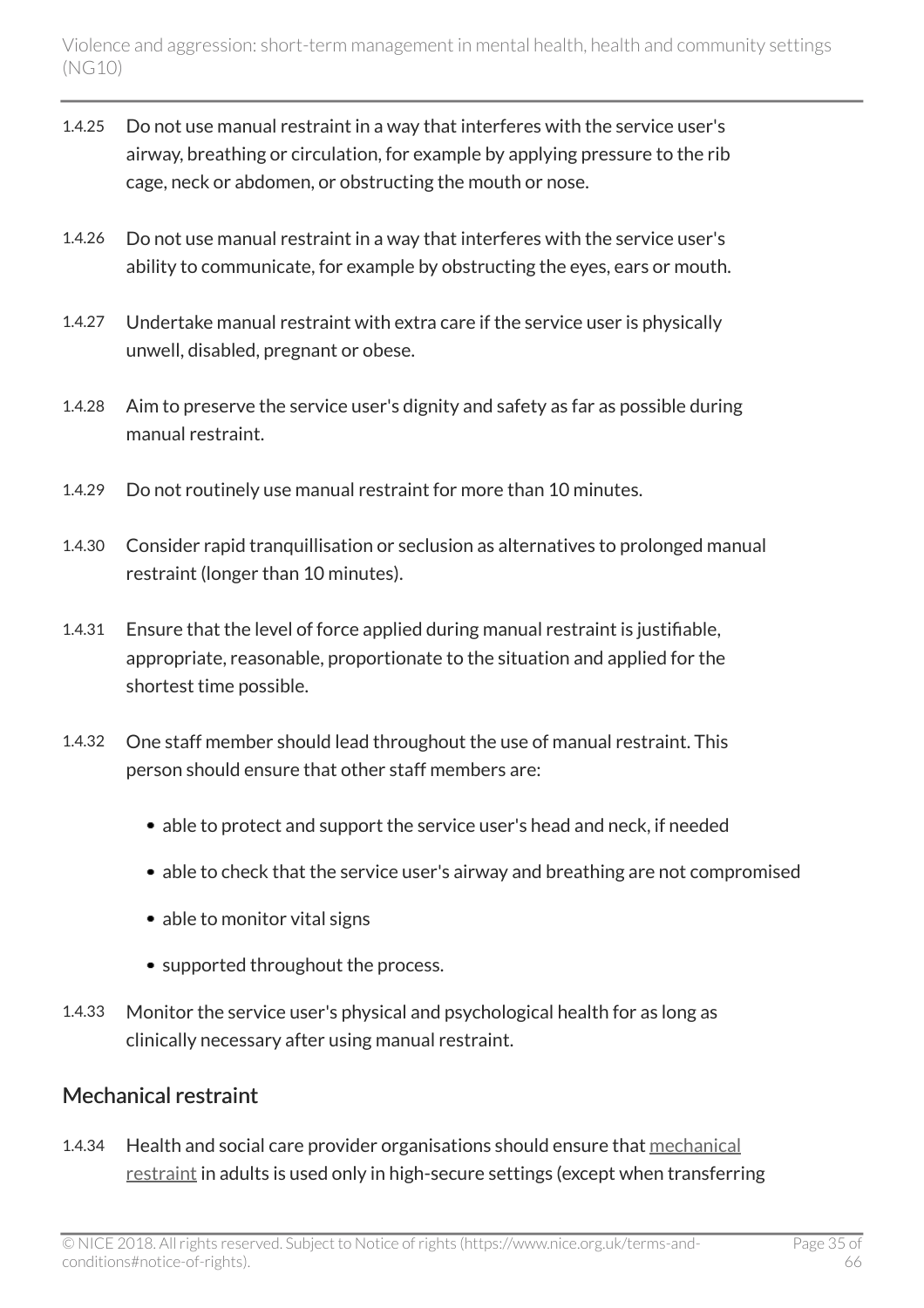1.4.25 Do not use manual restraint in a way that interferes with the service user's airway, breathing or circulation, for example by applying pressure to the rib cage, neck or abdomen, or obstructing the mouth or nose.

1.4.26 Do not use manual restraint in a way that interferes with the service user's ability to communicate, for example by obstructing the eyes, ears or mouth.

1.4.27 Undertake manual restraint with extra care if the service user is physically unwell, disabled, pregnant or obese.

1.4.28 Aim to preserve the service user's dignity and safety as far as possible during manual restraint.

1.4.29 Do not routinely use manual restraint for more than 10 minutes.

1.4.30 Consider rapid tranquillisation or seclusion as alternatives to prolonged manual restraint (longer than 10 minutes).

1.4.31 Ensure that the level of force applied during manual restraint is justifiable, appropriate, reasonable, proportionate to the situation and applied for the shortest time possible.

1.4.32 One staff member should lead throughout the use of manual restraint. This person should ensure that other staff members are:

- able to protect and support the service user's head and neck, if needed
- able to check that the service user's airway and breathing are not compromised
- able to monitor vital signs
- supported throughout the process.

1.4.33 Monitor the service user's physical and psychological health for as long as clinically necessary after using manual restraint.

## Mechanical restraint

1.4.34 Health and social care provider organisations should ensure that mechanical restraint in adults is used only in high-secure settings (except when transferring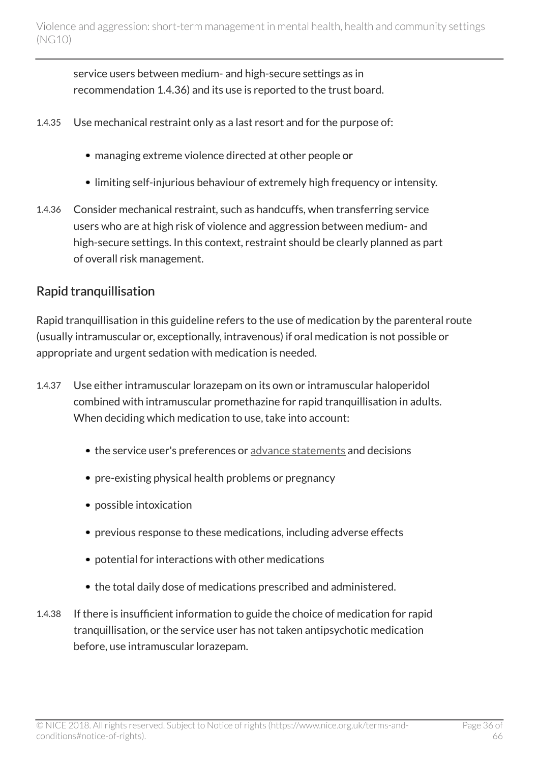service users between medium- and high-secure settings as in recommendation 1.4.36) and its use is reported to the trust board.

1.4.35 Use mechanical restraint only as a last resort and for the purpose of:

- managing extreme violence directed at other people **or**
- limiting self-injurious behaviour of extremely high frequency or intensity.

1.4.36 Consider mechanical restraint, such as handcuffs, when transferring service users who are at high risk of violence and aggression between medium- and high-secure settings. In this context, restraint should be clearly planned as part of overall risk management.

## Rapid tranquillisation

Rapid tranquillisation in this guideline refers to the use of medication by the parenteral route (usually intramuscular or, exceptionally, intravenous) if oral medication is not possible or appropriate and urgent sedation with medication is needed.

1.4.37 Use either intramuscular lorazepam on its own or intramuscular haloperidol combined with intramuscular promethazine for rapid tranquillisation in adults. When deciding which medication to use, take into account:

- the service user's preferences or advance statements and decisions
- pre-existing physical health problems or pregnancy
- possible intoxication
- previous response to these medications, including adverse effects
- potential for interactions with other medications
- the total daily dose of medications prescribed and administered.

1.4.38 If there is insufficient information to guide the choice of medication for rapid tranquillisation, or the service user has not taken antipsychotic medication before, use intramuscular lorazepam.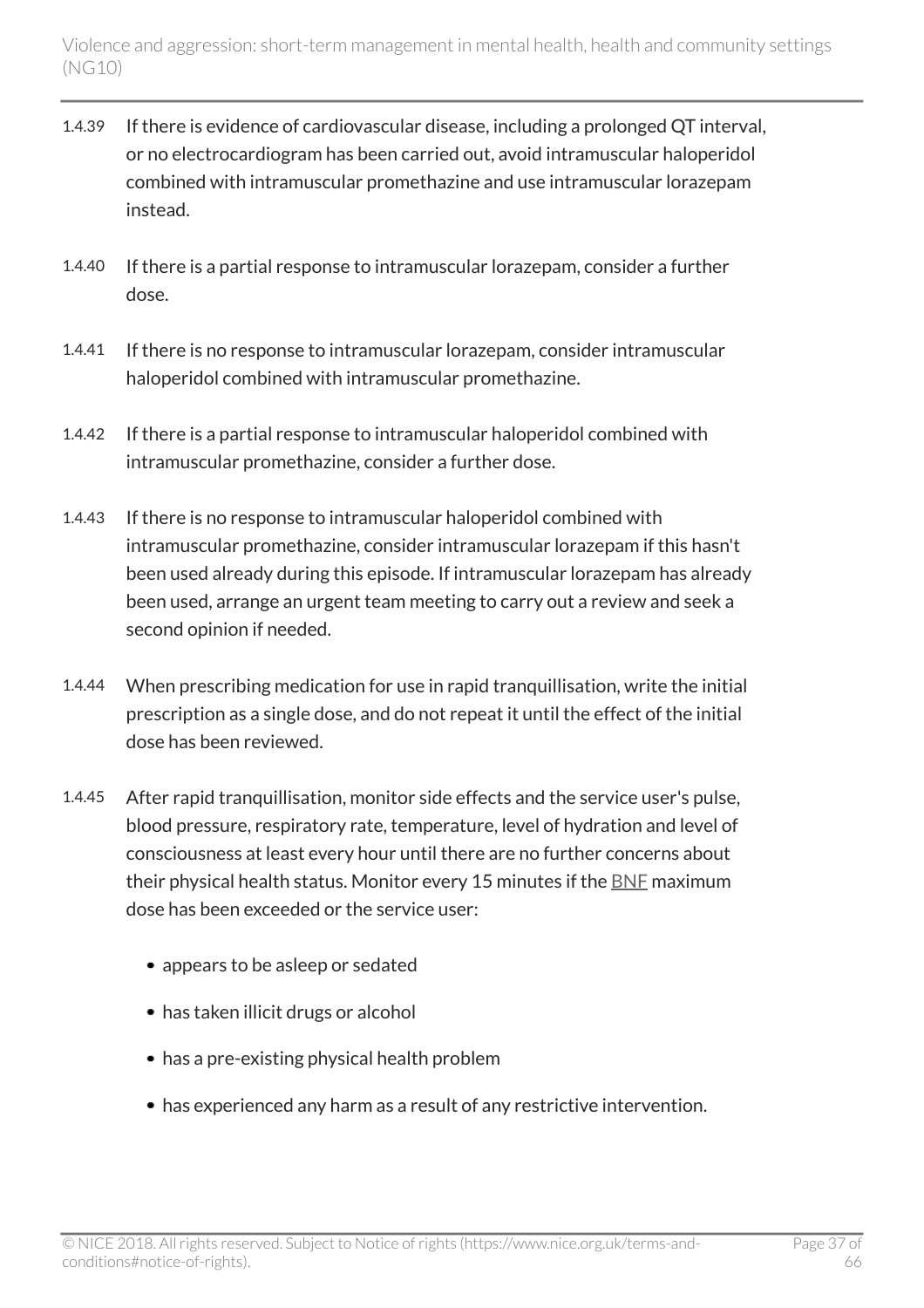1.4.39 If there is evidence of cardiovascular disease, including a prolonged QT interval, or no electrocardiogram has been carried out, avoid intramuscular haloperidol combined with intramuscular promethazine and use intramuscular lorazepam instead.

1.4.40 If there is a partial response to intramuscular lorazepam, consider a further dose.

1.4.41 If there is no response to intramuscular lorazepam, consider intramuscular haloperidol combined with intramuscular promethazine.

1.4.42 If there is a partial response to intramuscular haloperidol combined with intramuscular promethazine, consider a further dose.

1.4.43 If there is no response to intramuscular haloperidol combined with intramuscular promethazine, consider intramuscular lorazepam if this hasn't been used already during this episode. If intramuscular lorazepam has already been used, arrange an urgent team meeting to carry out a review and seek a second opinion if needed.

1.4.44 When prescribing medication for use in rapid tranquillisation, write the initial prescription as a single dose, and do not repeat it until the effect of the initial dose has been reviewed.

1.4.45 After rapid tranquillisation, monitor side effects and the service user's pulse, blood pressure, respiratory rate, temperature, level of hydration and level of consciousness at least every hour until there are no further concerns about their physical health status. Monitor every 15 minutes if the BNF maximum dose has been exceeded or the service user:

- appears to be asleep or sedated
- has taken illicit drugs or alcohol
- has a pre-existing physical health problem
- has experienced any harm as a result of any restrictive intervention.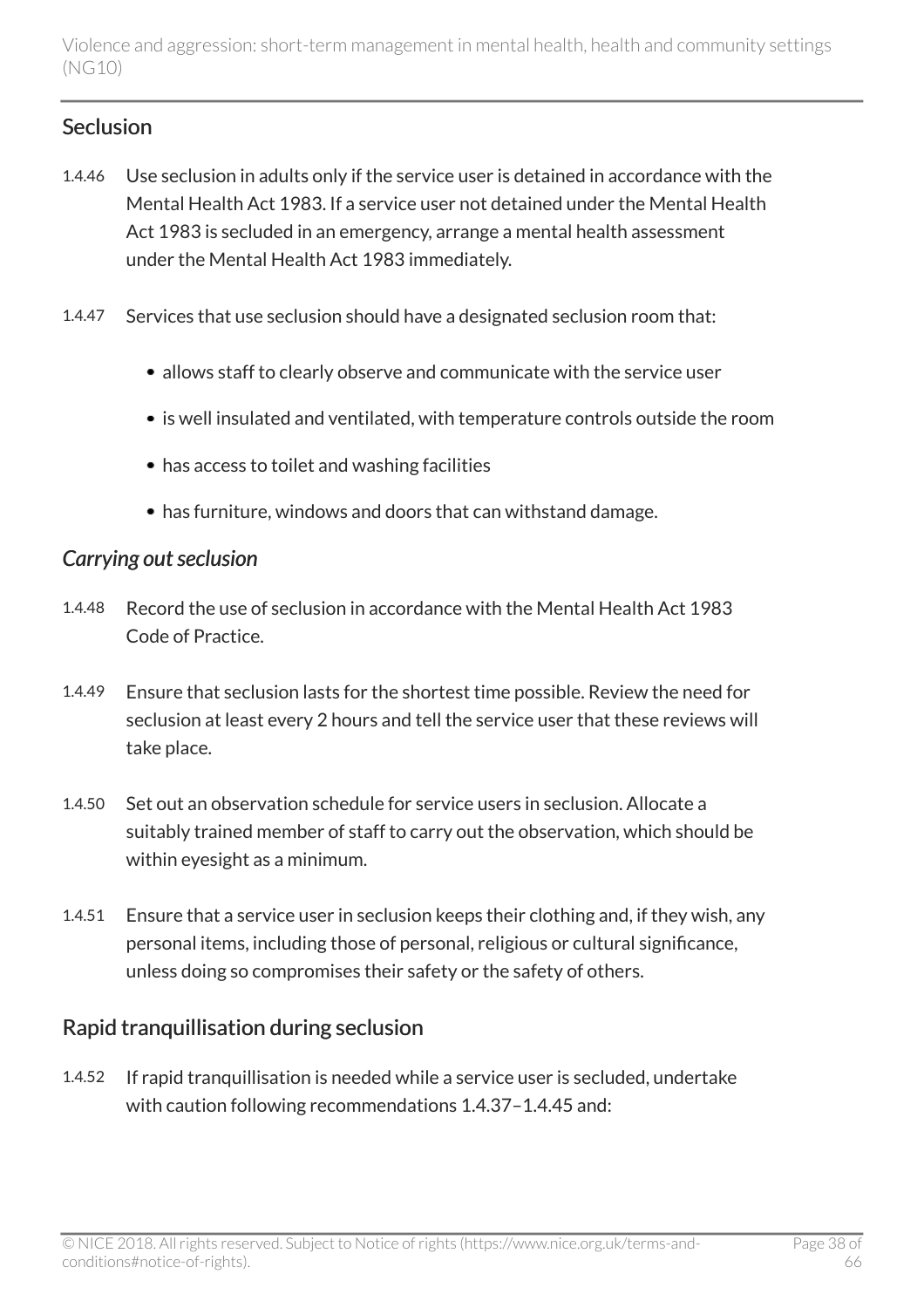## Seclusion

1.4.46 Use seclusion in adults only if the service user is detained in accordance with the Mental Health Act 1983. If a service user not detained under the Mental Health Act 1983 is secluded in an emergency, arrange a mental health assessment under the Mental Health Act 1983 immediately.

1.4.47 Services that use seclusion should have a designated seclusion room that:

- allows staff to clearly observe and communicate with the service user
- is well insulated and ventilated, with temperature controls outside the room
- has access to toilet and washing facilities
- has furniture, windows and doors that can withstand damage.

### *Carrying out seclusion*

1.4.48 Record the use of seclusion in accordance with the Mental Health Act 1983 Code of Practice.

1.4.49 Ensure that seclusion lasts for the shortest time possible. Review the need for seclusion at least every 2 hours and tell the service user that these reviews will take place.

1.4.50 Set out an observation schedule for service users in seclusion. Allocate a suitably trained member of staff to carry out the observation, which should be within eyesight as a minimum.

1.4.51 Ensure that a service user in seclusion keeps their clothing and, if they wish, any personal items, including those of personal, religious or cultural significance, unless doing so compromises their safety or the safety of others.

## Rapid tranquillisation during seclusion

1.4.52 If rapid tranquillisation is needed while a service user is secluded, undertake with caution following recommendations 1.4.37–1.4.45 and: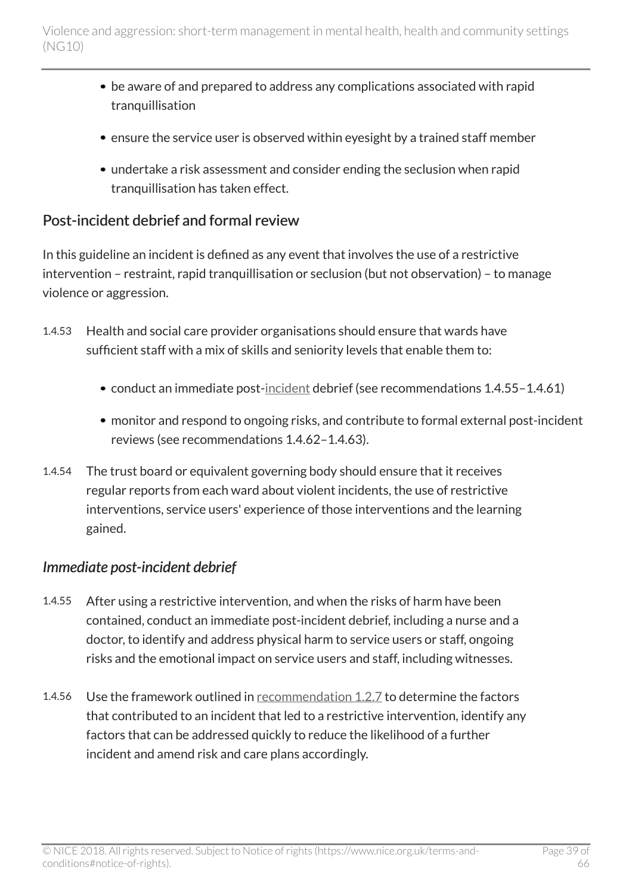- be aware of and prepared to address any complications associated with rapid tranquillisation
- ensure the service user is observed within eyesight by a trained staff member
- undertake a risk assessment and consider ending the seclusion when rapid tranquillisation has taken effect.

## Post-incident debrief and formal review

In this guideline an incident is defined as any event that involves the use of a restrictive intervention – restraint, rapid tranquillisation or seclusion (but not observation) – to manage violence or aggression.

1.4.53 Health and social care provider organisations should ensure that wards have sufficient staff with a mix of skills and seniority levels that enable them to:

- conduct an immediate post-incident debrief (see recommendations 1.4.55–1.4.61)
- monitor and respond to ongoing risks, and contribute to formal external post-incident reviews (see recommendations 1.4.62–1.4.63).

1.4.54 The trust board or equivalent governing body should ensure that it receives regular reports from each ward about violent incidents, the use of restrictive interventions, service users' experience of those interventions and the learning gained.

### *Immediate post-incident debrief*

1.4.55 After using a restrictive intervention, and when the risks of harm have been contained, conduct an immediate post-incident debrief, including a nurse and a doctor, to identify and address physical harm to service users or staff, ongoing risks and the emotional impact on service users and staff, including witnesses.

1.4.56 Use the framework outlined in recommendation 1.2.7 to determine the factors that contributed to an incident that led to a restrictive intervention, identify any factors that can be addressed quickly to reduce the likelihood of a further incident and amend risk and care plans accordingly.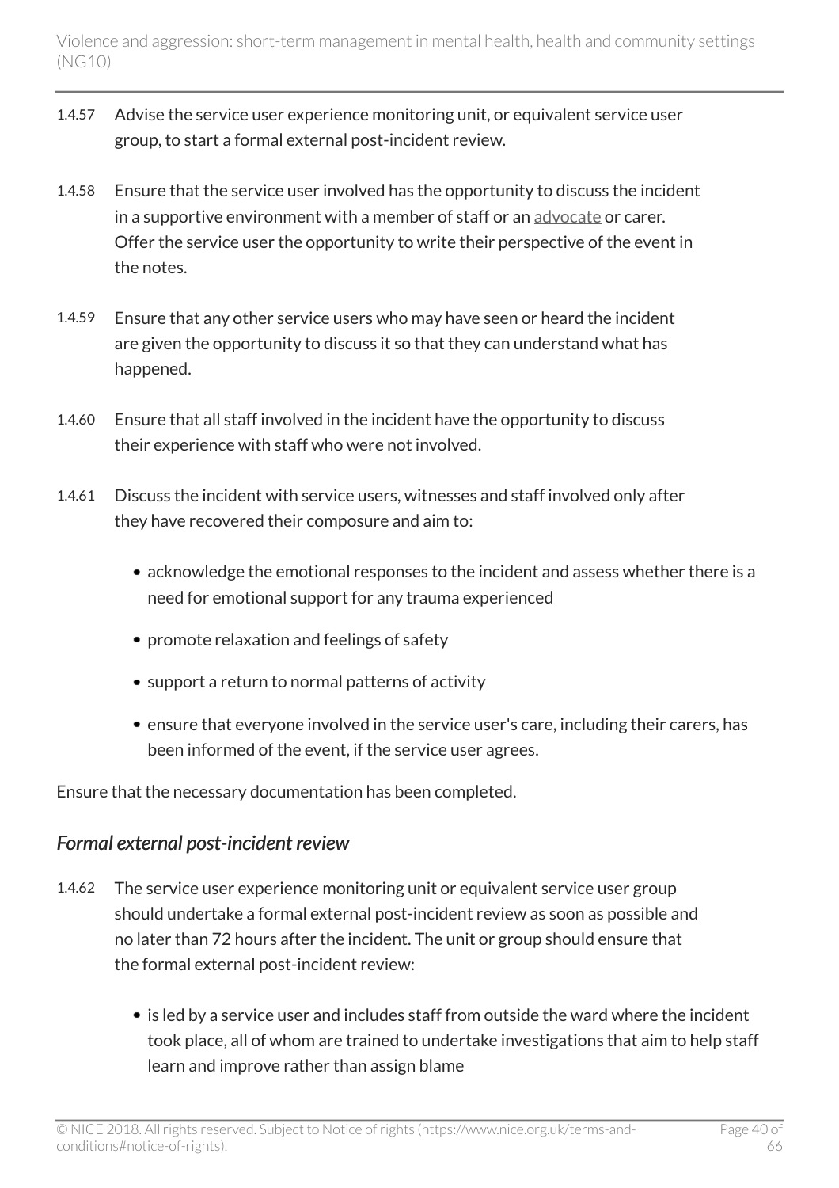1.4.57 Advise the service user experience monitoring unit, or equivalent service user group, to start a formal external post-incident review.

1.4.58 Ensure that the service user involved has the opportunity to discuss the incident in a supportive environment with a member of staff or an advocate or carer. Offer the service user the opportunity to write their perspective of the event in the notes.

1.4.59 Ensure that any other service users who may have seen or heard the incident are given the opportunity to discuss it so that they can understand what has happened.

1.4.60 Ensure that all staff involved in the incident have the opportunity to discuss their experience with staff who were not involved.

1.4.61 Discuss the incident with service users, witnesses and staff involved only after they have recovered their composure and aim to:

- acknowledge the emotional responses to the incident and assess whether there is a need for emotional support for any trauma experienced
- promote relaxation and feelings of safety
- support a return to normal patterns of activity
- ensure that everyone involved in the service user's care, including their carers, has been informed of the event, if the service user agrees.

Ensure that the necessary documentation has been completed.

### *Formal external post-incident review*

1.4.62 The service user experience monitoring unit or equivalent service user group should undertake a formal external post-incident review as soon as possible and no later than 72 hours after the incident. The unit or group should ensure that the formal external post-incident review:

- is led by a service user and includes staff from outside the ward where the incident took place, all of whom are trained to undertake investigations that aim to help staff learn and improve rather than assign blame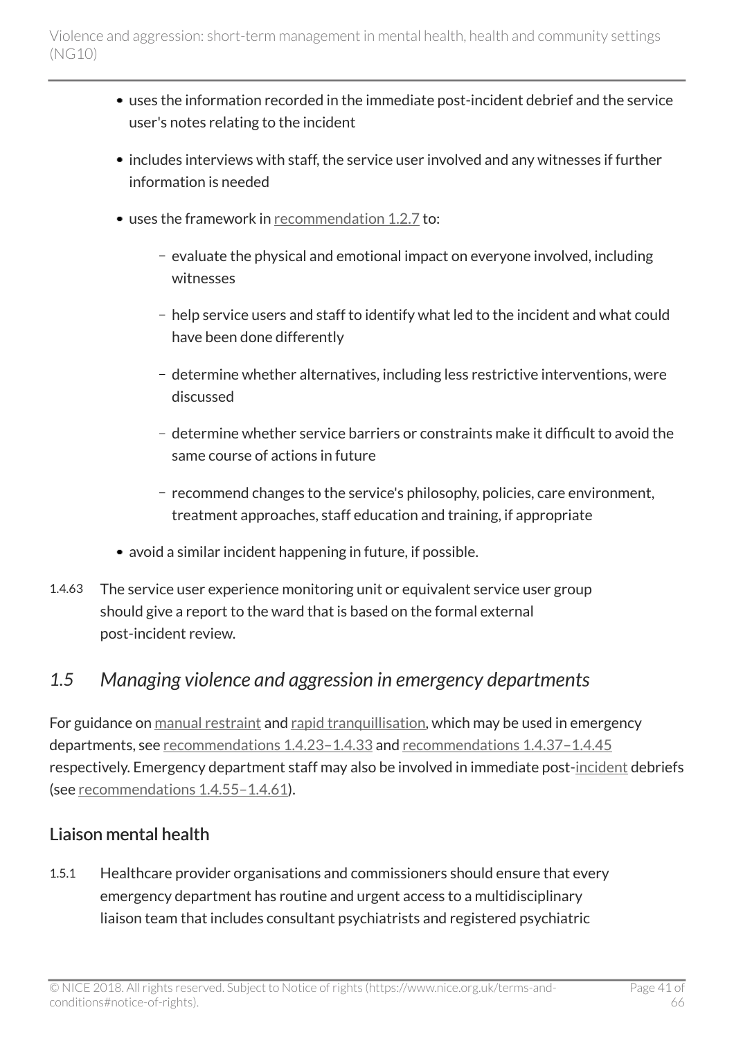- uses the information recorded in the immediate post-incident debrief and the service user's notes relating to the incident
- includes interviews with staff, the service user involved and any witnesses if further information is needed
- uses the framework in recommendation 1.2.7 to:
  - evaluate the physical and emotional impact on everyone involved, including witnesses
  - help service users and staff to identify what led to the incident and what could have been done differently
  - determine whether alternatives, including less restrictive interventions, were discussed
  - determine whether service barriers or constraints make it difficult to avoid the same course of actions in future
  - recommend changes to the service's philosophy, policies, care environment, treatment approaches, staff education and training, if appropriate
- avoid a similar incident happening in future, if possible.

1.4.63 The service user experience monitoring unit or equivalent service user group should give a report to the ward that is based on the formal external post-incident review.

## *1.5 Managing violence and aggression in emergency departments*

For guidance on manual restraint and rapid tranquillisation, which may be used in emergency departments, see recommendations 1.4.23–1.4.33 and recommendations 1.4.37–1.4.45 respectively. Emergency department staff may also be involved in immediate post-incident debriefs (see recommendations 1.4.55–1.4.61).

### Liaison mental health

1.5.1 Healthcare provider organisations and commissioners should ensure that every emergency department has routine and urgent access to a multidisciplinary liaison team that includes consultant psychiatrists and registered psychiatric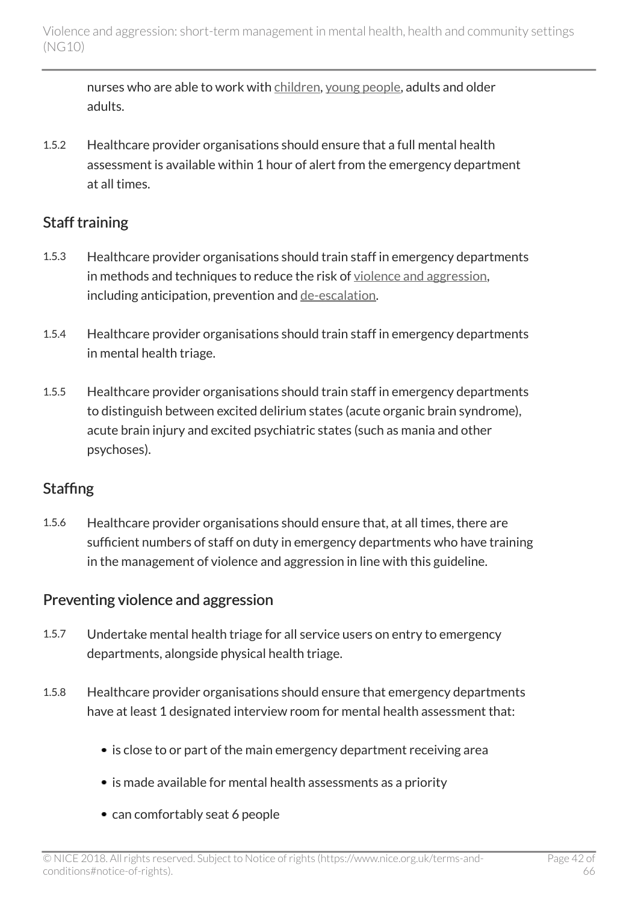nurses who are able to work with children, young people, adults and older adults.

1.5.2 Healthcare provider organisations should ensure that a full mental health assessment is available within 1 hour of alert from the emergency department at all times.

## Staff training

1.5.3 Healthcare provider organisations should train staff in emergency departments in methods and techniques to reduce the risk of violence and aggression, including anticipation, prevention and de-escalation.

1.5.4 Healthcare provider organisations should train staff in emergency departments in mental health triage.

1.5.5 Healthcare provider organisations should train staff in emergency departments to distinguish between excited delirium states (acute organic brain syndrome), acute brain injury and excited psychiatric states (such as mania and other psychoses).

## Staffing

1.5.6 Healthcare provider organisations should ensure that, at all times, there are sufficient numbers of staff on duty in emergency departments who have training in the management of violence and aggression in line with this guideline.

## Preventing violence and aggression

1.5.7 Undertake mental health triage for all service users on entry to emergency departments, alongside physical health triage.

1.5.8 Healthcare provider organisations should ensure that emergency departments have at least 1 designated interview room for mental health assessment that:

- is close to or part of the main emergency department receiving area
- is made available for mental health assessments as a priority
- can comfortably seat 6 people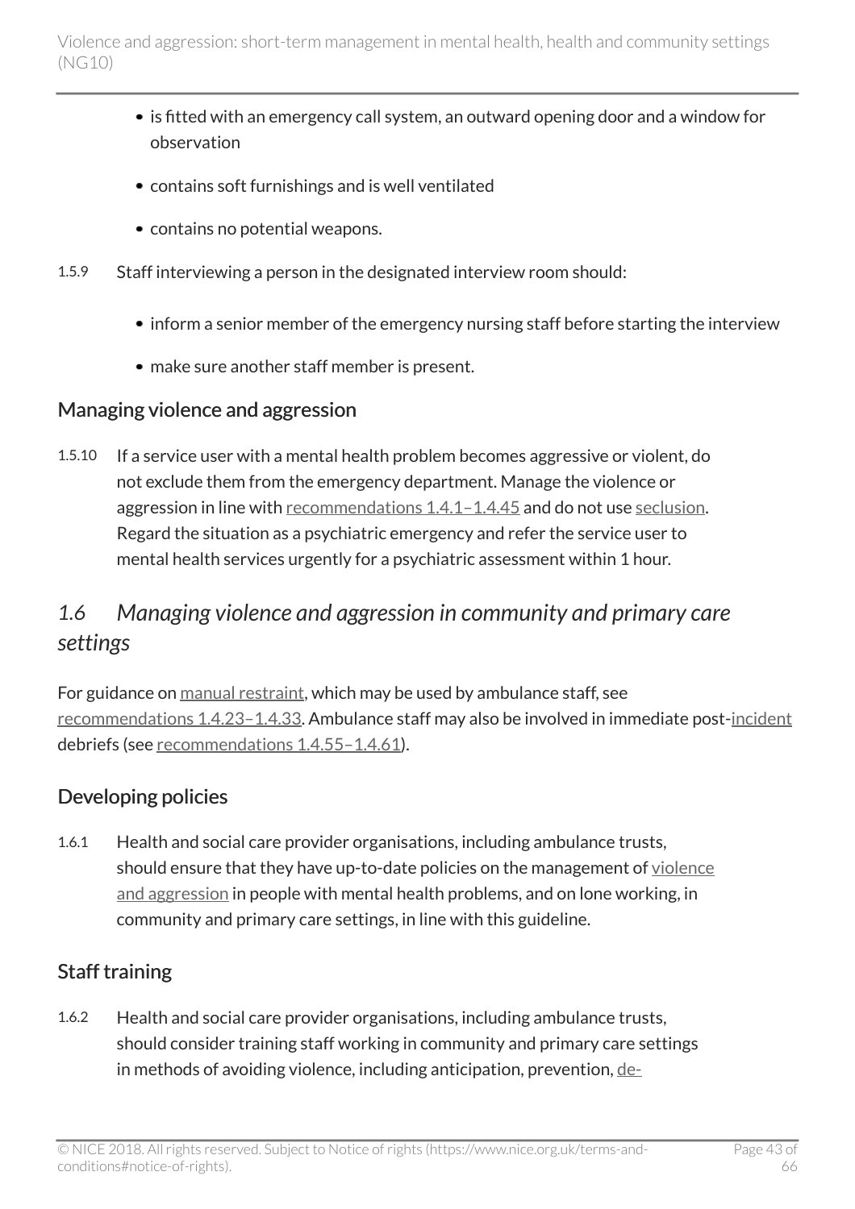- is fitted with an emergency call system, an outward opening door and a window for observation
- contains soft furnishings and is well ventilated
- contains no potential weapons.

1.5.9 Staff interviewing a person in the designated interview room should:

- inform a senior member of the emergency nursing staff before starting the interview
- make sure another staff member is present.

### Managing violence and aggression

1.5.10 If a service user with a mental health problem becomes aggressive or violent, do not exclude them from the emergency department. Manage the violence or aggression in line with recommendations 1.4.1–1.4.45 and do not use seclusion. Regard the situation as a psychiatric emergency and refer the service user to mental health services urgently for a psychiatric assessment within 1 hour.

## *1.6 Managing violence and aggression in community and primary care settings*

For guidance on manual restraint, which may be used by ambulance staff, see recommendations 1.4.23–1.4.33. Ambulance staff may also be involved in immediate post-incident debriefs (see recommendations 1.4.55–1.4.61).

### Developing policies

1.6.1 Health and social care provider organisations, including ambulance trusts, should ensure that they have up-to-date policies on the management of violence and aggression in people with mental health problems, and on lone working, in community and primary care settings, in line with this guideline.

### Staff training

1.6.2 Health and social care provider organisations, including ambulance trusts, should consider training staff working in community and primary care settings in methods of avoiding violence, including anticipation, prevention, de-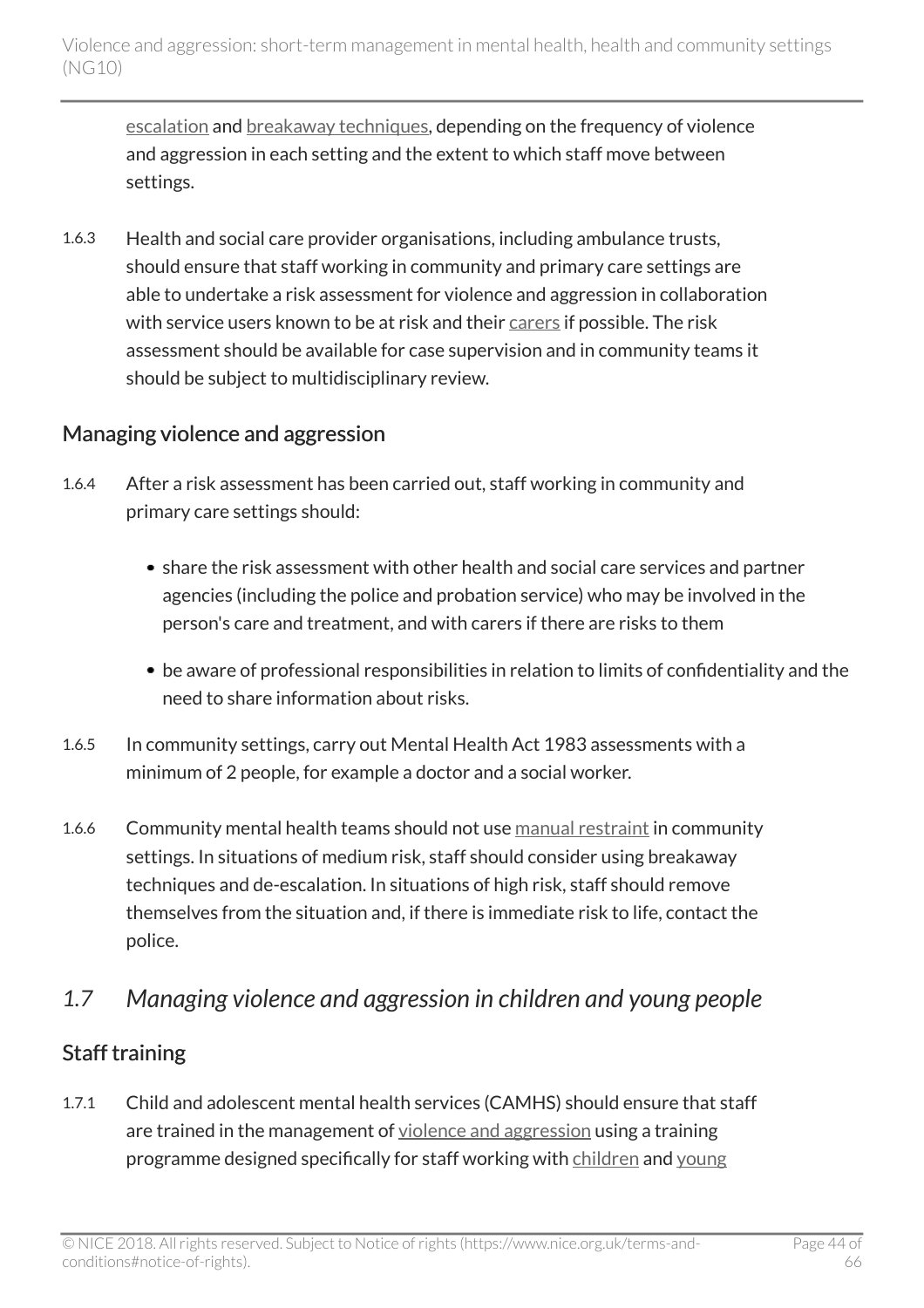escalation and breakaway techniques, depending on the frequency of violence and aggression in each setting and the extent to which staff move between settings.

1.6.3 Health and social care provider organisations, including ambulance trusts, should ensure that staff working in community and primary care settings are able to undertake a risk assessment for violence and aggression in collaboration with service users known to be at risk and their carers if possible. The risk assessment should be available for case supervision and in community teams it should be subject to multidisciplinary review.

### Managing violence and aggression

1.6.4 After a risk assessment has been carried out, staff working in community and primary care settings should:

- share the risk assessment with other health and social care services and partner agencies (including the police and probation service) who may be involved in the person's care and treatment, and with carers if there are risks to them
- be aware of professional responsibilities in relation to limits of confidentiality and the need to share information about risks.

1.6.5 In community settings, carry out Mental Health Act 1983 assessments with a minimum of 2 people, for example a doctor and a social worker.

1.6.6 Community mental health teams should not use manual restraint in community settings. In situations of medium risk, staff should consider using breakaway techniques and de-escalation. In situations of high risk, staff should remove themselves from the situation and, if there is immediate risk to life, contact the police.

## *1.7 Managing violence and aggression in children and young people*

### Staff training

1.7.1 Child and adolescent mental health services (CAMHS) should ensure that staff are trained in the management of violence and aggression using a training programme designed specifically for staff working with children and young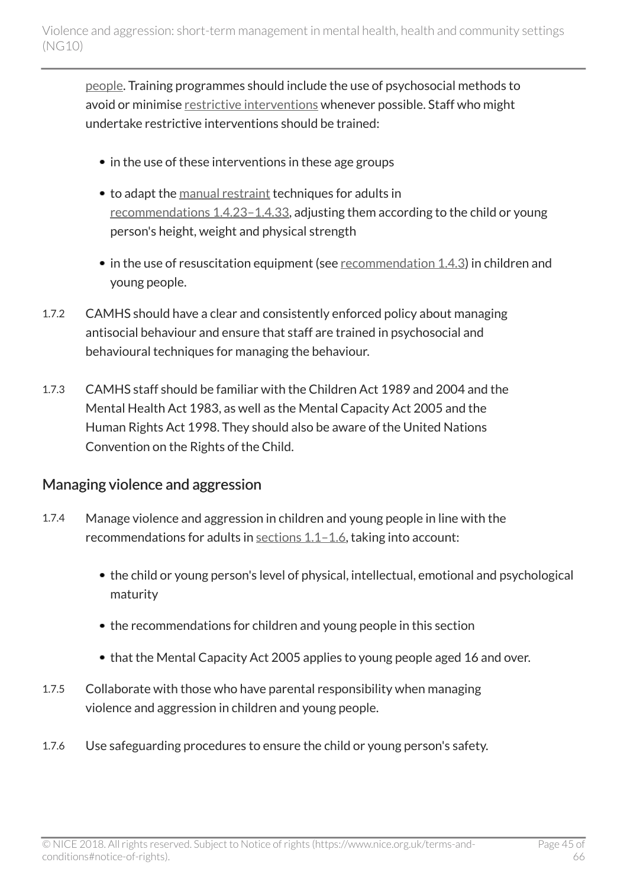people. Training programmes should include the use of psychosocial methods to avoid or minimise restrictive interventions whenever possible. Staff who might undertake restrictive interventions should be trained:

- in the use of these interventions in these age groups
- to adapt the manual restraint techniques for adults in recommendations 1.4.23–1.4.33, adjusting them according to the child or young person's height, weight and physical strength
- in the use of resuscitation equipment (see recommendation 1.4.3) in children and young people.

1.7.2 CAMHS should have a clear and consistently enforced policy about managing antisocial behaviour and ensure that staff are trained in psychosocial and behavioural techniques for managing the behaviour.

1.7.3 CAMHS staff should be familiar with the Children Act 1989 and 2004 and the Mental Health Act 1983, as well as the Mental Capacity Act 2005 and the Human Rights Act 1998. They should also be aware of the United Nations Convention on the Rights of the Child.

## Managing violence and aggression

1.7.4 Manage violence and aggression in children and young people in line with the recommendations for adults in sections 1.1–1.6, taking into account:

- the child or young person's level of physical, intellectual, emotional and psychological maturity
- the recommendations for children and young people in this section
- that the Mental Capacity Act 2005 applies to young people aged 16 and over.

1.7.5 Collaborate with those who have parental responsibility when managing violence and aggression in children and young people.

1.7.6 Use safeguarding procedures to ensure the child or young person's safety.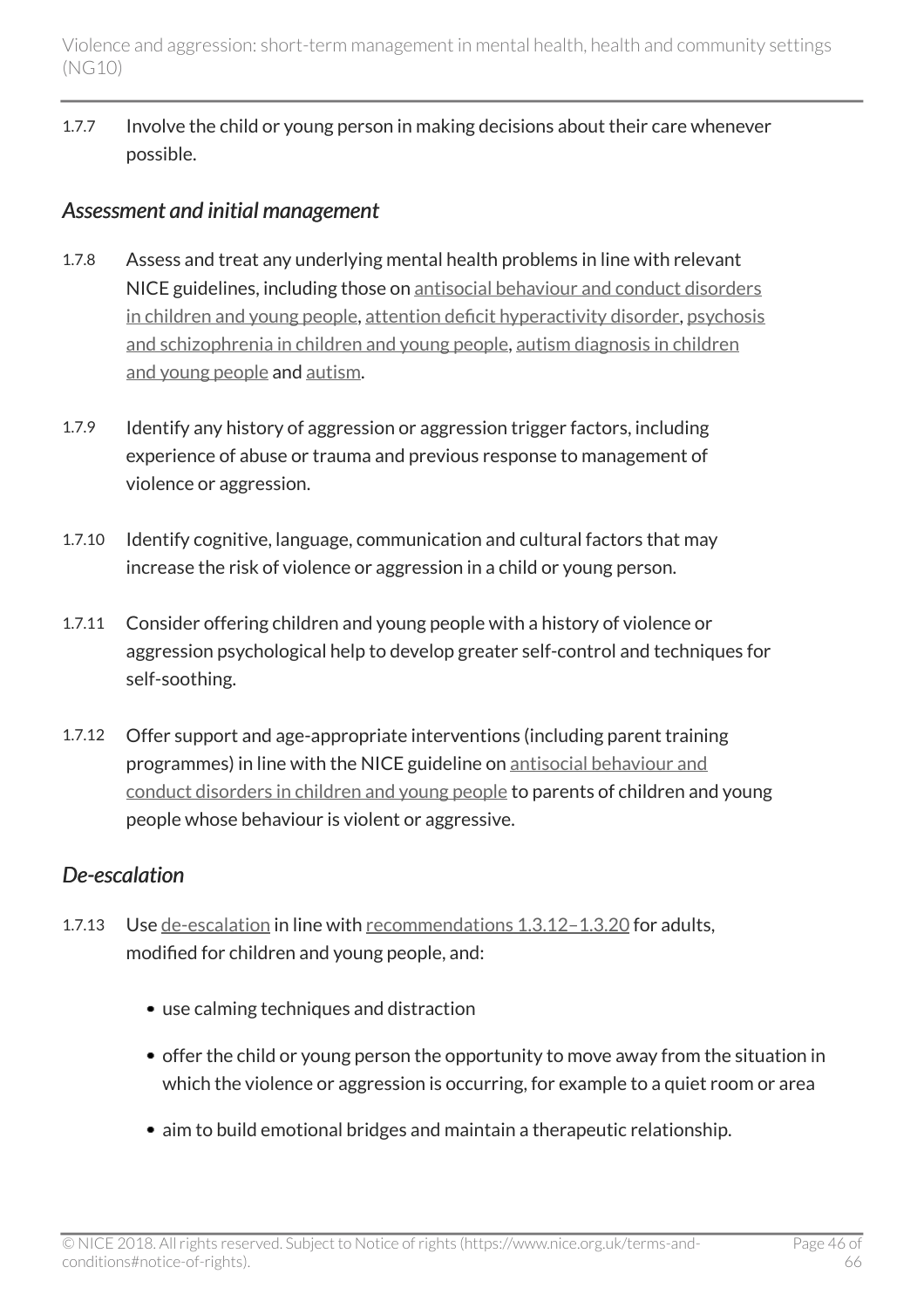1.7.7 Involve the child or young person in making decisions about their care whenever possible.

### *Assessment and initial management*

1.7.8 Assess and treat any underlying mental health problems in line with relevant NICE guidelines, including those on antisocial behaviour and conduct disorders in children and young people, attention deficit hyperactivity disorder, psychosis and schizophrenia in children and young people, autism diagnosis in children and young people and autism.

1.7.9 Identify any history of aggression or aggression trigger factors, including experience of abuse or trauma and previous response to management of violence or aggression.

1.7.10 Identify cognitive, language, communication and cultural factors that may increase the risk of violence or aggression in a child or young person.

1.7.11 Consider offering children and young people with a history of violence or aggression psychological help to develop greater self-control and techniques for self-soothing.

1.7.12 Offer support and age-appropriate interventions (including parent training programmes) in line with the NICE guideline on antisocial behaviour and conduct disorders in children and young people to parents of children and young people whose behaviour is violent or aggressive.

### *De-escalation*

1.7.13 Use de-escalation in line with recommendations 1.3.12–1.3.20 for adults, modified for children and young people, and:

- use calming techniques and distraction
- offer the child or young person the opportunity to move away from the situation in which the violence or aggression is occurring, for example to a quiet room or area
- aim to build emotional bridges and maintain a therapeutic relationship.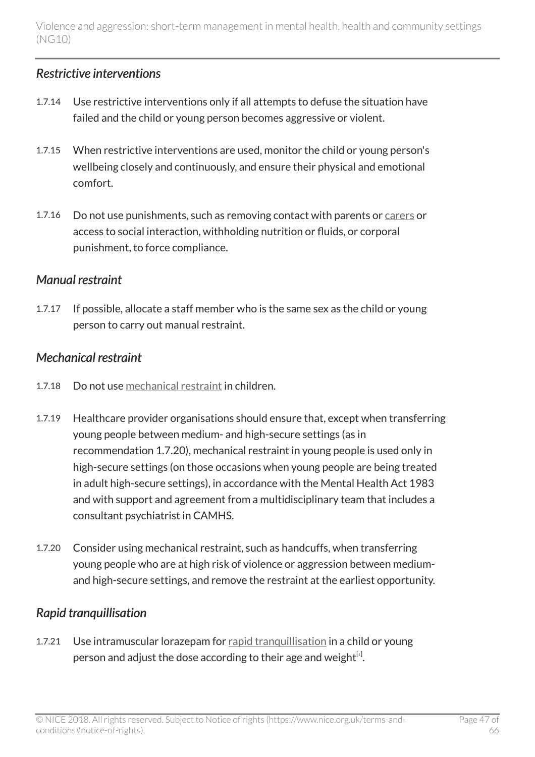### *Restrictive interventions*

1.7.14 Use restrictive interventions only if all attempts to defuse the situation have failed and the child or young person becomes aggressive or violent.

1.7.15 When restrictive interventions are used, monitor the child or young person's wellbeing closely and continuously, and ensure their physical and emotional comfort.

1.7.16 Do not use punishments, such as removing contact with parents or carers or access to social interaction, withholding nutrition or fluids, or corporal punishment, to force compliance.

### *Manual restraint*

1.7.17 If possible, allocate a staff member who is the same sex as the child or young person to carry out manual restraint.

### *Mechanical restraint*

1.7.18 Do not use mechanical restraint in children.

1.7.19 Healthcare provider organisations should ensure that, except when transferring young people between medium- and high-secure settings (as in recommendation 1.7.20), mechanical restraint in young people is used only in high-secure settings (on those occasions when young people are being treated in adult high-secure settings), in accordance with the Mental Health Act 1983 and with support and agreement from a multidisciplinary team that includes a consultant psychiatrist in CAMHS.

1.7.20 Consider using mechanical restraint, such as handcuffs, when transferring young people who are at high risk of violence or aggression between medium- and high-secure settings, and remove the restraint at the earliest opportunity.

### *Rapid tranquillisation*

1.7.21 Use intramuscular lorazepam for rapid tranquillisation in a child or young person and adjust the dose according to their age and weight[1].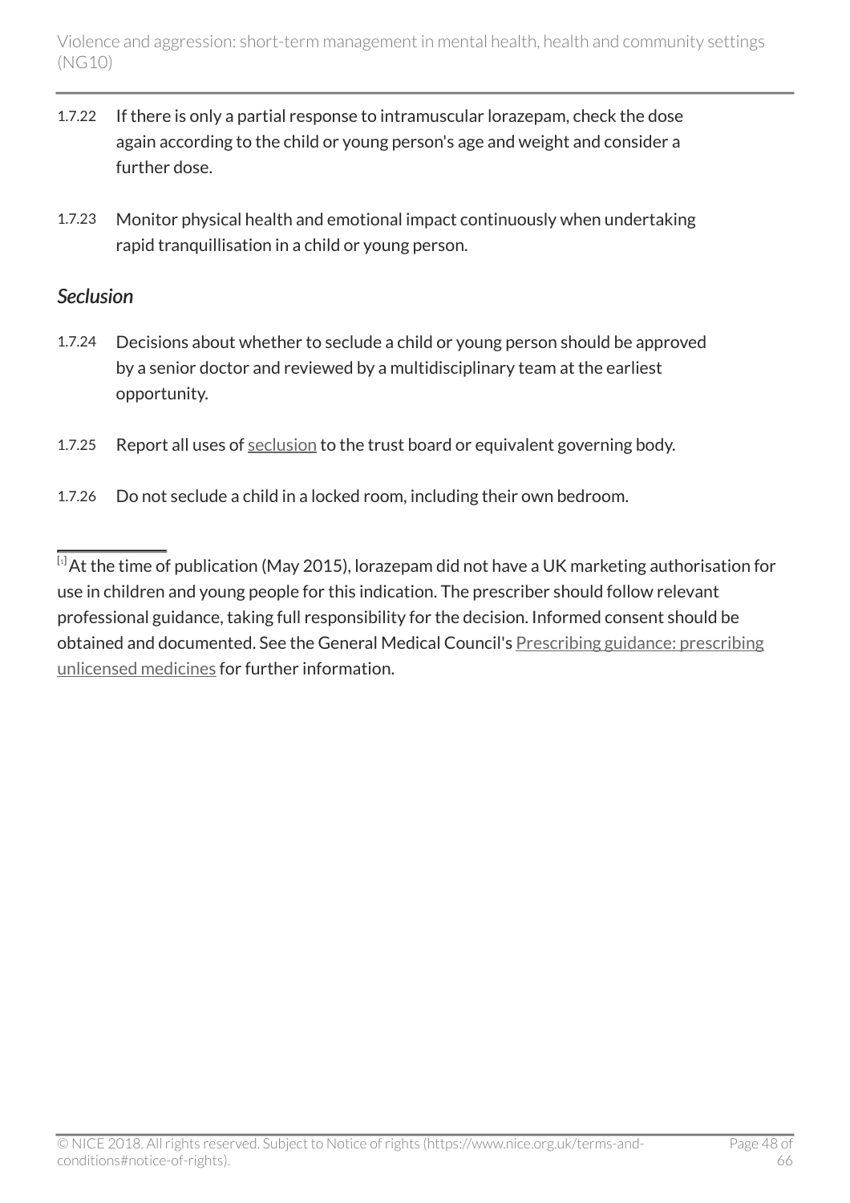1.7.22 If there is only a partial response to intramuscular lorazepam, check the dose again according to the child or young person's age and weight and consider a further dose.

1.7.23 Monitor physical health and emotional impact continuously when undertaking rapid tranquillisation in a child or young person.

### *Seclusion*

1.7.24 Decisions about whether to seclude a child or young person should be approved by a senior doctor and reviewed by a multidisciplinary team at the earliest opportunity.

1.7.25 Report all uses of seclusion to the trust board or equivalent governing body.

1.7.26 Do not seclude a child in a locked room, including their own bedroom.

---

[1] At the time of publication (May 2015), lorazepam did not have a UK marketing authorisation for use in children and young people for this indication. The prescriber should follow relevant professional guidance, taking full responsibility for the decision. Informed consent should be obtained and documented. See the General Medical Council's Prescribing guidance: prescribing unlicensed medicines for further information.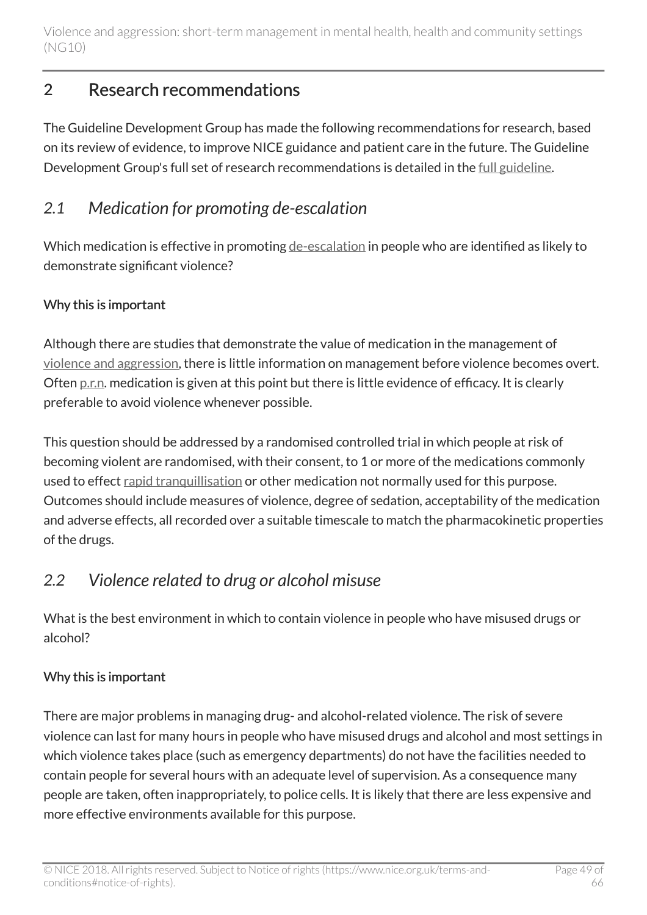## 2 Research recommendations

The Guideline Development Group has made the following recommendations for research, based on its review of evidence, to improve NICE guidance and patient care in the future. The Guideline Development Group's full set of research recommendations is detailed in the full guideline.

### *2.1 Medication for promoting de-escalation*

Which medication is effective in promoting de-escalation in people who are identified as likely to demonstrate significant violence?

#### Why this is important

Although there are studies that demonstrate the value of medication in the management of violence and aggression, there is little information on management before violence becomes overt. Often p.r.n. medication is given at this point but there is little evidence of efficacy. It is clearly preferable to avoid violence whenever possible.

This question should be addressed by a randomised controlled trial in which people at risk of becoming violent are randomised, with their consent, to 1 or more of the medications commonly used to effect rapid tranquillisation or other medication not normally used for this purpose. Outcomes should include measures of violence, degree of sedation, acceptability of the medication and adverse effects, all recorded over a suitable timescale to match the pharmacokinetic properties of the drugs.

### *2.2 Violence related to drug or alcohol misuse*

What is the best environment in which to contain violence in people who have misused drugs or alcohol?

#### Why this is important

There are major problems in managing drug- and alcohol-related violence. The risk of severe violence can last for many hours in people who have misused drugs and alcohol and most settings in which violence takes place (such as emergency departments) do not have the facilities needed to contain people for several hours with an adequate level of supervision. As a consequence many people are taken, often inappropriately, to police cells. It is likely that there are less expensive and more effective environments available for this purpose.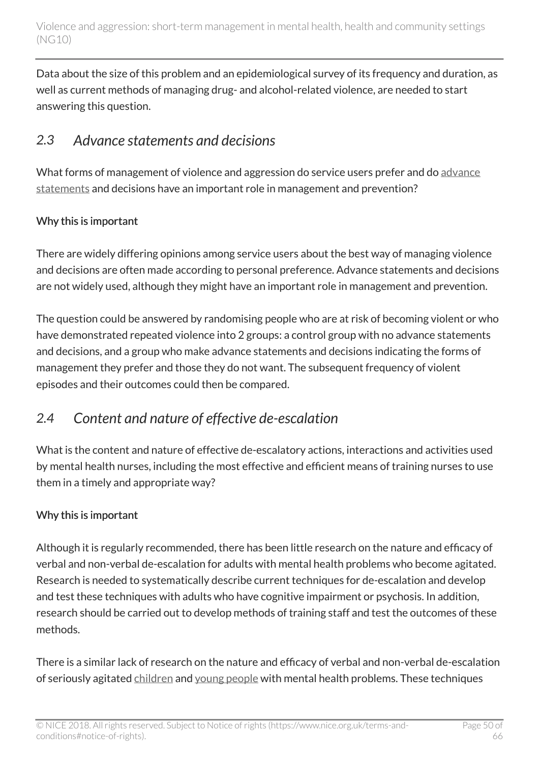Data about the size of this problem and an epidemiological survey of its frequency and duration, as well as current methods of managing drug- and alcohol-related violence, are needed to start answering this question.

## *2.3 Advance statements and decisions*

What forms of management of violence and aggression do service users prefer and do advance statements and decisions have an important role in management and prevention?

**Why this is important**

There are widely differing opinions among service users about the best way of managing violence and decisions are often made according to personal preference. Advance statements and decisions are not widely used, although they might have an important role in management and prevention.

The question could be answered by randomising people who are at risk of becoming violent or who have demonstrated repeated violence into 2 groups: a control group with no advance statements and decisions, and a group who make advance statements and decisions indicating the forms of management they prefer and those they do not want. The subsequent frequency of violent episodes and their outcomes could then be compared.

## *2.4 Content and nature of effective de-escalation*

What is the content and nature of effective de-escalatory actions, interactions and activities used by mental health nurses, including the most effective and efficient means of training nurses to use them in a timely and appropriate way?

**Why this is important**

Although it is regularly recommended, there has been little research on the nature and efficacy of verbal and non-verbal de-escalation for adults with mental health problems who become agitated. Research is needed to systematically describe current techniques for de-escalation and develop and test these techniques with adults who have cognitive impairment or psychosis. In addition, research should be carried out to develop methods of training staff and test the outcomes of these methods.

There is a similar lack of research on the nature and efficacy of verbal and non-verbal de-escalation of seriously agitated children and young people with mental health problems. These techniques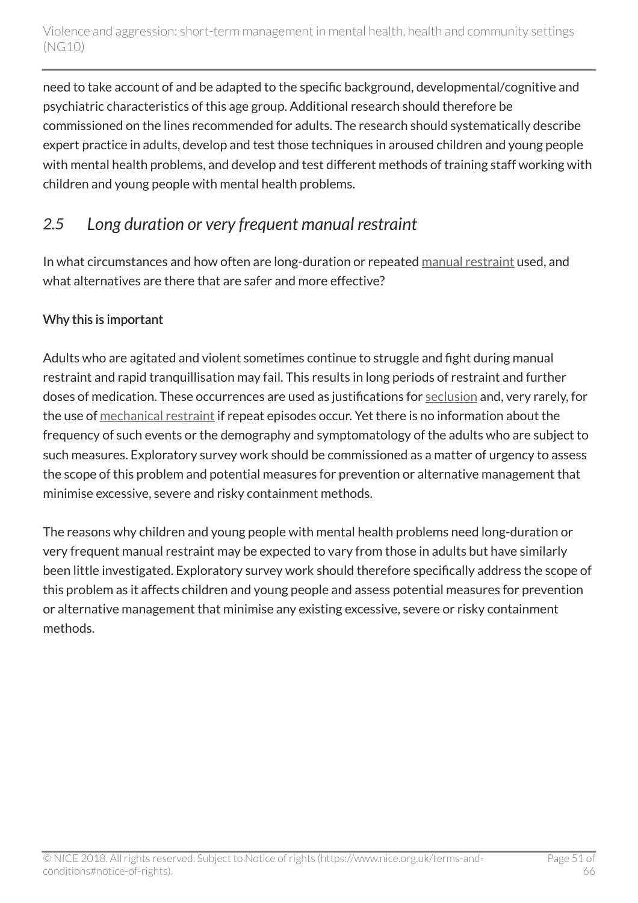need to take account of and be adapted to the specific background, developmental/cognitive and psychiatric characteristics of this age group. Additional research should therefore be commissioned on the lines recommended for adults. The research should systematically describe expert practice in adults, develop and test those techniques in aroused children and young people with mental health problems, and develop and test different methods of training staff working with children and young people with mental health problems.

## *2.5 Long duration or very frequent manual restraint*

In what circumstances and how often are long-duration or repeated manual restraint used, and what alternatives are there that are safer and more effective?

### Why this is important

Adults who are agitated and violent sometimes continue to struggle and fight during manual restraint and rapid tranquillisation may fail. This results in long periods of restraint and further doses of medication. These occurrences are used as justifications for seclusion and, very rarely, for the use of mechanical restraint if repeat episodes occur. Yet there is no information about the frequency of such events or the demography and symptomatology of the adults who are subject to such measures. Exploratory survey work should be commissioned as a matter of urgency to assess the scope of this problem and potential measures for prevention or alternative management that minimise excessive, severe and risky containment methods.

The reasons why children and young people with mental health problems need long-duration or very frequent manual restraint may be expected to vary from those in adults but have similarly been little investigated. Exploratory survey work should therefore specifically address the scope of this problem as it affects children and young people and assess potential measures for prevention or alternative management that minimise any existing excessive, severe or risky containment methods.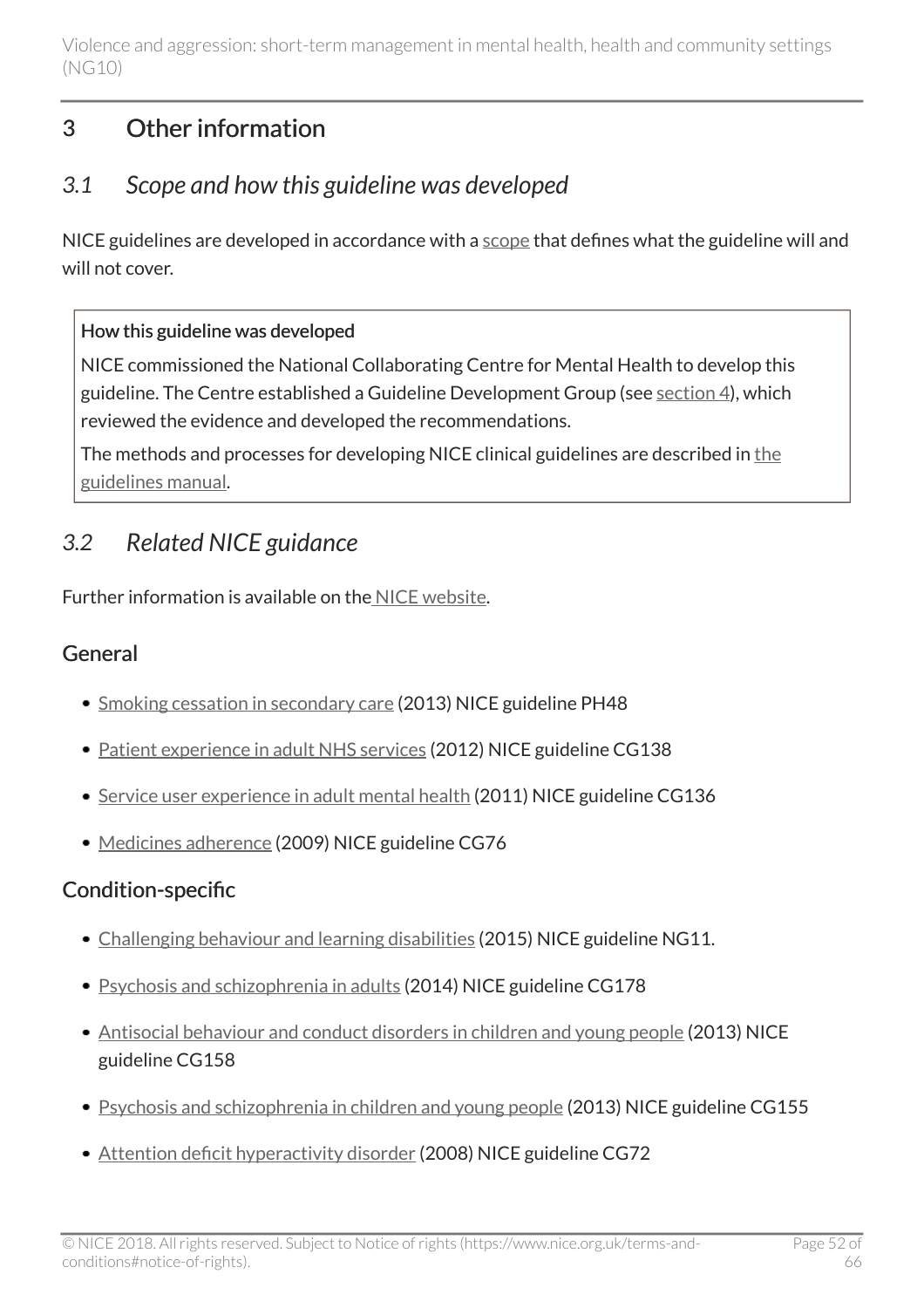## 3 Other information

### *3.1 Scope and how this guideline was developed*

NICE guidelines are developed in accordance with a scope that defines what the guideline will and will not cover.

> **How this guideline was developed**
>
> NICE commissioned the National Collaborating Centre for Mental Health to develop this guideline. The Centre established a Guideline Development Group (see section 4), which reviewed the evidence and developed the recommendations.
>
> The methods and processes for developing NICE clinical guidelines are described in the guidelines manual.

### *3.2 Related NICE guidance*

Further information is available on the NICE website.

#### General

- Smoking cessation in secondary care (2013) NICE guideline PH48
- Patient experience in adult NHS services (2012) NICE guideline CG138
- Service user experience in adult mental health (2011) NICE guideline CG136
- Medicines adherence (2009) NICE guideline CG76

#### Condition-specific

- Challenging behaviour and learning disabilities (2015) NICE guideline NG11.
- Psychosis and schizophrenia in adults (2014) NICE guideline CG178
- Antisocial behaviour and conduct disorders in children and young people (2013) NICE guideline CG158
- Psychosis and schizophrenia in children and young people (2013) NICE guideline CG155
- Attention deficit hyperactivity disorder (2008) NICE guideline CG72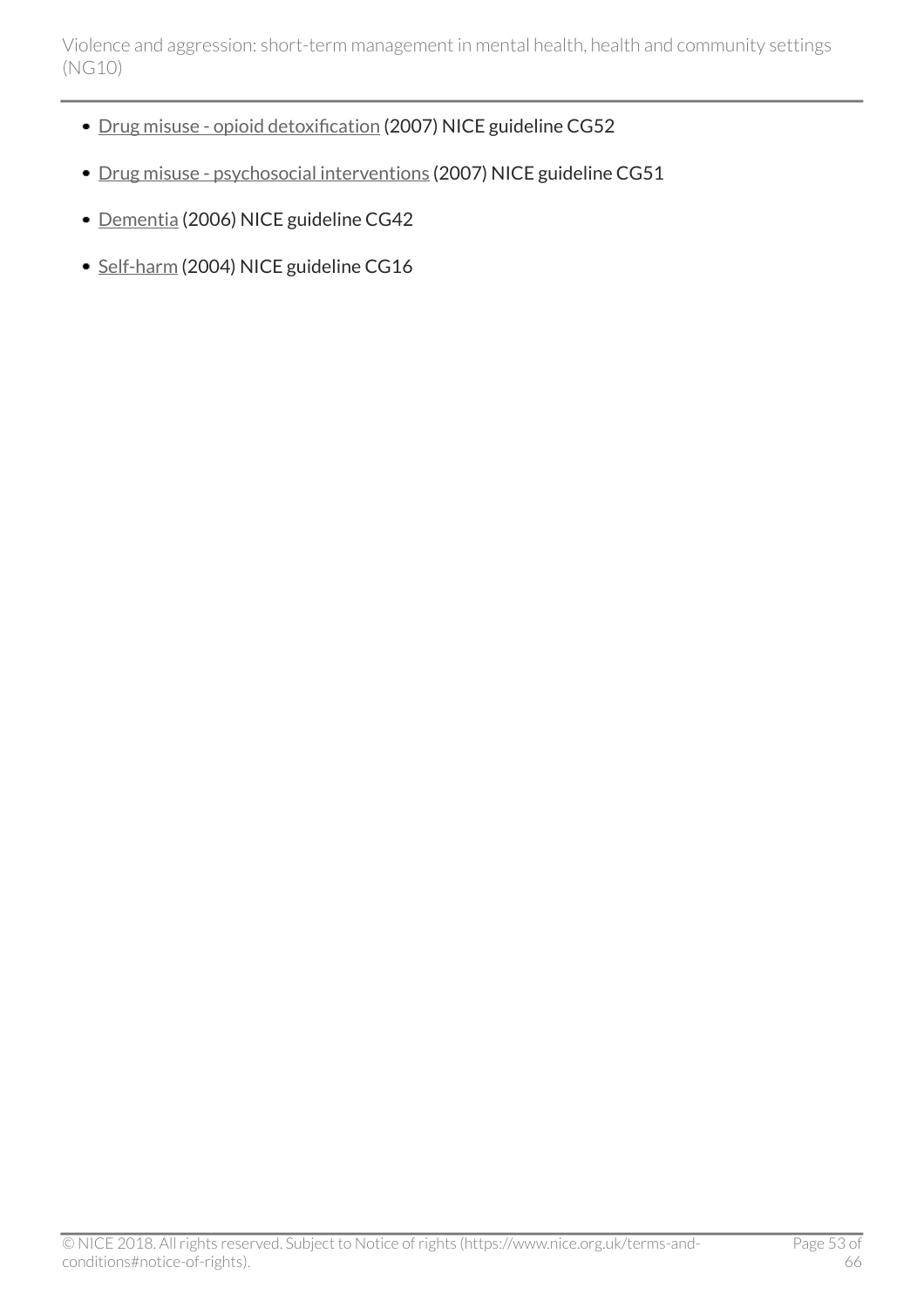- Drug misuse - opioid detoxification (2007) NICE guideline CG52
- Drug misuse - psychosocial interventions (2007) NICE guideline CG51
- Dementia (2006) NICE guideline CG42
- Self-harm (2004) NICE guideline CG16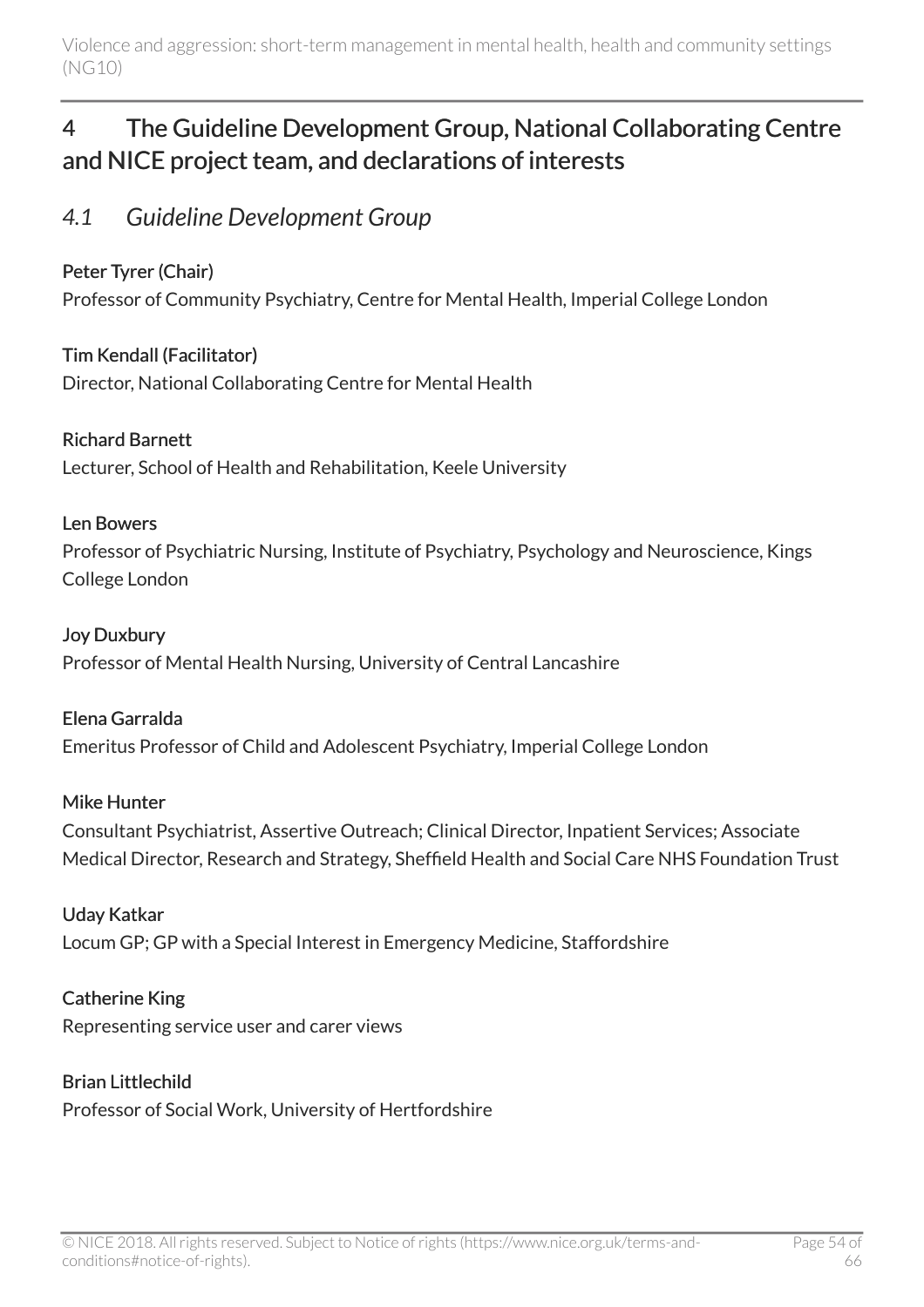# 4 The Guideline Development Group, National Collaborating Centre and NICE project team, and declarations of interests

## *4.1 Guideline Development Group*

**Peter Tyrer (Chair)**
Professor of Community Psychiatry, Centre for Mental Health, Imperial College London

**Tim Kendall (Facilitator)**
Director, National Collaborating Centre for Mental Health

**Richard Barnett**
Lecturer, School of Health and Rehabilitation, Keele University

**Len Bowers**
Professor of Psychiatric Nursing, Institute of Psychiatry, Psychology and Neuroscience, Kings College London

**Joy Duxbury**
Professor of Mental Health Nursing, University of Central Lancashire

**Elena Garralda**
Emeritus Professor of Child and Adolescent Psychiatry, Imperial College London

**Mike Hunter**
Consultant Psychiatrist, Assertive Outreach; Clinical Director, Inpatient Services; Associate Medical Director, Research and Strategy, Sheffield Health and Social Care NHS Foundation Trust

**Uday Katkar**
Locum GP; GP with a Special Interest in Emergency Medicine, Staffordshire

**Catherine King**
Representing service user and carer views

**Brian Littlechild**
Professor of Social Work, University of Hertfordshire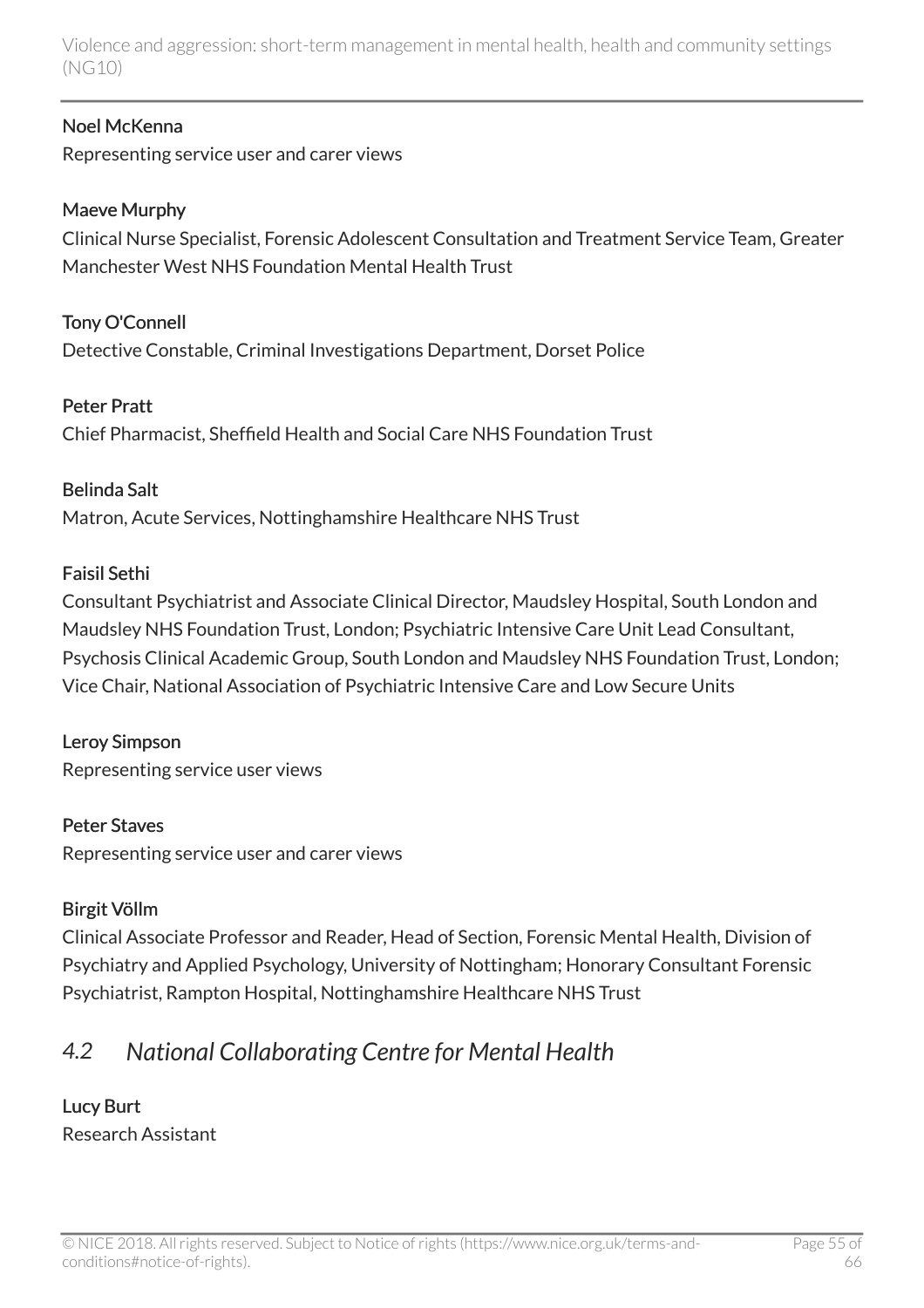**Noel McKenna**
Representing service user and carer views

**Maeve Murphy**
Clinical Nurse Specialist, Forensic Adolescent Consultation and Treatment Service Team, Greater Manchester West NHS Foundation Mental Health Trust

**Tony O'Connell**
Detective Constable, Criminal Investigations Department, Dorset Police

**Peter Pratt**
Chief Pharmacist, Sheffield Health and Social Care NHS Foundation Trust

**Belinda Salt**
Matron, Acute Services, Nottinghamshire Healthcare NHS Trust

**Faisil Sethi**
Consultant Psychiatrist and Associate Clinical Director, Maudsley Hospital, South London and Maudsley NHS Foundation Trust, London; Psychiatric Intensive Care Unit Lead Consultant, Psychosis Clinical Academic Group, South London and Maudsley NHS Foundation Trust, London; Vice Chair, National Association of Psychiatric Intensive Care and Low Secure Units

**Leroy Simpson**
Representing service user views

**Peter Staves**
Representing service user and carer views

**Birgit Völlm**
Clinical Associate Professor and Reader, Head of Section, Forensic Mental Health, Division of Psychiatry and Applied Psychology, University of Nottingham; Honorary Consultant Forensic Psychiatrist, Rampton Hospital, Nottinghamshire Healthcare NHS Trust

## *4.2 National Collaborating Centre for Mental Health*

**Lucy Burt**
Research Assistant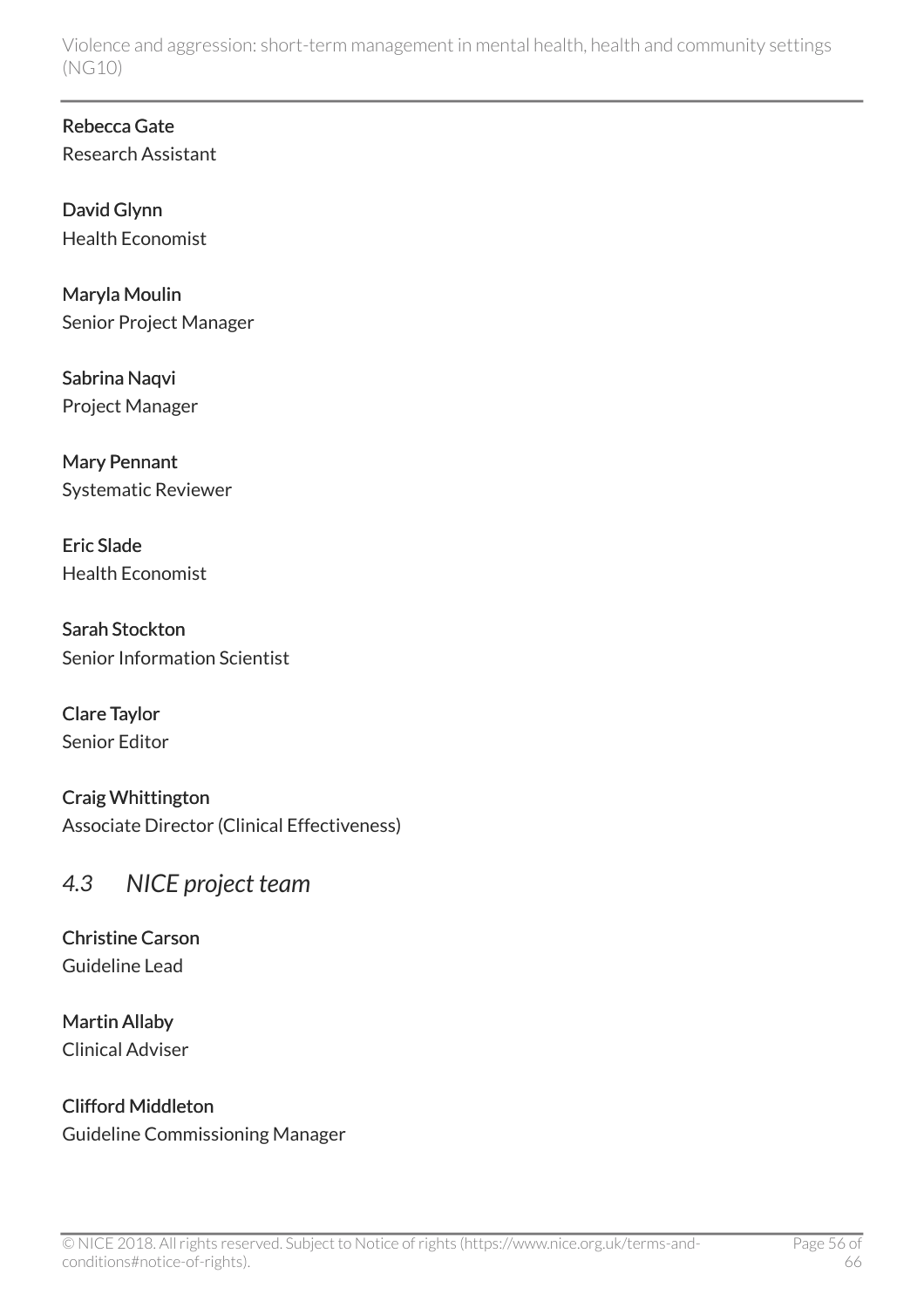**Rebecca Gate**
Research Assistant

**David Glynn**
Health Economist

**Maryla Moulin**
Senior Project Manager

**Sabrina Naqvi**
Project Manager

**Mary Pennant**
Systematic Reviewer

**Eric Slade**
Health Economist

**Sarah Stockton**
Senior Information Scientist

**Clare Taylor**
Senior Editor

**Craig Whittington**
Associate Director (Clinical Effectiveness)

## *4.3 NICE project team*

**Christine Carson**
Guideline Lead

**Martin Allaby**
Clinical Adviser

**Clifford Middleton**
Guideline Commissioning Manager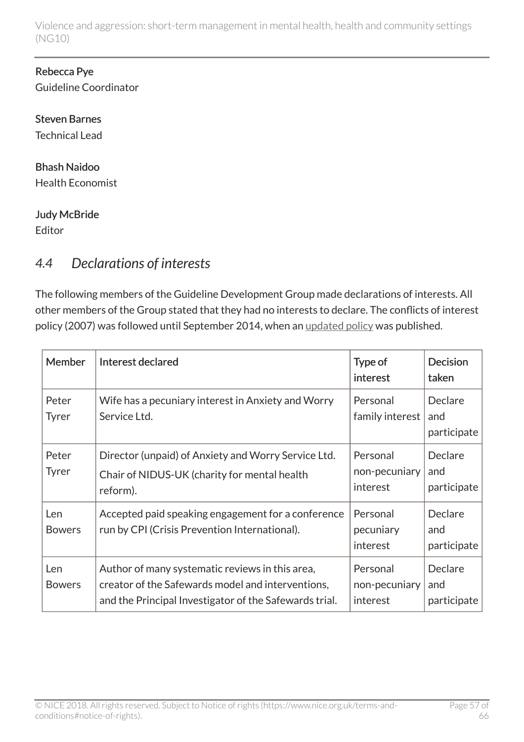**Rebecca Pye**
Guideline Coordinator

**Steven Barnes**
Technical Lead

**Bhash Naidoo**
Health Economist

**Judy McBride**
Editor

## *4.4 Declarations of interests*

The following members of the Guideline Development Group made declarations of interests. All other members of the Group stated that they had no interests to declare. The conflicts of interest policy (2007) was followed until September 2014, when an updated policy was published.

| Member | Interest declared | Type of interest | Decision taken |
|---|---|---|---|
| Peter Tyrer | Wife has a pecuniary interest in Anxiety and Worry Service Ltd. | Personal family interest | Declare and participate |
| Peter Tyrer | Director (unpaid) of Anxiety and Worry Service Ltd.<br>Chair of NIDUS-UK (charity for mental health reform). | Personal non-pecuniary interest | Declare and participate |
| Len Bowers | Accepted paid speaking engagement for a conference run by CPI (Crisis Prevention International). | Personal pecuniary interest | Declare and participate |
| Len Bowers | Author of many systematic reviews in this area, creator of the Safewards model and interventions, and the Principal Investigator of the Safewards trial. | Personal non-pecuniary interest | Declare and participate |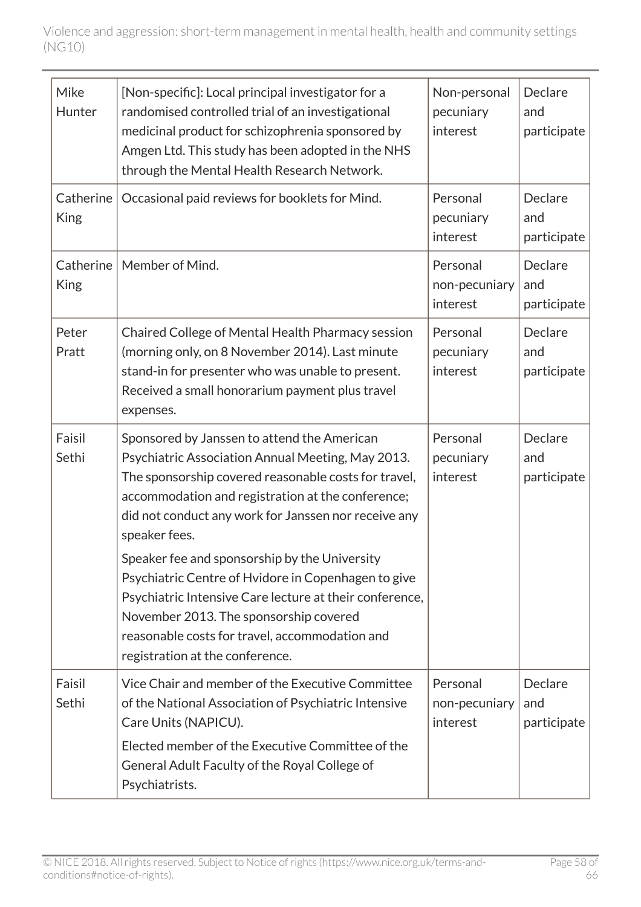| Mike Hunter | [Non-specific]: Local principal investigator for a randomised controlled trial of an investigational medicinal product for schizophrenia sponsored by Amgen Ltd. This study has been adopted in the NHS through the Mental Health Research Network. | Non-personal pecuniary interest | Declare and participate |
|---|---|---|---|
| Catherine King | Occasional paid reviews for booklets for Mind. | Personal pecuniary interest | Declare and participate |
| Catherine King | Member of Mind. | Personal non-pecuniary interest | Declare and participate |
| Peter Pratt | Chaired College of Mental Health Pharmacy session (morning only, on 8 November 2014). Last minute stand-in for presenter who was unable to present. Received a small honorarium payment plus travel expenses. | Personal pecuniary interest | Declare and participate |
| Faisil Sethi | Sponsored by Janssen to attend the American Psychiatric Association Annual Meeting, May 2013. The sponsorship covered reasonable costs for travel, accommodation and registration at the conference; did not conduct any work for Janssen nor receive any speaker fees.<br><br>Speaker fee and sponsorship by the University Psychiatric Centre of Hvidore in Copenhagen to give Psychiatric Intensive Care lecture at their conference, November 2013. The sponsorship covered reasonable costs for travel, accommodation and registration at the conference. | Personal pecuniary interest | Declare and participate |
| Faisil Sethi | Vice Chair and member of the Executive Committee of the National Association of Psychiatric Intensive Care Units (NAPICU).<br><br>Elected member of the Executive Committee of the General Adult Faculty of the Royal College of Psychiatrists. | Personal non-pecuniary interest | Declare and participate |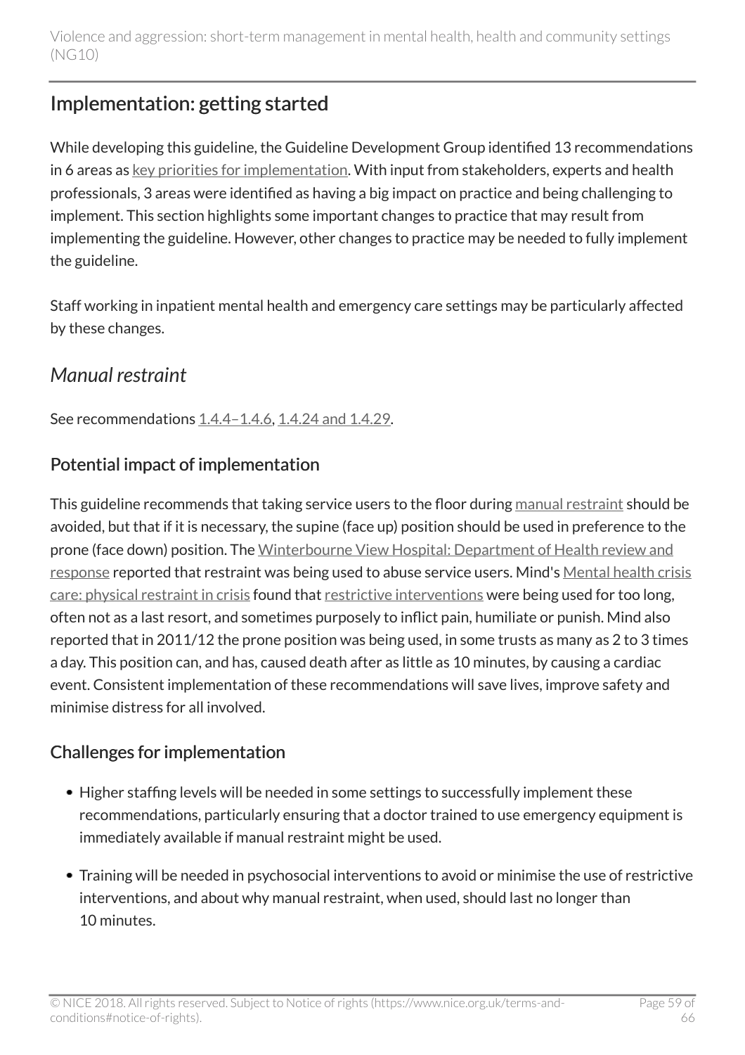## Implementation: getting started

While developing this guideline, the Guideline Development Group identified 13 recommendations in 6 areas as key priorities for implementation. With input from stakeholders, experts and health professionals, 3 areas were identified as having a big impact on practice and being challenging to implement. This section highlights some important changes to practice that may result from implementing the guideline. However, other changes to practice may be needed to fully implement the guideline.

Staff working in inpatient mental health and emergency care settings may be particularly affected by these changes.

### *Manual restraint*

See recommendations 1.4.4–1.4.6, 1.4.24 and 1.4.29.

#### Potential impact of implementation

This guideline recommends that taking service users to the floor during manual restraint should be avoided, but that if it is necessary, the supine (face up) position should be used in preference to the prone (face down) position. The Winterbourne View Hospital: Department of Health review and response reported that restraint was being used to abuse service users. Mind's Mental health crisis care: physical restraint in crisis found that restrictive interventions were being used for too long, often not as a last resort, and sometimes purposely to inflict pain, humiliate or punish. Mind also reported that in 2011/12 the prone position was being used, in some trusts as many as 2 to 3 times a day. This position can, and has, caused death after as little as 10 minutes, by causing a cardiac event. Consistent implementation of these recommendations will save lives, improve safety and minimise distress for all involved.

#### Challenges for implementation

- Higher staffing levels will be needed in some settings to successfully implement these recommendations, particularly ensuring that a doctor trained to use emergency equipment is immediately available if manual restraint might be used.
- Training will be needed in psychosocial interventions to avoid or minimise the use of restrictive interventions, and about why manual restraint, when used, should last no longer than 10 minutes.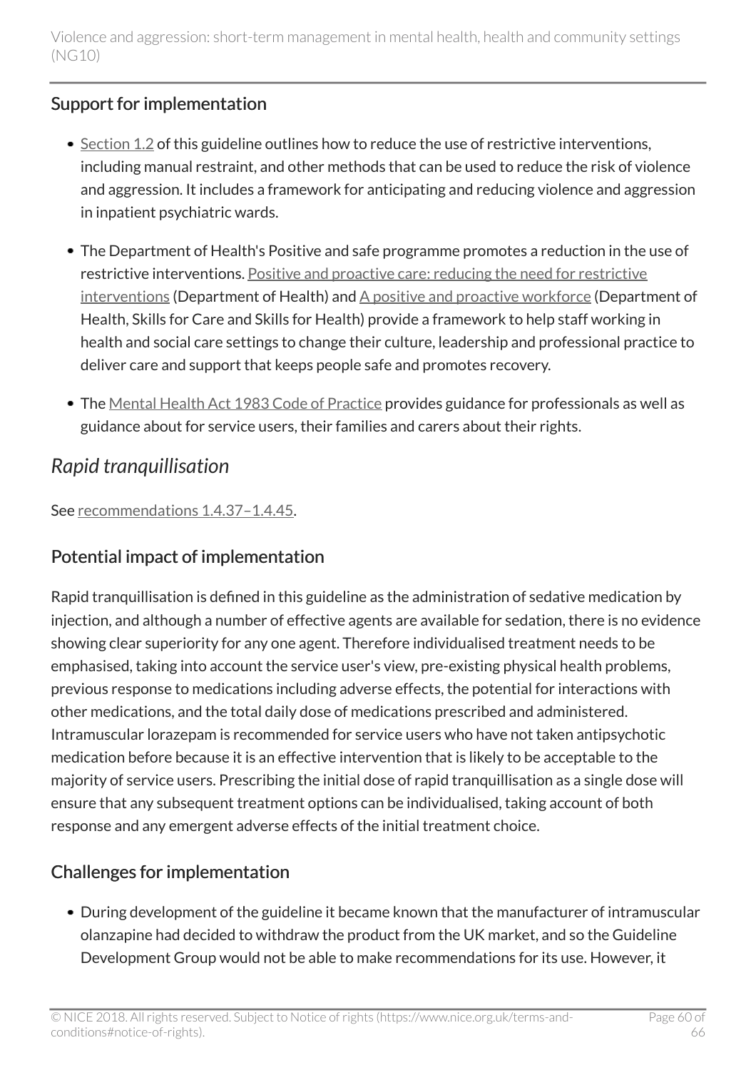### Support for implementation

- Section 1.2 of this guideline outlines how to reduce the use of restrictive interventions, including manual restraint, and other methods that can be used to reduce the risk of violence and aggression. It includes a framework for anticipating and reducing violence and aggression in inpatient psychiatric wards.
- The Department of Health's Positive and safe programme promotes a reduction in the use of restrictive interventions. Positive and proactive care: reducing the need for restrictive interventions (Department of Health) and A positive and proactive workforce (Department of Health, Skills for Care and Skills for Health) provide a framework to help staff working in health and social care settings to change their culture, leadership and professional practice to deliver care and support that keeps people safe and promotes recovery.
- The Mental Health Act 1983 Code of Practice provides guidance for professionals as well as guidance about for service users, their families and carers about their rights.

## *Rapid tranquillisation*

See recommendations 1.4.37–1.4.45.

### Potential impact of implementation

Rapid tranquillisation is defined in this guideline as the administration of sedative medication by injection, and although a number of effective agents are available for sedation, there is no evidence showing clear superiority for any one agent. Therefore individualised treatment needs to be emphasised, taking into account the service user's view, pre-existing physical health problems, previous response to medications including adverse effects, the potential for interactions with other medications, and the total daily dose of medications prescribed and administered. Intramuscular lorazepam is recommended for service users who have not taken antipsychotic medication before because it is an effective intervention that is likely to be acceptable to the majority of service users. Prescribing the initial dose of rapid tranquillisation as a single dose will ensure that any subsequent treatment options can be individualised, taking account of both response and any emergent adverse effects of the initial treatment choice.

### Challenges for implementation

- During development of the guideline it became known that the manufacturer of intramuscular olanzapine had decided to withdraw the product from the UK market, and so the Guideline Development Group would not be able to make recommendations for its use. However, it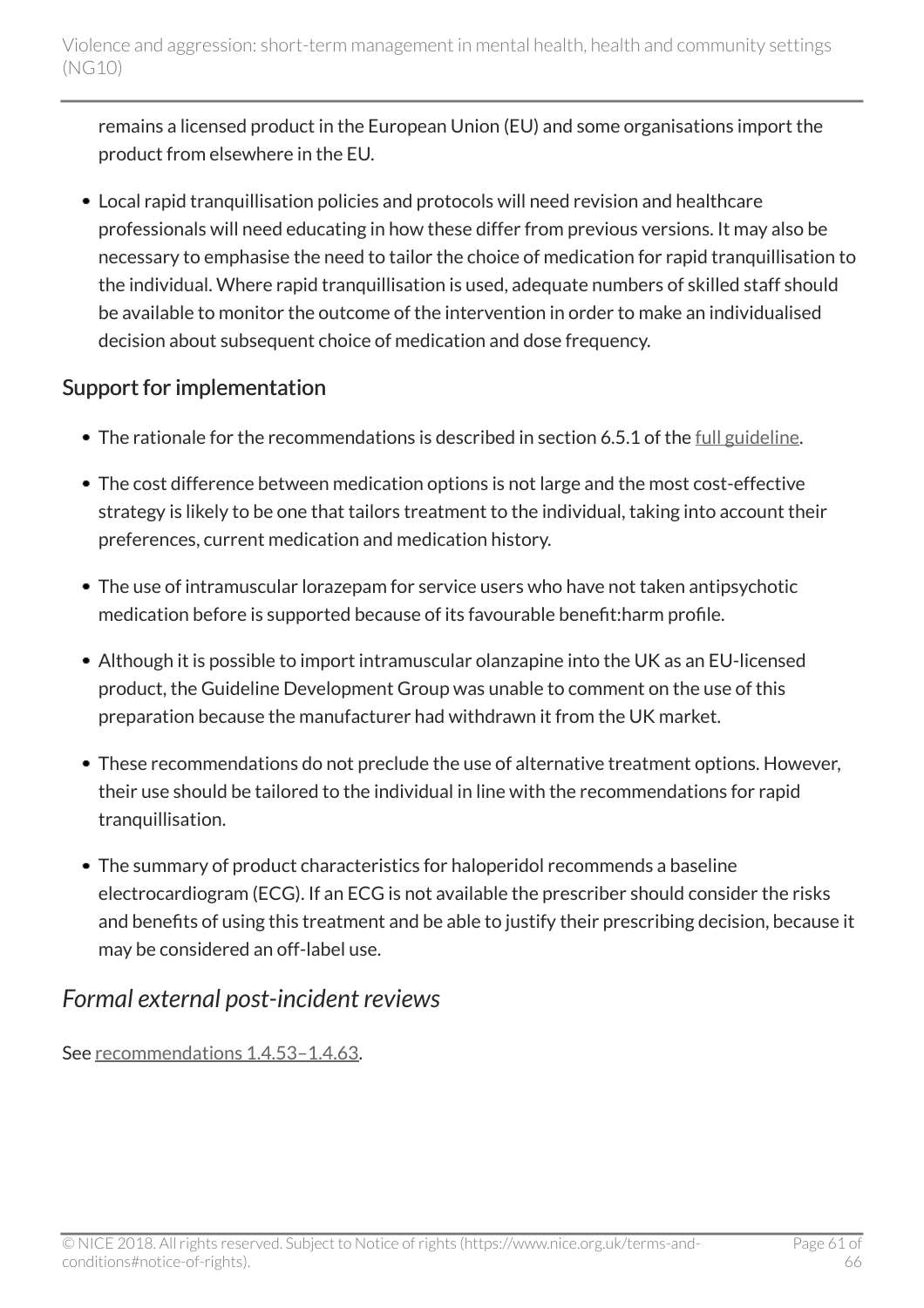remains a licensed product in the European Union (EU) and some organisations import the product from elsewhere in the EU.

- Local rapid tranquillisation policies and protocols will need revision and healthcare professionals will need educating in how these differ from previous versions. It may also be necessary to emphasise the need to tailor the choice of medication for rapid tranquillisation to the individual. Where rapid tranquillisation is used, adequate numbers of skilled staff should be available to monitor the outcome of the intervention in order to make an individualised decision about subsequent choice of medication and dose frequency.

### Support for implementation

- The rationale for the recommendations is described in section 6.5.1 of the full guideline.
- The cost difference between medication options is not large and the most cost-effective strategy is likely to be one that tailors treatment to the individual, taking into account their preferences, current medication and medication history.
- The use of intramuscular lorazepam for service users who have not taken antipsychotic medication before is supported because of its favourable benefit:harm profile.
- Although it is possible to import intramuscular olanzapine into the UK as an EU-licensed product, the Guideline Development Group was unable to comment on the use of this preparation because the manufacturer had withdrawn it from the UK market.
- These recommendations do not preclude the use of alternative treatment options. However, their use should be tailored to the individual in line with the recommendations for rapid tranquillisation.
- The summary of product characteristics for haloperidol recommends a baseline electrocardiogram (ECG). If an ECG is not available the prescriber should consider the risks and benefits of using this treatment and be able to justify their prescribing decision, because it may be considered an off-label use.

## *Formal external post-incident reviews*

See recommendations 1.4.53–1.4.63.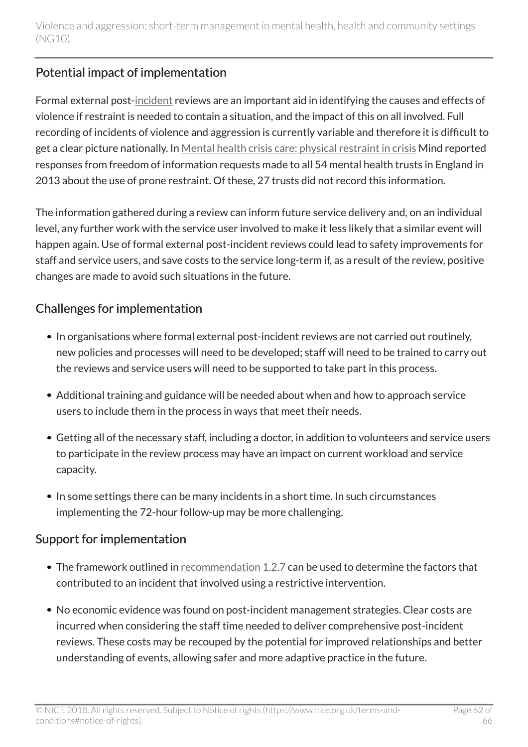## Potential impact of implementation

Formal external post-incident reviews are an important aid in identifying the causes and effects of violence if restraint is needed to contain a situation, and the impact of this on all involved. Full recording of incidents of violence and aggression is currently variable and therefore it is difficult to get a clear picture nationally. In Mental health crisis care: physical restraint in crisis Mind reported responses from freedom of information requests made to all 54 mental health trusts in England in 2013 about the use of prone restraint. Of these, 27 trusts did not record this information.

The information gathered during a review can inform future service delivery and, on an individual level, any further work with the service user involved to make it less likely that a similar event will happen again. Use of formal external post-incident reviews could lead to safety improvements for staff and service users, and save costs to the service long-term if, as a result of the review, positive changes are made to avoid such situations in the future.

## Challenges for implementation

- In organisations where formal external post-incident reviews are not carried out routinely, new policies and processes will need to be developed; staff will need to be trained to carry out the reviews and service users will need to be supported to take part in this process.
- Additional training and guidance will be needed about when and how to approach service users to include them in the process in ways that meet their needs.
- Getting all of the necessary staff, including a doctor, in addition to volunteers and service users to participate in the review process may have an impact on current workload and service capacity.
- In some settings there can be many incidents in a short time. In such circumstances implementing the 72-hour follow-up may be more challenging.

## Support for implementation

- The framework outlined in recommendation 1.2.7 can be used to determine the factors that contributed to an incident that involved using a restrictive intervention.
- No economic evidence was found on post-incident management strategies. Clear costs are incurred when considering the staff time needed to deliver comprehensive post-incident reviews. These costs may be recouped by the potential for improved relationships and better understanding of events, allowing safer and more adaptive practice in the future.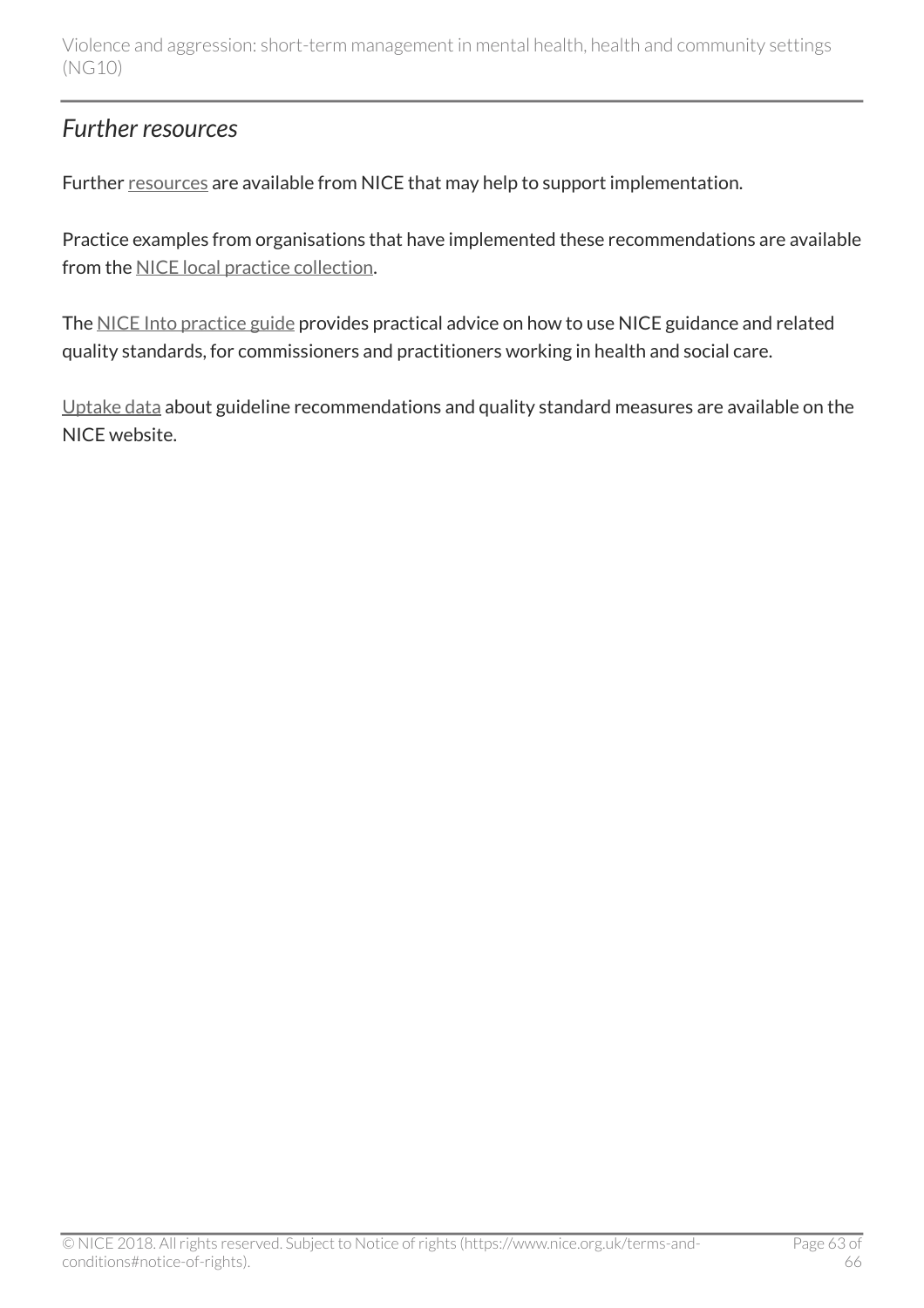## *Further resources*

Further resources are available from NICE that may help to support implementation.

Practice examples from organisations that have implemented these recommendations are available from the NICE local practice collection.

The NICE Into practice guide provides practical advice on how to use NICE guidance and related quality standards, for commissioners and practitioners working in health and social care.

Uptake data about guideline recommendations and quality standard measures are available on the NICE website.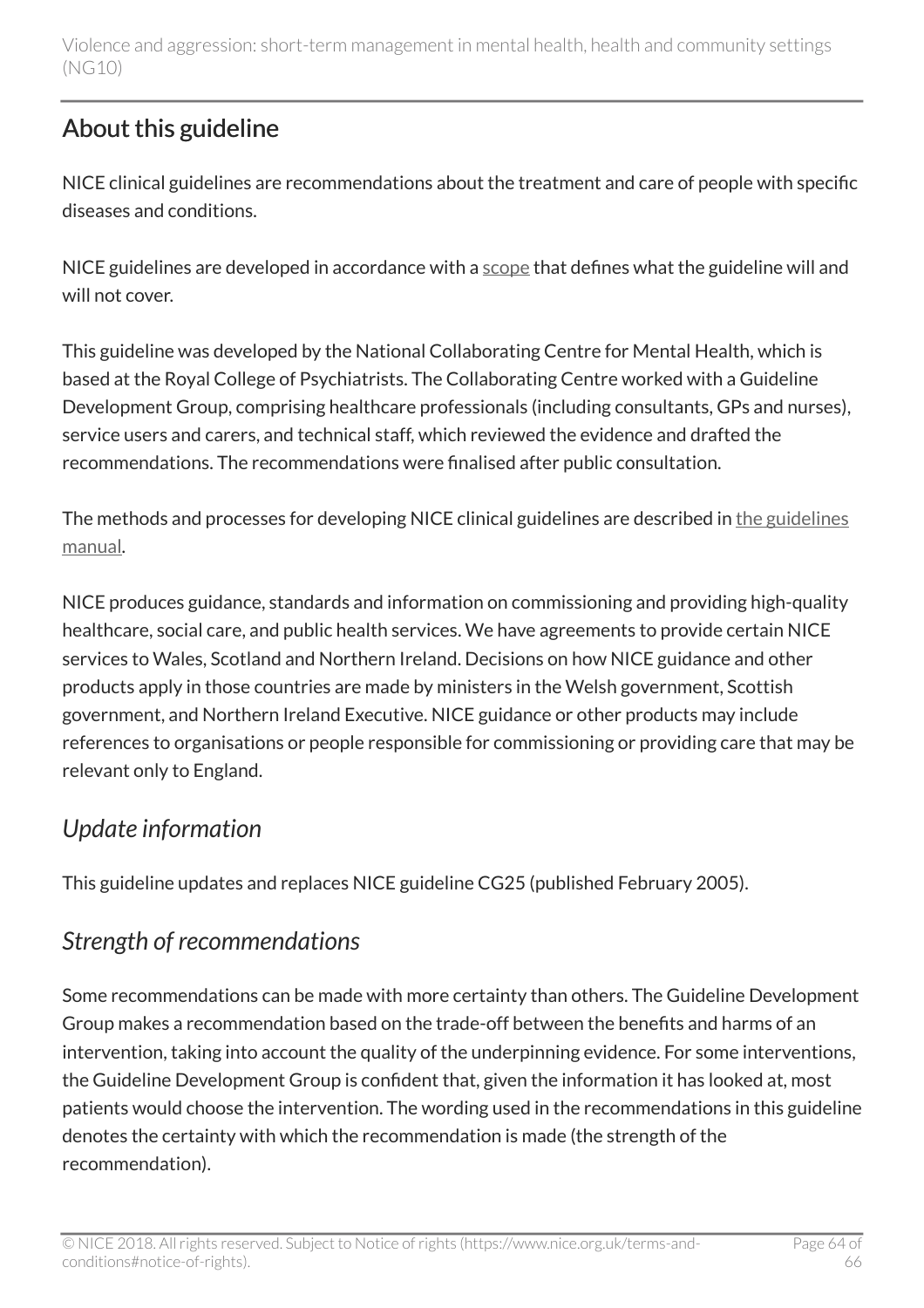## About this guideline

NICE clinical guidelines are recommendations about the treatment and care of people with specific diseases and conditions.

NICE guidelines are developed in accordance with a [scope](#) that defines what the guideline will and will not cover.

This guideline was developed by the National Collaborating Centre for Mental Health, which is based at the Royal College of Psychiatrists. The Collaborating Centre worked with a Guideline Development Group, comprising healthcare professionals (including consultants, GPs and nurses), service users and carers, and technical staff, which reviewed the evidence and drafted the recommendations. The recommendations were finalised after public consultation.

The methods and processes for developing NICE clinical guidelines are described in [the guidelines manual](#).

NICE produces guidance, standards and information on commissioning and providing high-quality healthcare, social care, and public health services. We have agreements to provide certain NICE services to Wales, Scotland and Northern Ireland. Decisions on how NICE guidance and other products apply in those countries are made by ministers in the Welsh government, Scottish government, and Northern Ireland Executive. NICE guidance or other products may include references to organisations or people responsible for commissioning or providing care that may be relevant only to England.

### *Update information*

This guideline updates and replaces NICE guideline CG25 (published February 2005).

### *Strength of recommendations*

Some recommendations can be made with more certainty than others. The Guideline Development Group makes a recommendation based on the trade-off between the benefits and harms of an intervention, taking into account the quality of the underpinning evidence. For some interventions, the Guideline Development Group is confident that, given the information it has looked at, most patients would choose the intervention. The wording used in the recommendations in this guideline denotes the certainty with which the recommendation is made (the strength of the recommendation).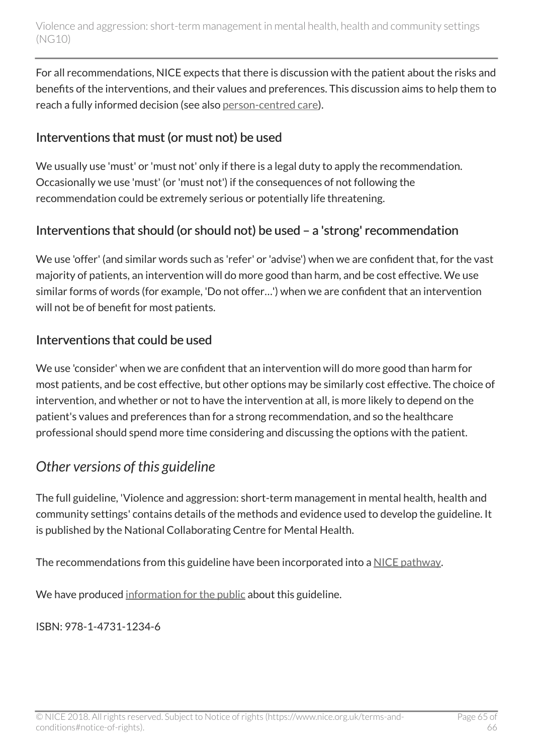For all recommendations, NICE expects that there is discussion with the patient about the risks and benefits of the interventions, and their values and preferences. This discussion aims to help them to reach a fully informed decision (see also person-centred care).

### Interventions that must (or must not) be used

We usually use 'must' or 'must not' only if there is a legal duty to apply the recommendation. Occasionally we use 'must' (or 'must not') if the consequences of not following the recommendation could be extremely serious or potentially life threatening.

### Interventions that should (or should not) be used – a 'strong' recommendation

We use 'offer' (and similar words such as 'refer' or 'advise') when we are confident that, for the vast majority of patients, an intervention will do more good than harm, and be cost effective. We use similar forms of words (for example, 'Do not offer…') when we are confident that an intervention will not be of benefit for most patients.

### Interventions that could be used

We use 'consider' when we are confident that an intervention will do more good than harm for most patients, and be cost effective, but other options may be similarly cost effective. The choice of intervention, and whether or not to have the intervention at all, is more likely to depend on the patient's values and preferences than for a strong recommendation, and so the healthcare professional should spend more time considering and discussing the options with the patient.

## *Other versions of this guideline*

The full guideline, 'Violence and aggression: short-term management in mental health, health and community settings' contains details of the methods and evidence used to develop the guideline. It is published by the National Collaborating Centre for Mental Health.

The recommendations from this guideline have been incorporated into a NICE pathway.

We have produced information for the public about this guideline.

ISBN: 978-1-4731-1234-6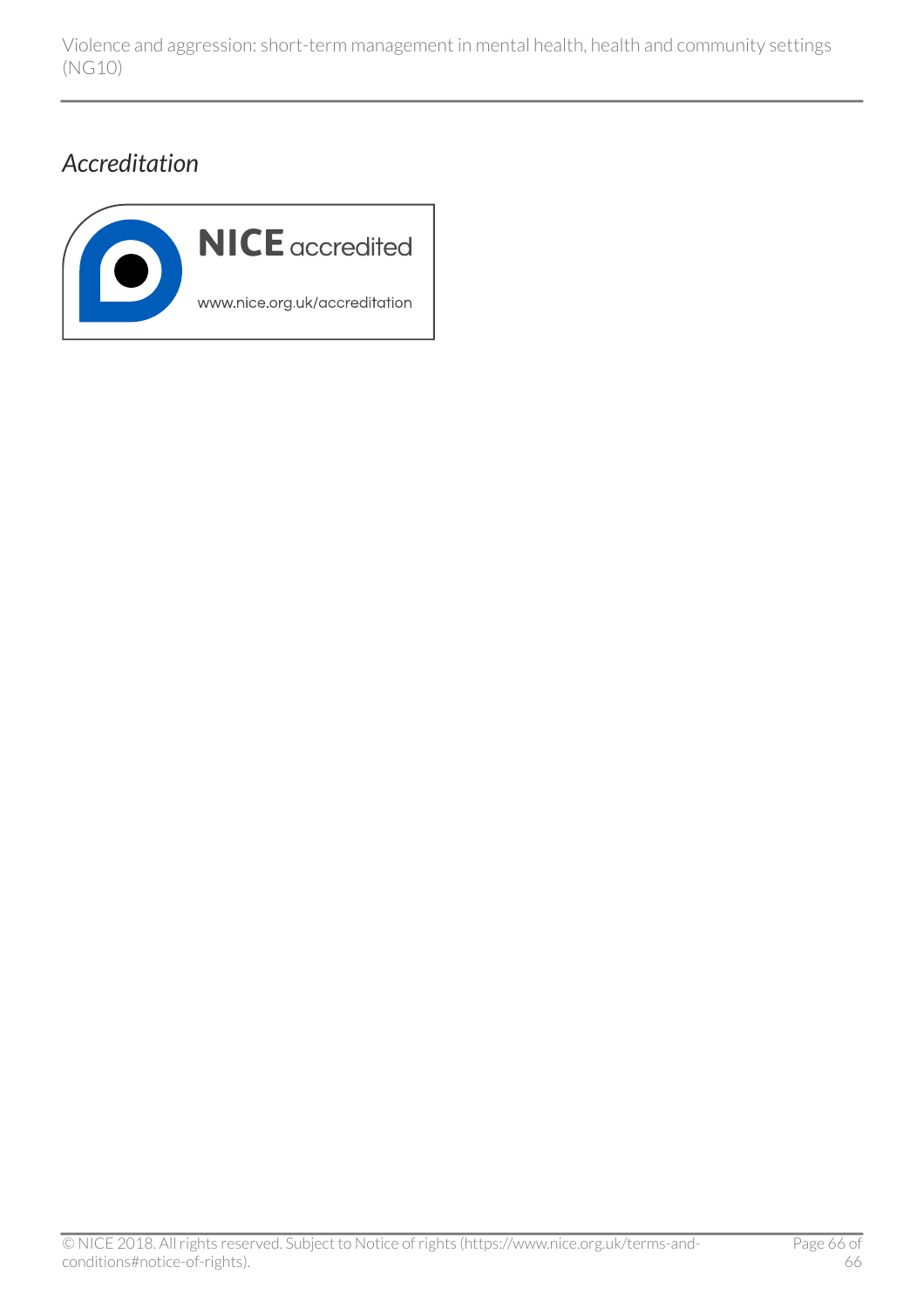*Accreditation*

NICE accredited

www.nice.org.uk/accreditation